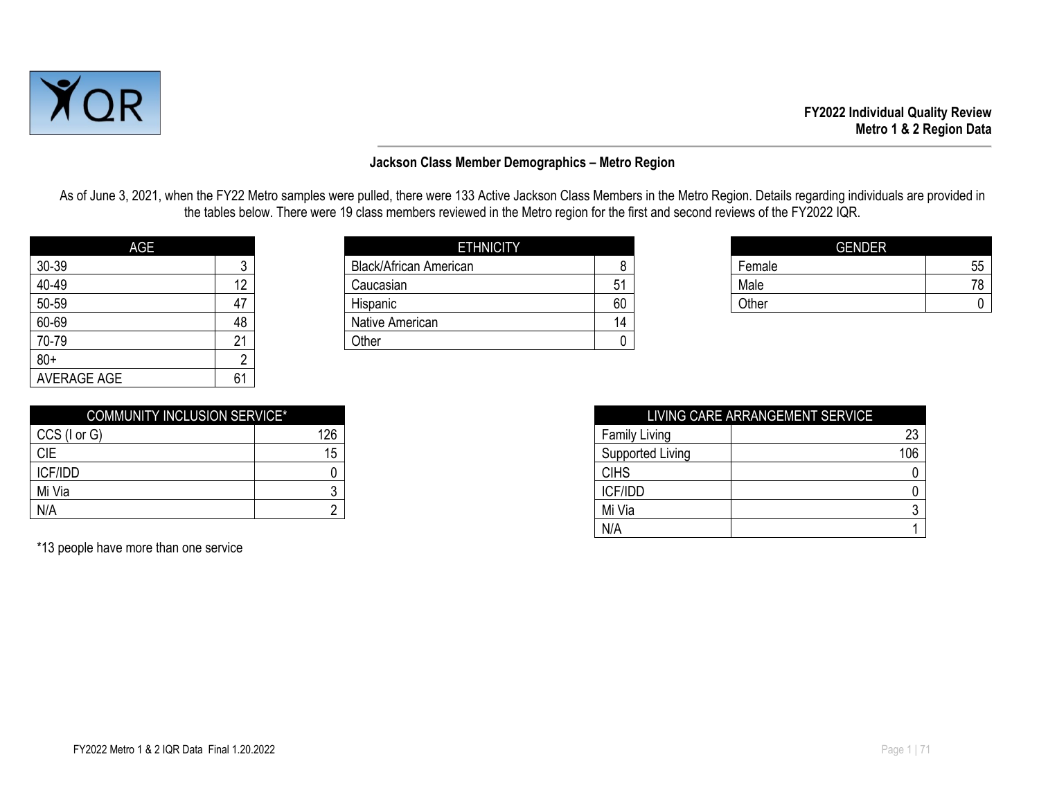**FY2022 Individual Quality Review**
**Metro 1 & 2 Region Data**

## Jackson Class Member Demographics – Metro Region

As of June 3, 2021, when the FY22 Metro samples were pulled, there were 133 Active Jackson Class Members in the Metro Region. Details regarding individuals are provided in the tables below. There were 19 class members reviewed in the Metro region for the first and second reviews of the FY2022 IQR.

| AGE | |
|---|---|
| 30-39 | 3 |
| 40-49 | 12 |
| 50-59 | 47 |
| 60-69 | 48 |
| 70-79 | 21 |
| 80+ | 2 |
| AVERAGE AGE | 61 |

| ETHNICITY | |
|---|---|
| Black/African American | 8 |
| Caucasian | 51 |
| Hispanic | 60 |
| Native American | 14 |
| Other | 0 |

| GENDER | |
|---|---|
| Female | 55 |
| Male | 78 |
| Other | 0 |

| COMMUNITY INCLUSION SERVICE* | |
|---|---|
| CCS (I or G) | 126 |
| CIE | 15 |
| ICF/IDD | 0 |
| Mi Via | 3 |
| N/A | 2 |

*13 people have more than one service

| LIVING CARE ARRANGEMENT SERVICE | |
|---|---|
| Family Living | 23 |
| Supported Living | 106 |
| CIHS | 0 |
| ICF/IDD | 0 |
| Mi Via | 3 |
| N/A | 1 |

FY2022 Metro 1 & 2 IQR Data Final 1.20.2022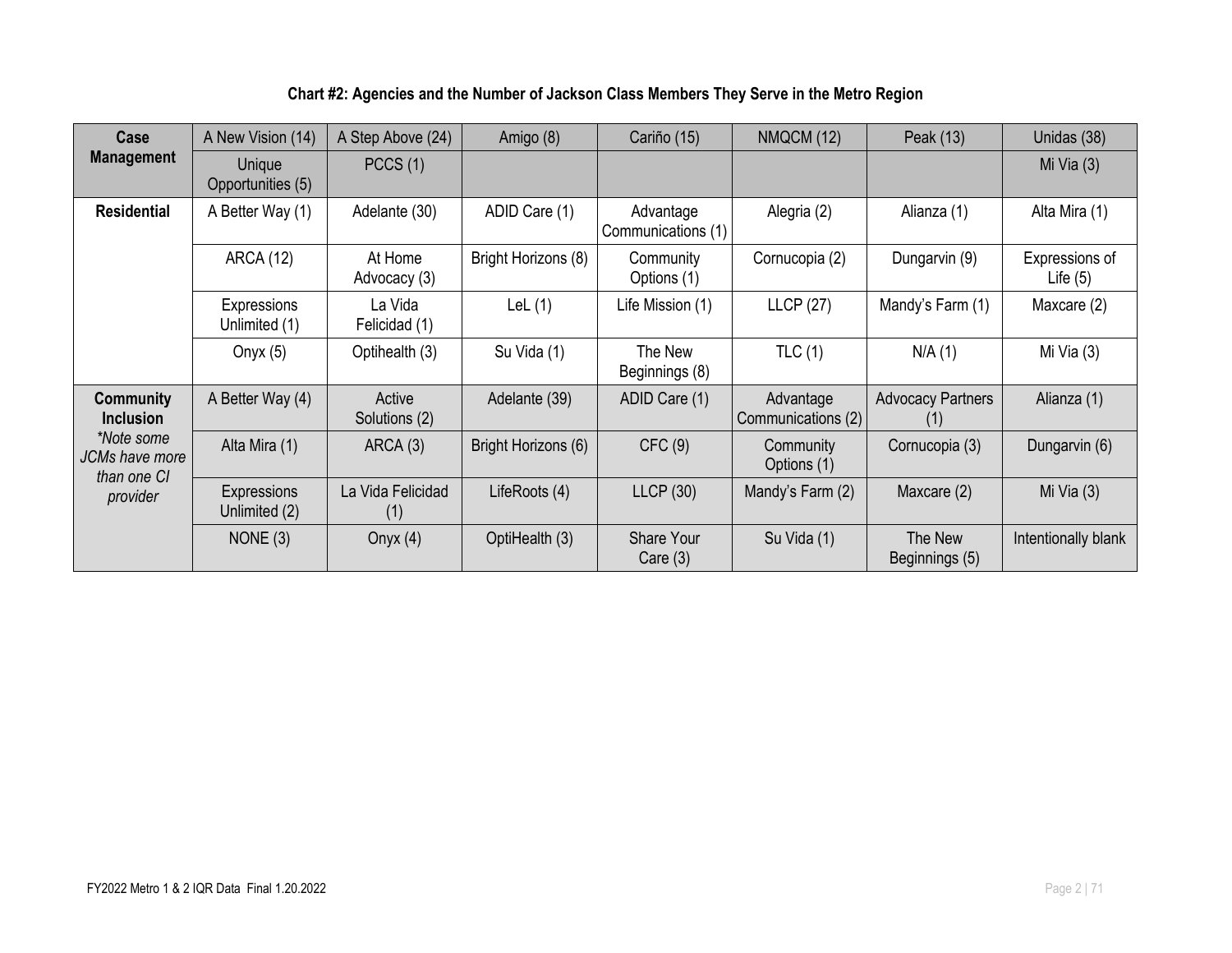**Chart #2: Agencies and the Number of Jackson Class Members They Serve in the Metro Region**

| | | | | | | | |
|---|---|---|---|---|---|---|---|
| **Case Management** | A New Vision (14) | A Step Above (24) | Amigo (8) | Cariño (15) | NMQCM (12) | Peak (13) | Unidas (38) |
| | Unique Opportunities (5) | PCCS (1) | | | | | Mi Via (3) |
| **Residential** | A Better Way (1) | Adelante (30) | ADID Care (1) | Advantage Communications (1) | Alegria (2) | Alianza (1) | Alta Mira (1) |
| | ARCA (12) | At Home Advocacy (3) | Bright Horizons (8) | Community Options (1) | Cornucopia (2) | Dungarvin (9) | Expressions of Life (5) |
| | Expressions Unlimited (1) | La Vida Felicidad (1) | LeL (1) | Life Mission (1) | LLCP (27) | Mandy's Farm (1) | Maxcare (2) |
| | Onyx (5) | Optihealth (3) | Su Vida (1) | The New Beginnings (8) | TLC (1) | N/A (1) | Mi Via (3) |
| **Community Inclusion** *\*Note some JCMs have more than one CI provider* | A Better Way (4) | Active Solutions (2) | Adelante (39) | ADID Care (1) | Advantage Communications (2) | Advocacy Partners (1) | Alianza (1) |
| | Alta Mira (1) | ARCA (3) | Bright Horizons (6) | CFC (9) | Community Options (1) | Cornucopia (3) | Dungarvin (6) |
| | Expressions Unlimited (2) | La Vida Felicidad (1) | LifeRoots (4) | LLCP (30) | Mandy's Farm (2) | Maxcare (2) | Mi Via (3) |
| | NONE (3) | Onyx (4) | OptiHealth (3) | Share Your Care (3) | Su Vida (1) | The New Beginnings (5) | Intentionally blank |

FY2022 Metro 1 & 2 IQR Data Final 1.20.2022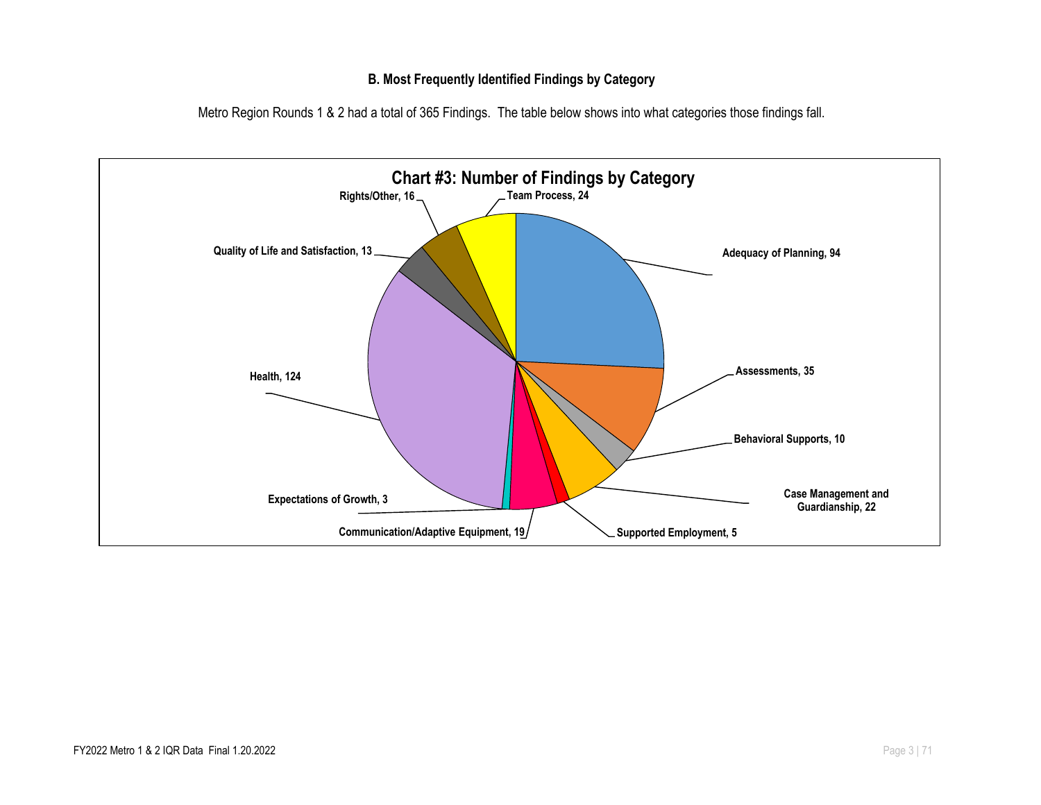### B. Most Frequently Identified Findings by Category

Metro Region Rounds 1 & 2 had a total of 365 Findings. The table below shows into what categories those findings fall.

**Chart #3: Number of Findings by Category**

| Category | Number of Findings |
|---|---|
| Adequacy of Planning | 94 |
| Assessments | 35 |
| Behavioral Supports | 10 |
| Case Management and Guardianship | 22 |
| Supported Employment | 5 |
| Communication/Adaptive Equipment | 19 |
| Expectations of Growth | 3 |
| Health | 124 |
| Quality of Life and Satisfaction | 13 |
| Rights/Other | 16 |
| Team Process | 24 |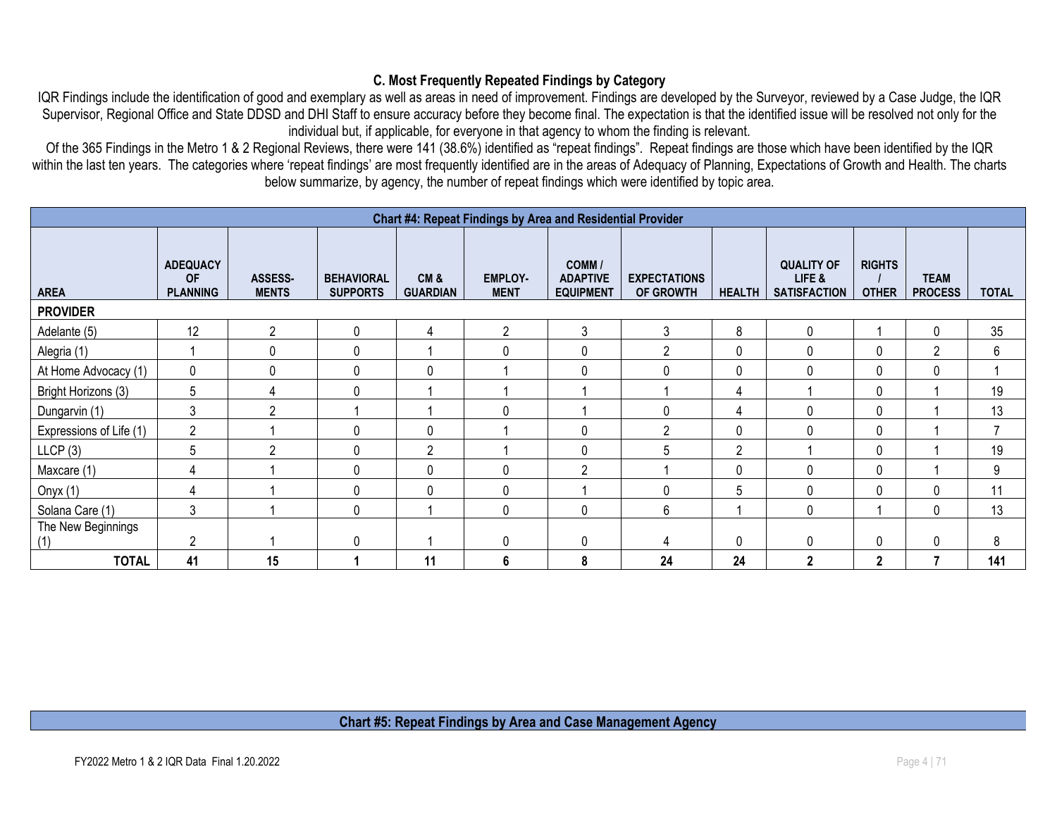### C. Most Frequently Repeated Findings by Category

IQR Findings include the identification of good and exemplary as well as areas in need of improvement. Findings are developed by the Surveyor, reviewed by a Case Judge, the IQR Supervisor, Regional Office and State DDSD and DHI Staff to ensure accuracy before they become final. The expectation is that the identified issue will be resolved not only for the individual but, if applicable, for everyone in that agency to whom the finding is relevant.

Of the 365 Findings in the Metro 1 & 2 Regional Reviews, there were 141 (38.6%) identified as "repeat findings". Repeat findings are those which have been identified by the IQR within the last ten years. The categories where 'repeat findings' are most frequently identified are in the areas of Adequacy of Planning, Expectations of Growth and Health. The charts below summarize, by agency, the number of repeat findings which were identified by topic area.

**Chart #4: Repeat Findings by Area and Residential Provider**

| AREA | ADEQUACY OF PLANNING | ASSESS-MENTS | BEHAVIORAL SUPPORTS | CM & GUARDIAN | EMPLOY-MENT | COMM / ADAPTIVE EQUIPMENT | EXPECTATIONS OF GROWTH | HEALTH | QUALITY OF LIFE & SATISFACTION | RIGHTS / OTHER | TEAM PROCESS | TOTAL |
|---|---|---|---|---|---|---|---|---|---|---|---|---|
| **PROVIDER** | | | | | | | | | | | | |
| Adelante (5) | 12 | 2 | 0 | 4 | 2 | 3 | 3 | 8 | 0 | 1 | 0 | 35 |
| Alegria (1) | 1 | 0 | 0 | 1 | 0 | 0 | 2 | 0 | 0 | 0 | 2 | 6 |
| At Home Advocacy (1) | 0 | 0 | 0 | 0 | 1 | 0 | 0 | 0 | 0 | 0 | 0 | 1 |
| Bright Horizons (3) | 5 | 4 | 0 | 1 | 1 | 1 | 1 | 4 | 1 | 0 | 1 | 19 |
| Dungarvin (1) | 3 | 2 | 1 | 1 | 0 | 1 | 0 | 4 | 0 | 0 | 1 | 13 |
| Expressions of Life (1) | 2 | 1 | 0 | 0 | 1 | 0 | 2 | 0 | 0 | 0 | 1 | 7 |
| LLCP (3) | 5 | 2 | 0 | 2 | 1 | 0 | 5 | 2 | 1 | 0 | 1 | 19 |
| Maxcare (1) | 4 | 1 | 0 | 0 | 0 | 2 | 1 | 0 | 0 | 0 | 1 | 9 |
| Onyx (1) | 4 | 1 | 0 | 0 | 0 | 1 | 0 | 5 | 0 | 0 | 0 | 11 |
| Solana Care (1) | 3 | 1 | 0 | 1 | 0 | 0 | 6 | 1 | 0 | 1 | 0 | 13 |
| The New Beginnings (1) | 2 | 1 | 0 | 1 | 0 | 0 | 4 | 0 | 0 | 0 | 0 | 8 |
| **TOTAL** | **41** | **15** | **1** | **11** | **6** | **8** | **24** | **24** | **2** | **2** | **7** | **141** |

**Chart #5: Repeat Findings by Area and Case Management Agency**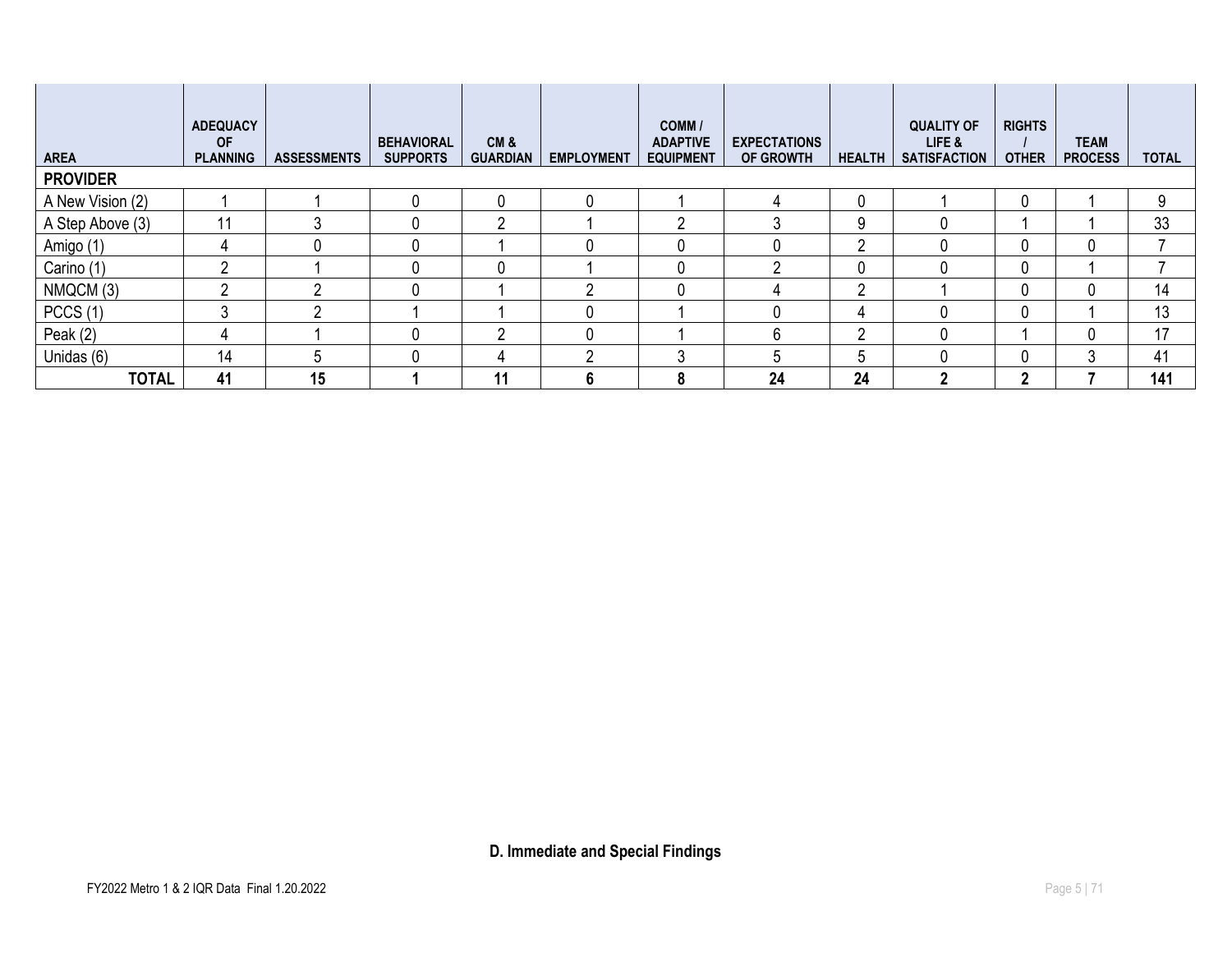| AREA | ADEQUACY OF PLANNING | ASSESSMENTS | BEHAVIORAL SUPPORTS | CM & GUARDIAN | EMPLOYMENT | COMM / ADAPTIVE EQUIPMENT | EXPECTATIONS OF GROWTH | HEALTH | QUALITY OF LIFE & SATISFACTION | RIGHTS / OTHER | TEAM PROCESS | TOTAL |
|---|---|---|---|---|---|---|---|---|---|---|---|---|
| **PROVIDER** | | | | | | | | | | | | |
| A New Vision (2) | 1 | 1 | 0 | 0 | 0 | 1 | 4 | 0 | 1 | 0 | 1 | 9 |
| A Step Above (3) | 11 | 3 | 0 | 2 | 1 | 2 | 3 | 9 | 0 | 1 | 1 | 33 |
| Amigo (1) | 4 | 0 | 0 | 1 | 0 | 0 | 0 | 2 | 0 | 0 | 0 | 7 |
| Carino (1) | 2 | 1 | 0 | 0 | 1 | 0 | 2 | 0 | 0 | 0 | 1 | 7 |
| NMQCM (3) | 2 | 2 | 0 | 1 | 2 | 0 | 4 | 2 | 1 | 0 | 0 | 14 |
| PCCS (1) | 3 | 2 | 1 | 1 | 0 | 1 | 0 | 4 | 0 | 0 | 1 | 13 |
| Peak (2) | 4 | 1 | 0 | 2 | 0 | 1 | 6 | 2 | 0 | 1 | 0 | 17 |
| Unidas (6) | 14 | 5 | 0 | 4 | 2 | 3 | 5 | 5 | 0 | 0 | 3 | 41 |
| **TOTAL** | **41** | **15** | **1** | **11** | **6** | **8** | **24** | **24** | **2** | **2** | **7** | **141** |

**D. Immediate and Special Findings**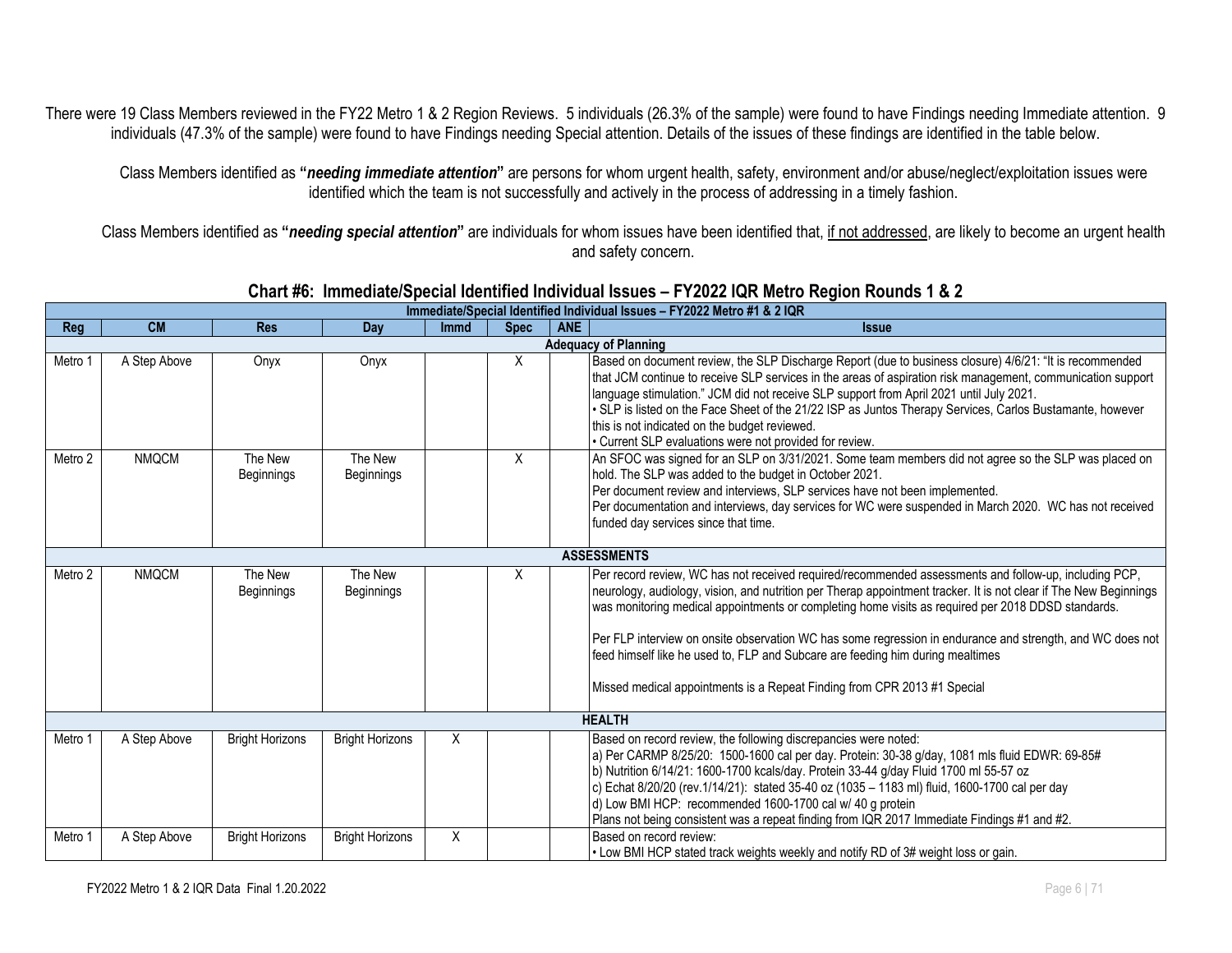There were 19 Class Members reviewed in the FY22 Metro 1 & 2 Region Reviews. 5 individuals (26.3% of the sample) were found to have Findings needing Immediate attention. 9 individuals (47.3% of the sample) were found to have Findings needing Special attention. Details of the issues of these findings are identified in the table below.

Class Members identified as **"*needing immediate attention*"** are persons for whom urgent health, safety, environment and/or abuse/neglect/exploitation issues were identified which the team is not successfully and actively in the process of addressing in a timely fashion.

Class Members identified as **"*needing special attention*"** are individuals for whom issues have been identified that, if not addressed, are likely to become an urgent health and safety concern.

## Chart #6: Immediate/Special Identified Individual Issues – FY2022 IQR Metro Region Rounds 1 & 2

| Immediate/Special Identified Individual Issues – FY2022 Metro #1 & 2 IQR | | | | | | | |
|---|---|---|---|---|---|---|---|
| **Reg** | **CM** | **Res** | **Day** | **Immd** | **Spec** | **ANE** | **Issue** |
| | | | | | | | **Adequacy of Planning** |
| Metro 1 | A Step Above | Onyx | Onyx | | X | | Based on document review, the SLP Discharge Report (due to business closure) 4/6/21: "It is recommended that JCM continue to receive SLP services in the areas of aspiration risk management, communication support language stimulation." JCM did not receive SLP support from April 2021 until July 2021.<br>• SLP is listed on the Face Sheet of the 21/22 ISP as Juntos Therapy Services, Carlos Bustamante, however this is not indicated on the budget reviewed.<br>• Current SLP evaluations were not provided for review. |
| Metro 2 | NMQCM | The New Beginnings | The New Beginnings | | X | | An SFOC was signed for an SLP on 3/31/2021. Some team members did not agree so the SLP was placed on hold. The SLP was added to the budget in October 2021.<br>Per document review and interviews, SLP services have not been implemented.<br>Per documentation and interviews, day services for WC were suspended in March 2020. WC has not received funded day services since that time. |
| | | | | | | | **ASSESSMENTS** |
| Metro 2 | NMQCM | The New Beginnings | The New Beginnings | | X | | Per record review, WC has not received required/recommended assessments and follow-up, including PCP, neurology, audiology, vision, and nutrition per Therap appointment tracker. It is not clear if The New Beginnings was monitoring medical appointments or completing home visits as required per 2018 DDSD standards.<br><br>Per FLP interview on onsite observation WC has some regression in endurance and strength, and WC does not feed himself like he used to, FLP and Subcare are feeding him during mealtimes<br><br>Missed medical appointments is a Repeat Finding from CPR 2013 #1 Special |
| | | | | | | | **HEALTH** |
| Metro 1 | A Step Above | Bright Horizons | Bright Horizons | X | | | Based on record review, the following discrepancies were noted:<br>a) Per CARMP 8/25/20: 1500-1600 cal per day. Protein: 30-38 g/day, 1081 mls fluid EDWR: 69-85#<br>b) Nutrition 6/14/21: 1600-1700 kcals/day. Protein 33-44 g/day Fluid 1700 ml 55-57 oz<br>c) Echat 8/20/20 (rev.1/14/21): stated 35-40 oz (1035 – 1183 ml) fluid, 1600-1700 cal per day<br>d) Low BMI HCP: recommended 1600-1700 cal w/ 40 g protein<br>Plans not being consistent was a repeat finding from IQR 2017 Immediate Findings #1 and #2. |
| Metro 1 | A Step Above | Bright Horizons | Bright Horizons | X | | | Based on record review:<br>• Low BMI HCP stated track weights weekly and notify RD of 3# weight loss or gain. |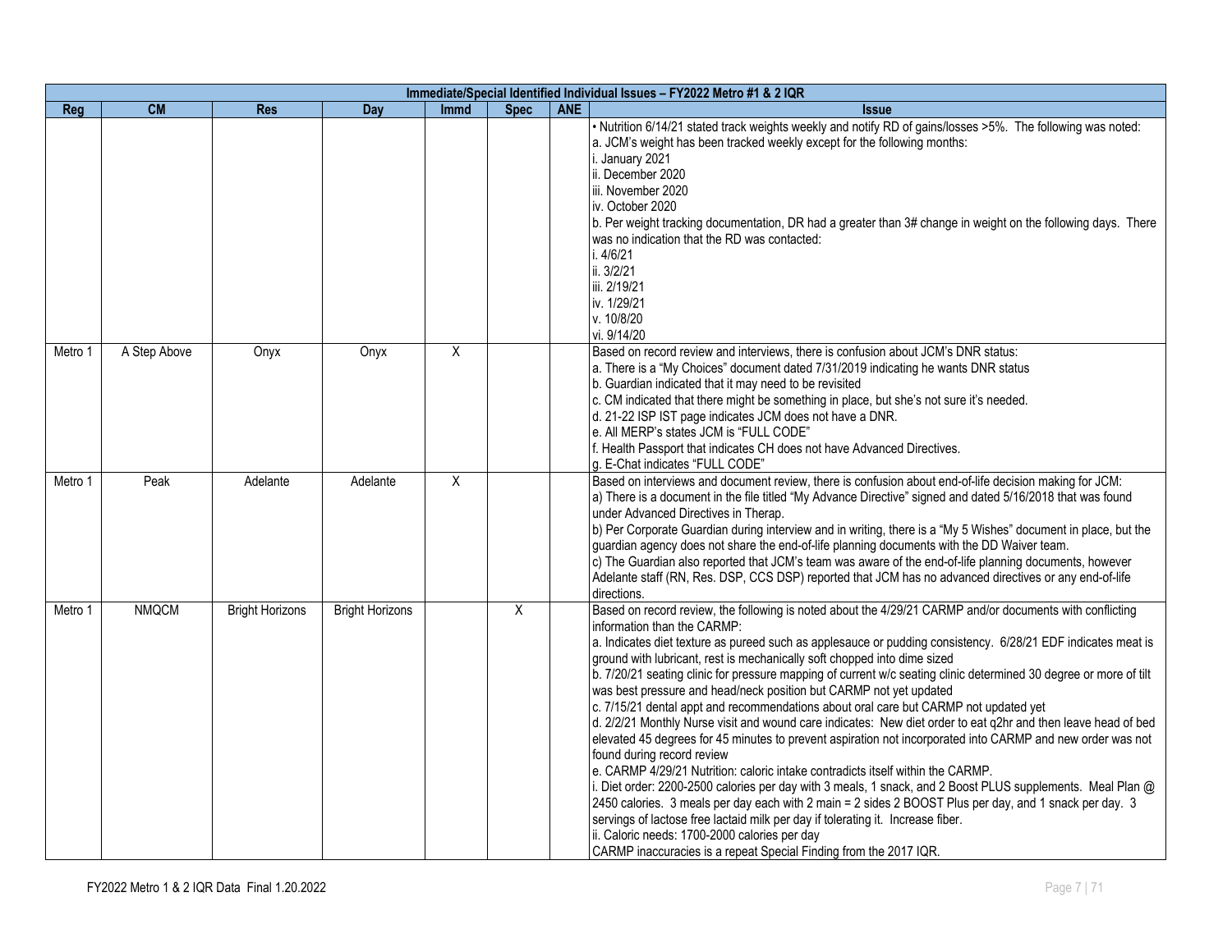| Immediate/Special Identified Individual Issues – FY2022 Metro #1 & 2 IQR | | | | | | | |
|---|---|---|---|---|---|---|---|
| **Reg** | **CM** | **Res** | **Day** | **Immd** | **Spec** | **ANE** | **Issue** |
| | | | | | | | • Nutrition 6/14/21 stated track weights weekly and notify RD of gains/losses >5%. The following was noted:<br>a. JCM's weight has been tracked weekly except for the following months:<br>i. January 2021<br>ii. December 2020<br>iii. November 2020<br>iv. October 2020<br>b. Per weight tracking documentation, DR had a greater than 3# change in weight on the following days. There was no indication that the RD was contacted:<br>i. 4/6/21<br>ii. 3/2/21<br>iii. 2/19/21<br>iv. 1/29/21<br>v. 10/8/20<br>vi. 9/14/20 |
| Metro 1 | A Step Above | Onyx | Onyx | X | | | Based on record review and interviews, there is confusion about JCM's DNR status:<br>a. There is a "My Choices" document dated 7/31/2019 indicating he wants DNR status<br>b. Guardian indicated that it may need to be revisited<br>c. CM indicated that there might be something in place, but she's not sure it's needed.<br>d. 21-22 ISP IST page indicates JCM does not have a DNR.<br>e. All MERP's states JCM is "FULL CODE"<br>f. Health Passport that indicates CH does not have Advanced Directives.<br>g. E-Chat indicates "FULL CODE" |
| Metro 1 | Peak | Adelante | Adelante | X | | | Based on interviews and document review, there is confusion about end-of-life decision making for JCM:<br>a) There is a document in the file titled "My Advance Directive" signed and dated 5/16/2018 that was found under Advanced Directives in Therap.<br>b) Per Corporate Guardian during interview and in writing, there is a "My 5 Wishes" document in place, but the guardian agency does not share the end-of-life planning documents with the DD Waiver team.<br>c) The Guardian also reported that JCM's team was aware of the end-of-life planning documents, however Adelante staff (RN, Res. DSP, CCS DSP) reported that JCM has no advanced directives or any end-of-life directions. |
| Metro 1 | NMQCM | Bright Horizons | Bright Horizons | | X | | Based on record review, the following is noted about the 4/29/21 CARMP and/or documents with conflicting information than the CARMP:<br>a. Indicates diet texture as pureed such as applesauce or pudding consistency. 6/28/21 EDF indicates meat is ground with lubricant, rest is mechanically soft chopped into dime sized<br>b. 7/20/21 seating clinic for pressure mapping of current w/c seating clinic determined 30 degree or more of tilt was best pressure and head/neck position but CARMP not yet updated<br>c. 7/15/21 dental appt and recommendations about oral care but CARMP not updated yet<br>d. 2/2/21 Monthly Nurse visit and wound care indicates: New diet order to eat q2hr and then leave head of bed elevated 45 degrees for 45 minutes to prevent aspiration not incorporated into CARMP and new order was not found during record review<br>e. CARMP 4/29/21 Nutrition: caloric intake contradicts itself within the CARMP.<br>i. Diet order: 2200-2500 calories per day with 3 meals, 1 snack, and 2 Boost PLUS supplements. Meal Plan @ 2450 calories. 3 meals per day each with 2 main = 2 sides 2 BOOST Plus per day, and 1 snack per day. 3 servings of lactose free lactaid milk per day if tolerating it. Increase fiber.<br>ii. Caloric needs: 1700-2000 calories per day<br>CARMP inaccuracies is a repeat Special Finding from the 2017 IQR. |

FY2022 Metro 1 & 2 IQR Data Final 1.20.2022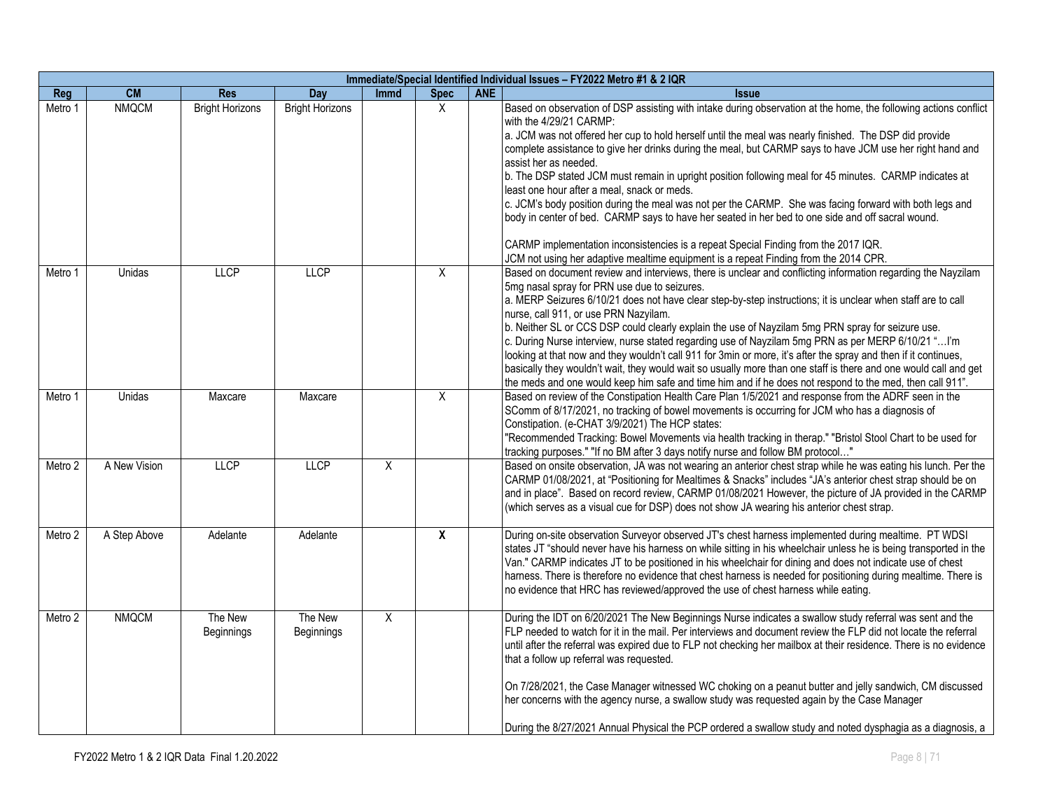| Immediate/Special Identified Individual Issues – FY2022 Metro #1 & 2 IQR | | | | | | | |
|---|---|---|---|---|---|---|---|
| **Reg** | **CM** | **Res** | **Day** | **Immd** | **Spec** | **ANE** | **Issue** |
| Metro 1 | NMQCM | Bright Horizons | Bright Horizons | | X | | Based on observation of DSP assisting with intake during observation at the home, the following actions conflict with the 4/29/21 CARMP:<br>a. JCM was not offered her cup to hold herself until the meal was nearly finished. The DSP did provide complete assistance to give her drinks during the meal, but CARMP says to have JCM use her right hand and assist her as needed.<br>b. The DSP stated JCM must remain in upright position following meal for 45 minutes. CARMP indicates at least one hour after a meal, snack or meds.<br>c. JCM's body position during the meal was not per the CARMP. She was facing forward with both legs and body in center of bed. CARMP says to have her seated in her bed to one side and off sacral wound.<br><br>CARMP implementation inconsistencies is a repeat Special Finding from the 2017 IQR.<br>JCM not using her adaptive mealtime equipment is a repeat Finding from the 2014 CPR. |
| Metro 1 | Unidas | LLCP | LLCP | | X | | Based on document review and interviews, there is unclear and conflicting information regarding the Nayzilam 5mg nasal spray for PRN use due to seizures.<br>a. MERP Seizures 6/10/21 does not have clear step-by-step instructions; it is unclear when staff are to call nurse, call 911, or use PRN Nazyilam.<br>b. Neither SL or CCS DSP could clearly explain the use of Nayzilam 5mg PRN spray for seizure use.<br>c. During Nurse interview, nurse stated regarding use of Nayzilam 5mg PRN as per MERP 6/10/21 "…I'm looking at that now and they wouldn't call 911 for 3min or more, it's after the spray and then if it continues, basically they wouldn't wait, they would wait so usually more than one staff is there and one would call and get the meds and one would keep him safe and time him and if he does not respond to the med, then call 911". |
| Metro 1 | Unidas | Maxcare | Maxcare | | X | | Based on review of the Constipation Health Care Plan 1/5/2021 and response from the ADRF seen in the SComm of 8/17/2021, no tracking of bowel movements is occurring for JCM who has a diagnosis of Constipation. (e-CHAT 3/9/2021) The HCP states:<br>"Recommended Tracking: Bowel Movements via health tracking in therap." "Bristol Stool Chart to be used for tracking purposes." "If no BM after 3 days notify nurse and follow BM protocol…" |
| Metro 2 | A New Vision | LLCP | LLCP | X | | | Based on onsite observation, JA was not wearing an anterior chest strap while he was eating his lunch. Per the CARMP 01/08/2021, at "Positioning for Mealtimes & Snacks" includes "JA's anterior chest strap should be on and in place". Based on record review, CARMP 01/08/2021 However, the picture of JA provided in the CARMP (which serves as a visual cue for DSP) does not show JA wearing his anterior chest strap. |
| Metro 2 | A Step Above | Adelante | Adelante | | **X** | | During on-site observation Surveyor observed JT's chest harness implemented during mealtime. PT WDSI states JT "should never have his harness on while sitting in his wheelchair unless he is being transported in the Van." CARMP indicates JT to be positioned in his wheelchair for dining and does not indicate use of chest harness. There is therefore no evidence that chest harness is needed for positioning during mealtime. There is no evidence that HRC has reviewed/approved the use of chest harness while eating. |
| Metro 2 | NMQCM | The New Beginnings | The New Beginnings | X | | | During the IDT on 6/20/2021 The New Beginnings Nurse indicates a swallow study referral was sent and the FLP needed to watch for it in the mail. Per interviews and document review the FLP did not locate the referral until after the referral was expired due to FLP not checking her mailbox at their residence. There is no evidence that a follow up referral was requested.<br><br>On 7/28/2021, the Case Manager witnessed WC choking on a peanut butter and jelly sandwich, CM discussed her concerns with the agency nurse, a swallow study was requested again by the Case Manager<br><br>During the 8/27/2021 Annual Physical the PCP ordered a swallow study and noted dysphagia as a diagnosis, a |

FY2022 Metro 1 & 2 IQR Data Final 1.20.2022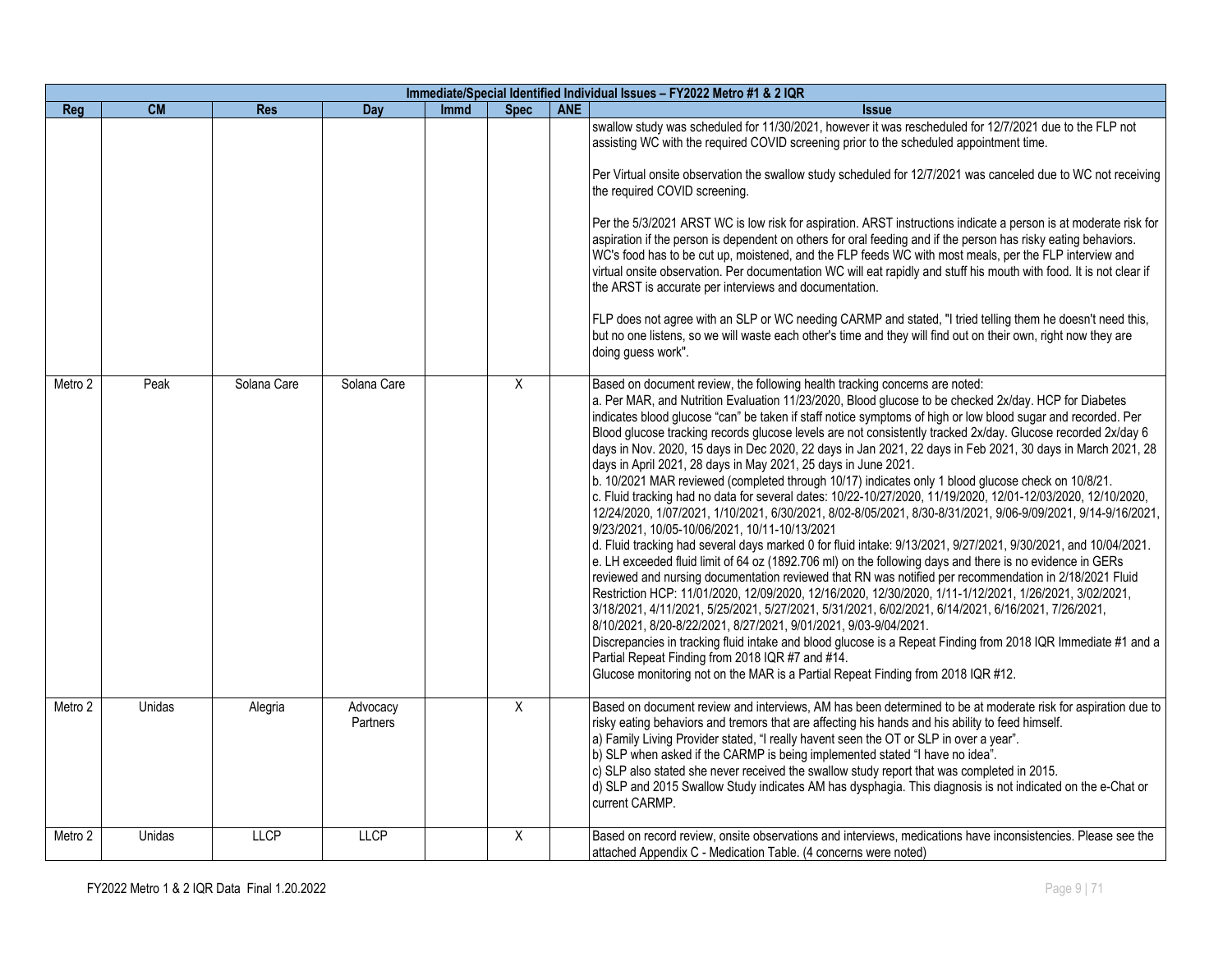| Immediate/Special Identified Individual Issues – FY2022 Metro #1 & 2 IQR | | | | | | | |
|---|---|---|---|---|---|---|---|
| **Reg** | **CM** | **Res** | **Day** | **Immd** | **Spec** | **ANE** | **Issue** |
| | | | | | | | swallow study was scheduled for 11/30/2021, however it was rescheduled for 12/7/2021 due to the FLP not assisting WC with the required COVID screening prior to the scheduled appointment time.<br><br>Per Virtual onsite observation the swallow study scheduled for 12/7/2021 was canceled due to WC not receiving the required COVID screening.<br><br>Per the 5/3/2021 ARST WC is low risk for aspiration. ARST instructions indicate a person is at moderate risk for aspiration if the person is dependent on others for oral feeding and if the person has risky eating behaviors. WC's food has to be cut up, moistened, and the FLP feeds WC with most meals, per the FLP interview and virtual onsite observation. Per documentation WC will eat rapidly and stuff his mouth with food. It is not clear if the ARST is accurate per interviews and documentation.<br><br>FLP does not agree with an SLP or WC needing CARMP and stated, "I tried telling them he doesn't need this, but no one listens, so we will waste each other's time and they will find out on their own, right now they are doing guess work". |
| Metro 2 | Peak | Solana Care | Solana Care | | X | | Based on document review, the following health tracking concerns are noted:<br>a. Per MAR, and Nutrition Evaluation 11/23/2020, Blood glucose to be checked 2x/day. HCP for Diabetes indicates blood glucose "can" be taken if staff notice symptoms of high or low blood sugar and recorded. Per Blood glucose tracking records glucose levels are not consistently tracked 2x/day. Glucose recorded 2x/day 6 days in Nov. 2020, 15 days in Dec 2020, 22 days in Jan 2021, 22 days in Feb 2021, 30 days in March 2021, 28 days in April 2021, 28 days in May 2021, 25 days in June 2021.<br>b. 10/2021 MAR reviewed (completed through 10/17) indicates only 1 blood glucose check on 10/8/21.<br>c. Fluid tracking had no data for several dates: 10/22-10/27/2020, 11/19/2020, 12/01-12/03/2020, 12/10/2020, 12/24/2020, 1/07/2021, 1/10/2021, 6/30/2021, 8/02-8/05/2021, 8/30-8/31/2021, 9/06-9/09/2021, 9/14-9/16/2021, 9/23/2021, 10/05-10/06/2021, 10/11-10/13/2021<br>d. Fluid tracking had several days marked 0 for fluid intake: 9/13/2021, 9/27/2021, 9/30/2021, and 10/04/2021.<br>e. LH exceeded fluid limit of 64 oz (1892.706 ml) on the following days and there is no evidence in GERs reviewed and nursing documentation reviewed that RN was notified per recommendation in 2/18/2021 Fluid Restriction HCP: 11/01/2020, 12/09/2020, 12/16/2020, 12/30/2020, 1/11-1/12/2021, 1/26/2021, 3/02/2021, 3/18/2021, 4/11/2021, 5/25/2021, 5/27/2021, 5/31/2021, 6/02/2021, 6/14/2021, 6/16/2021, 7/26/2021, 8/10/2021, 8/20-8/22/2021, 8/27/2021, 9/01/2021, 9/03-9/04/2021.<br>Discrepancies in tracking fluid intake and blood glucose is a Repeat Finding from 2018 IQR Immediate #1 and a Partial Repeat Finding from 2018 IQR #7 and #14.<br>Glucose monitoring not on the MAR is a Partial Repeat Finding from 2018 IQR #12. |
| Metro 2 | Unidas | Alegria | Advocacy Partners | | X | | Based on document review and interviews, AM has been determined to be at moderate risk for aspiration due to risky eating behaviors and tremors that are affecting his hands and his ability to feed himself.<br>a) Family Living Provider stated, "I really havent seen the OT or SLP in over a year".<br>b) SLP when asked if the CARMP is being implemented stated "I have no idea".<br>c) SLP also stated she never received the swallow study report that was completed in 2015.<br>d) SLP and 2015 Swallow Study indicates AM has dysphagia. This diagnosis is not indicated on the e-Chat or current CARMP. |
| Metro 2 | Unidas | LLCP | LLCP | | X | | Based on record review, onsite observations and interviews, medications have inconsistencies. Please see the attached Appendix C - Medication Table. (4 concerns were noted) |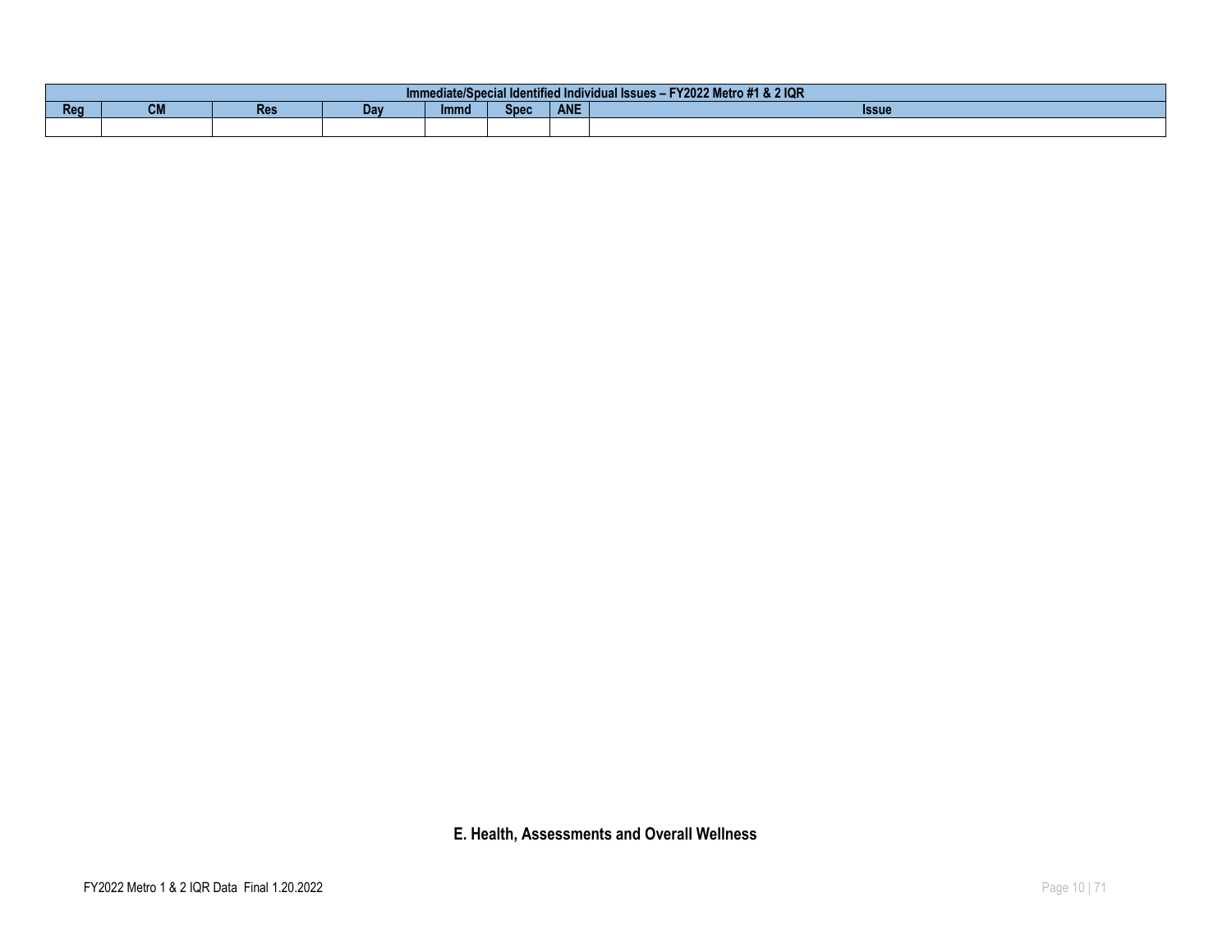| Immediate/Special Identified Individual Issues – FY2022 Metro #1 & 2 IQR | | | | | | | |
|---|---|---|---|---|---|---|---|
| Reg | CM | Res | Day | Immd | Spec | ANE | Issue |
| | | | | | | | |

## E. Health, Assessments and Overall Wellness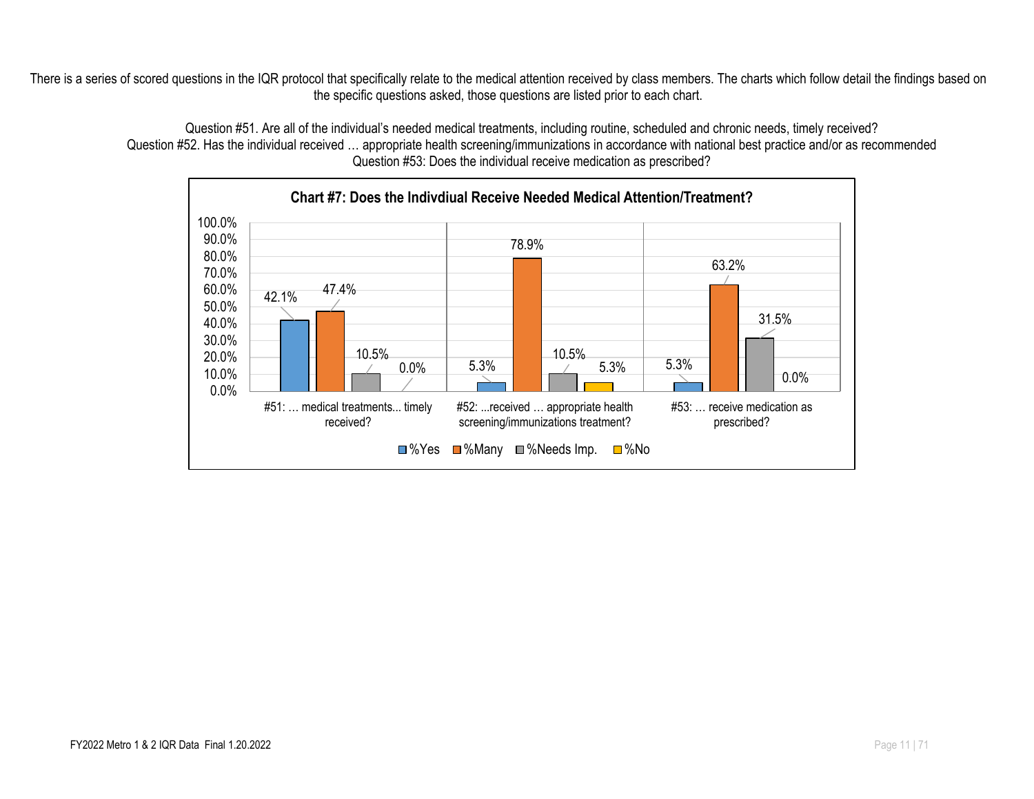There is a series of scored questions in the IQR protocol that specifically relate to the medical attention received by class members. The charts which follow detail the findings based on the specific questions asked, those questions are listed prior to each chart.

Question #51. Are all of the individual's needed medical treatments, including routine, scheduled and chronic needs, timely received?
Question #52. Has the individual received … appropriate health screening/immunizations in accordance with national best practice and/or as recommended
Question #53: Does the individual receive medication as prescribed?

**Chart #7: Does the Indivdiual Receive Needed Medical Attention/Treatment?**

| | %Yes | %Many | %Needs Imp. | %No |
|---|---|---|---|---|
| #51: … medical treatments... timely received? | 42.1% | 47.4% | 10.5% | 0.0% |
| #52: ...received … appropriate health screening/immunizations treatment? | 5.3% | 78.9% | 10.5% | 5.3% |
| #53: … receive medication as prescribed? | 5.3% | 63.2% | 31.5% | 0.0% |

FY2022 Metro 1 & 2 IQR Data Final 1.20.2022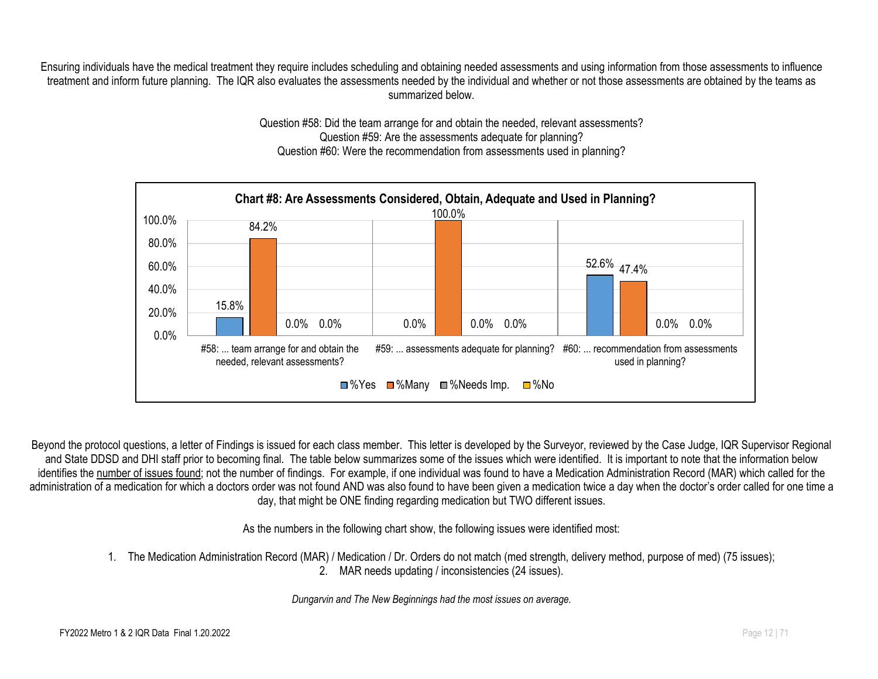Ensuring individuals have the medical treatment they require includes scheduling and obtaining needed assessments and using information from those assessments to influence treatment and inform future planning. The IQR also evaluates the assessments needed by the individual and whether or not those assessments are obtained by the teams as summarized below.

Question #58: Did the team arrange for and obtain the needed, relevant assessments?
Question #59: Are the assessments adequate for planning?
Question #60: Were the recommendation from assessments used in planning?

**Chart #8: Are Assessments Considered, Obtain, Adequate and Used in Planning?**

| | %Yes | %Many | %Needs Imp. | %No |
|---|---|---|---|---|
| #58: ... team arrange for and obtain the needed, relevant assessments? | 15.8% | 84.2% | 0.0% | 0.0% |
| #59: ... assessments adequate for planning? | 0.0% | 100.0% | 0.0% | 0.0% |
| #60: ... recommendation from assessments used in planning? | 52.6% | 47.4% | 0.0% | 0.0% |

Beyond the protocol questions, a letter of Findings is issued for each class member. This letter is developed by the Surveyor, reviewed by the Case Judge, IQR Supervisor Regional and State DDSD and DHI staff prior to becoming final. The table below summarizes some of the issues which were identified. It is important to note that the information below identifies the <u>number of issues found</u>; not the number of findings. For example, if one individual was found to have a Medication Administration Record (MAR) which called for the administration of a medication for which a doctors order was not found AND was also found to have been given a medication twice a day when the doctor's order called for one time a day, that might be ONE finding regarding medication but TWO different issues.

As the numbers in the following chart show, the following issues were identified most:

1. The Medication Administration Record (MAR) / Medication / Dr. Orders do not match (med strength, delivery method, purpose of med) (75 issues);
2. MAR needs updating / inconsistencies (24 issues).

*Dungarvin and The New Beginnings had the most issues on average.*

FY2022 Metro 1 & 2 IQR Data Final 1.20.2022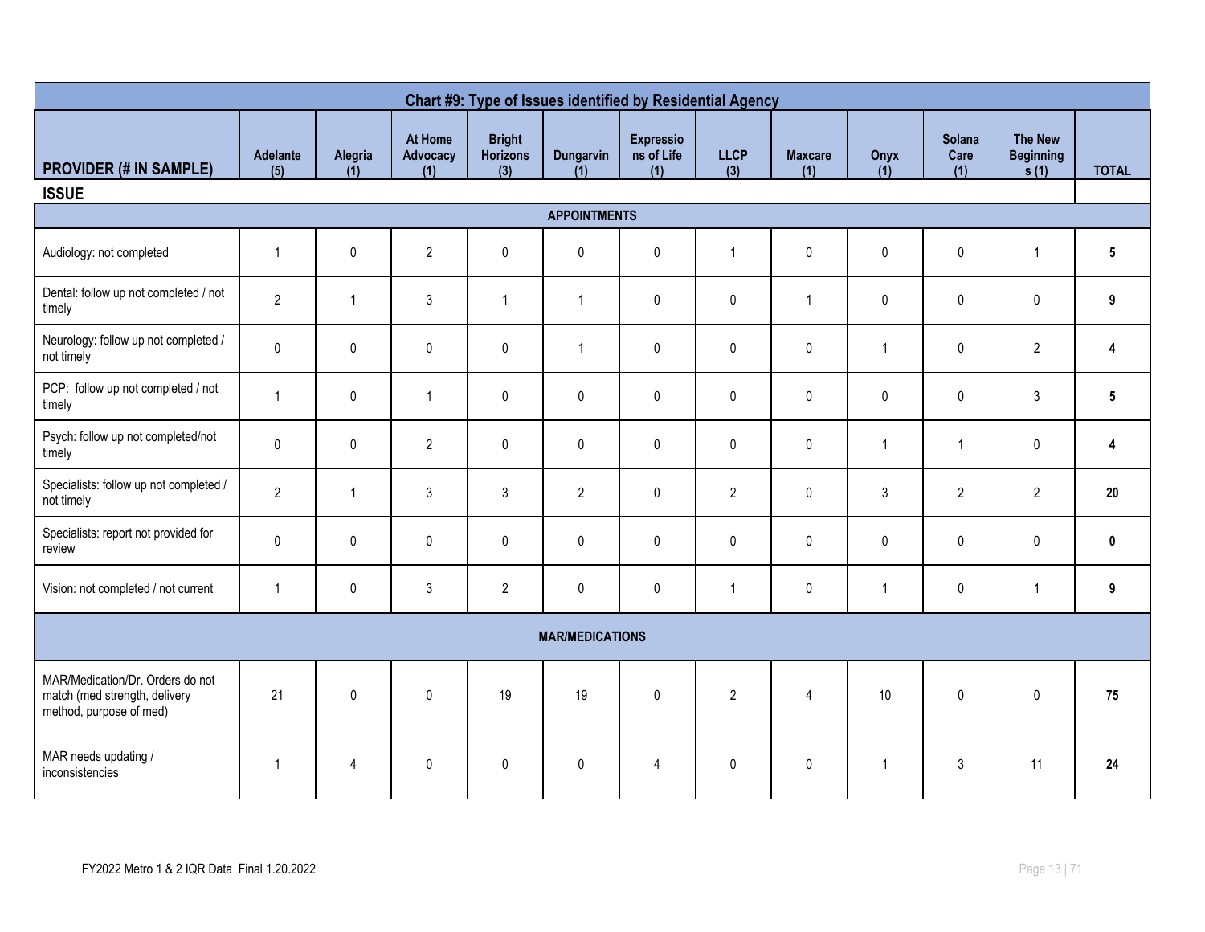| Chart #9: Type of Issues identified by Residential Agency | | | | | | | | | | | | |
|---|---|---|---|---|---|---|---|---|---|---|---|---|
| **PROVIDER (# IN SAMPLE)** | **Adelante (5)** | **Alegria (1)** | **At Home Advocacy (1)** | **Bright Horizons (3)** | **Dungarvin (1)** | **Expressions of Life (1)** | **LLCP (3)** | **Maxcare (1)** | **Onyx (1)** | **Solana Care (1)** | **The New Beginnings (1)** | **TOTAL** |
| **ISSUE** | | | | | | | | | | | | |
| **APPOINTMENTS** | | | | | | | | | | | | |
| Audiology: not completed | 1 | 0 | 2 | 0 | 0 | 0 | 1 | 0 | 0 | 0 | 1 | **5** |
| Dental: follow up not completed / not timely | 2 | 1 | 3 | 1 | 1 | 0 | 0 | 1 | 0 | 0 | 0 | **9** |
| Neurology: follow up not completed / not timely | 0 | 0 | 0 | 0 | 1 | 0 | 0 | 0 | 1 | 0 | 2 | **4** |
| PCP: follow up not completed / not timely | 1 | 0 | 1 | 0 | 0 | 0 | 0 | 0 | 0 | 0 | 3 | **5** |
| Psych: follow up not completed/not timely | 0 | 0 | 2 | 0 | 0 | 0 | 0 | 0 | 1 | 1 | 0 | **4** |
| Specialists: follow up not completed / not timely | 2 | 1 | 3 | 3 | 2 | 0 | 2 | 0 | 3 | 2 | 2 | **20** |
| Specialists: report not provided for review | 0 | 0 | 0 | 0 | 0 | 0 | 0 | 0 | 0 | 0 | 0 | **0** |
| Vision: not completed / not current | 1 | 0 | 3 | 2 | 0 | 0 | 1 | 0 | 1 | 0 | 1 | **9** |
| **MAR/MEDICATIONS** | | | | | | | | | | | | |
| MAR/Medication/Dr. Orders do not match (med strength, delivery method, purpose of med) | 21 | 0 | 0 | 19 | 19 | 0 | 2 | 4 | 10 | 0 | 0 | **75** |
| MAR needs updating / inconsistencies | 1 | 4 | 0 | 0 | 0 | 4 | 0 | 0 | 1 | 3 | 11 | **24** |

FY2022 Metro 1 & 2 IQR Data Final 1.20.2022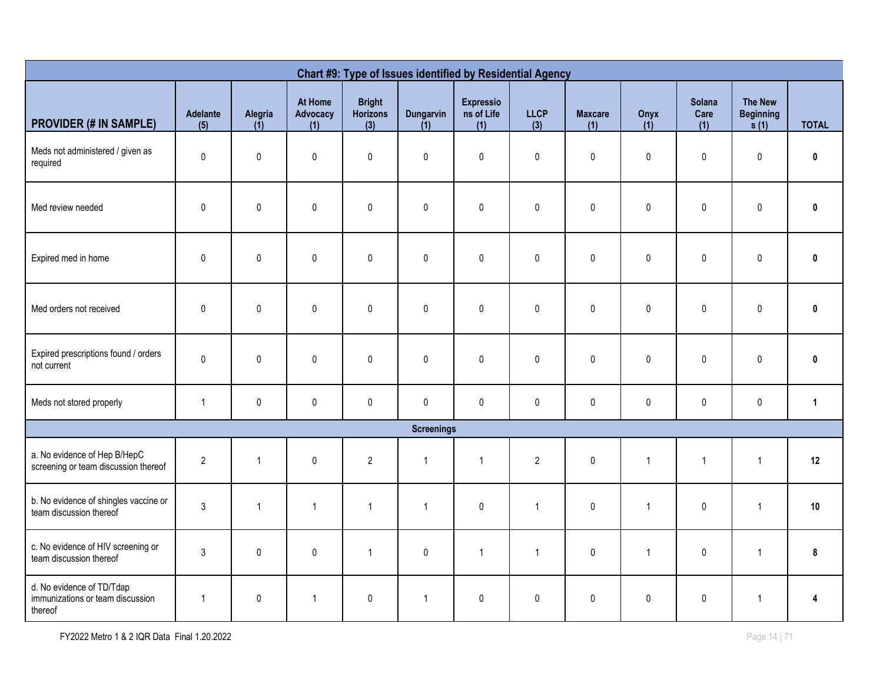| Chart #9: Type of Issues identified by Residential Agency | | | | | | | | | | | | |
|---|---|---|---|---|---|---|---|---|---|---|---|---|
| **PROVIDER (# IN SAMPLE)** | **Adelante (5)** | **Alegria (1)** | **At Home Advocacy (1)** | **Bright Horizons (3)** | **Dungarvin (1)** | **Expressions of Life (1)** | **LLCP (3)** | **Maxcare (1)** | **Onyx (1)** | **Solana Care (1)** | **The New Beginnings (1)** | **TOTAL** |
| Meds not administered / given as required | 0 | 0 | 0 | 0 | 0 | 0 | 0 | 0 | 0 | 0 | 0 | **0** |
| Med review needed | 0 | 0 | 0 | 0 | 0 | 0 | 0 | 0 | 0 | 0 | 0 | **0** |
| Expired med in home | 0 | 0 | 0 | 0 | 0 | 0 | 0 | 0 | 0 | 0 | 0 | **0** |
| Med orders not received | 0 | 0 | 0 | 0 | 0 | 0 | 0 | 0 | 0 | 0 | 0 | **0** |
| Expired prescriptions found / orders not current | 0 | 0 | 0 | 0 | 0 | 0 | 0 | 0 | 0 | 0 | 0 | **0** |
| Meds not stored properly | 1 | 0 | 0 | 0 | 0 | 0 | 0 | 0 | 0 | 0 | 0 | **1** |
| **Screenings** | | | | | | | | | | | | |
| a. No evidence of Hep B/HepC screening or team discussion thereof | 2 | 1 | 0 | 2 | 1 | 1 | 2 | 0 | 1 | 1 | 1 | **12** |
| b. No evidence of shingles vaccine or team discussion thereof | 3 | 1 | 1 | 1 | 1 | 0 | 1 | 0 | 1 | 0 | 1 | **10** |
| c. No evidence of HIV screening or team discussion thereof | 3 | 0 | 0 | 1 | 0 | 1 | 1 | 0 | 1 | 0 | 1 | **8** |
| d. No evidence of TD/Tdap immunizations or team discussion thereof | 1 | 0 | 1 | 0 | 1 | 0 | 0 | 0 | 0 | 0 | 1 | **4** |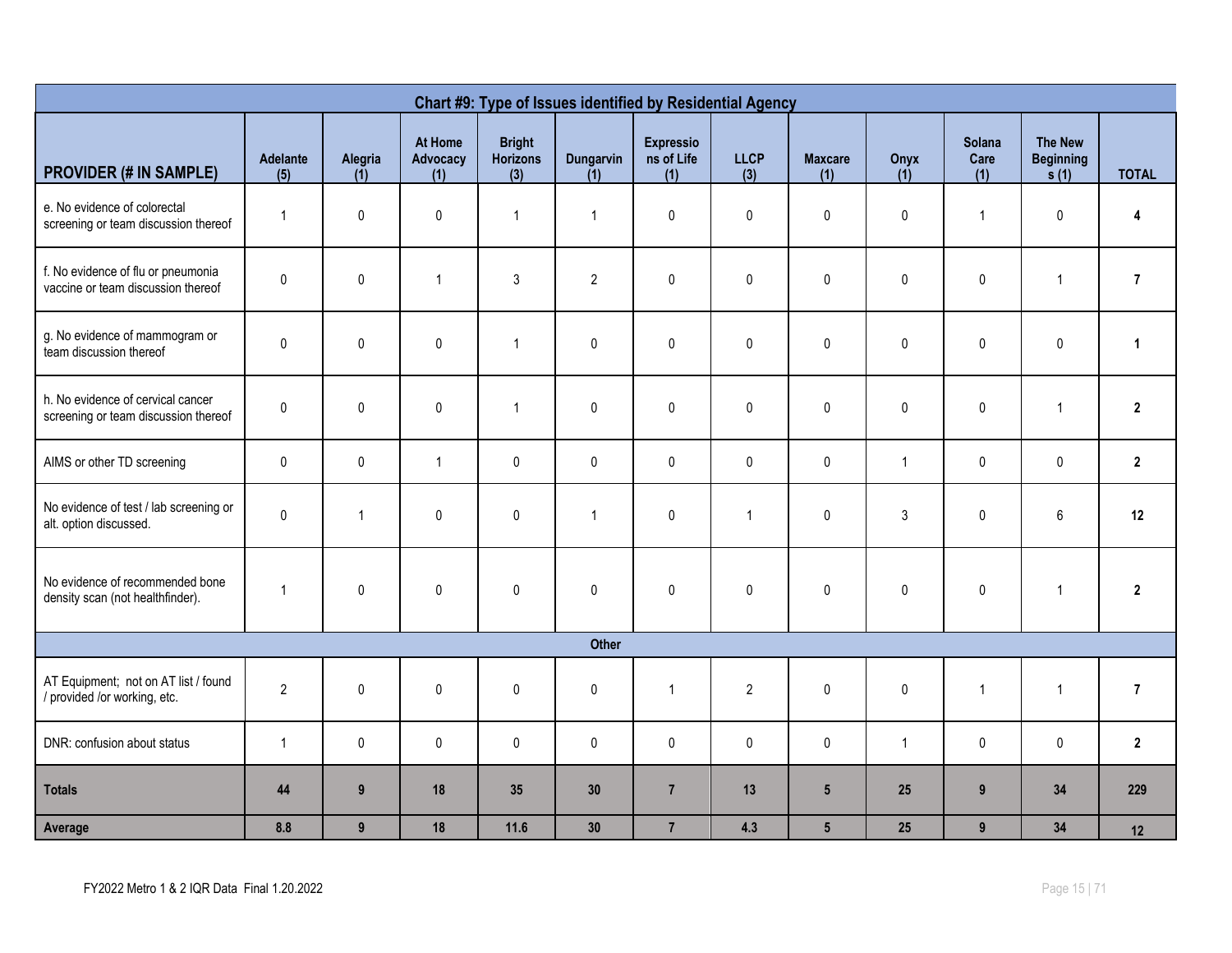| Chart #9: Type of Issues identified by Residential Agency | | | | | | | | | | | | |
|---|---|---|---|---|---|---|---|---|---|---|---|---|
| **PROVIDER (# IN SAMPLE)** | **Adelante (5)** | **Alegria (1)** | **At Home Advocacy (1)** | **Bright Horizons (3)** | **Dungarvin (1)** | **Expressions of Life (1)** | **LLCP (3)** | **Maxcare (1)** | **Onyx (1)** | **Solana Care (1)** | **The New Beginnings (1)** | **TOTAL** |
| e. No evidence of colorectal screening or team discussion thereof | 1 | 0 | 0 | 1 | 1 | 0 | 0 | 0 | 0 | 1 | 0 | **4** |
| f. No evidence of flu or pneumonia vaccine or team discussion thereof | 0 | 0 | 1 | 3 | 2 | 0 | 0 | 0 | 0 | 0 | 1 | **7** |
| g. No evidence of mammogram or team discussion thereof | 0 | 0 | 0 | 1 | 0 | 0 | 0 | 0 | 0 | 0 | 0 | **1** |
| h. No evidence of cervical cancer screening or team discussion thereof | 0 | 0 | 0 | 1 | 0 | 0 | 0 | 0 | 0 | 0 | 1 | **2** |
| AIMS or other TD screening | 0 | 0 | 1 | 0 | 0 | 0 | 0 | 0 | 1 | 0 | 0 | **2** |
| No evidence of test / lab screening or alt. option discussed. | 0 | 1 | 0 | 0 | 1 | 0 | 1 | 0 | 3 | 0 | 6 | **12** |
| No evidence of recommended bone density scan (not healthfinder). | 1 | 0 | 0 | 0 | 0 | 0 | 0 | 0 | 0 | 0 | 1 | **2** |
| **Other** | | | | | | | | | | | | |
| AT Equipment; not on AT list / found / provided /or working, etc. | 2 | 0 | 0 | 0 | 0 | 1 | 2 | 0 | 0 | 1 | 1 | **7** |
| DNR: confusion about status | 1 | 0 | 0 | 0 | 0 | 0 | 0 | 0 | 1 | 0 | 0 | **2** |
| **Totals** | **44** | **9** | **18** | **35** | **30** | **7** | **13** | **5** | **25** | **9** | **34** | **229** |
| **Average** | **8.8** | **9** | **18** | **11.6** | **30** | **7** | **4.3** | **5** | **25** | **9** | **34** | **12** |

FY2022 Metro 1 & 2 IQR Data Final 1.20.2022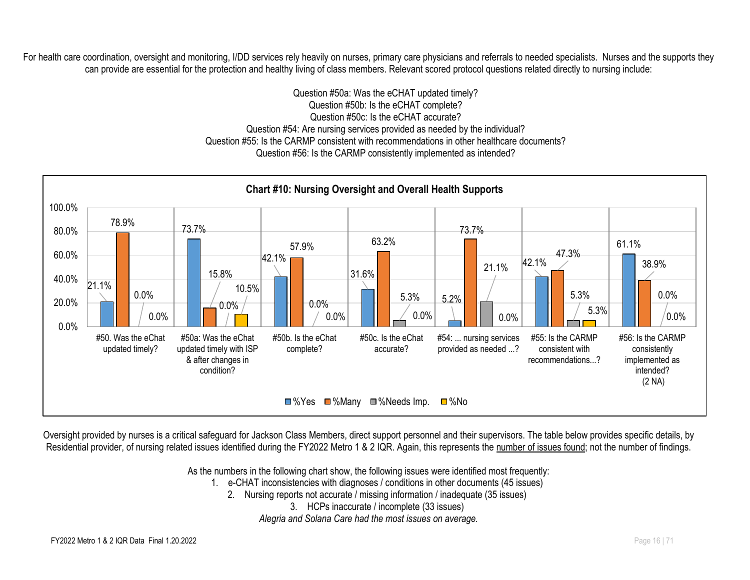For health care coordination, oversight and monitoring, I/DD services rely heavily on nurses, primary care physicians and referrals to needed specialists. Nurses and the supports they can provide are essential for the protection and healthy living of class members. Relevant scored protocol questions related directly to nursing include:

Question #50a: Was the eCHAT updated timely?
Question #50b: Is the eCHAT complete?
Question #50c: Is the eCHAT accurate?
Question #54: Are nursing services provided as needed by the individual?
Question #55: Is the CARMP consistent with recommendations in other healthcare documents?
Question #56: Is the CARMP consistently implemented as intended?

**Chart #10: Nursing Oversight and Overall Health Supports**

| Question | %Yes | %Many | %Needs Imp. | %No |
|---|---|---|---|---|
| #50. Was the eChat updated timely? | 21.1% | 78.9% | 0.0% | 0.0% |
| #50a: Was the eChat updated timely with ISP & after changes in condition? | 73.7% | 15.8% | 0.0% | 10.5% |
| #50b. Is the eChat complete? | 42.1% | 57.9% | 0.0% | 0.0% |
| #50c. Is the eChat accurate? | 31.6% | 63.2% | 5.3% | 0.0% |
| #54: ... nursing services provided as needed ...? | 5.2% | 73.7% | 21.1% | 0.0% |
| #55: Is the CARMP consistent with recommendations...? | 42.1% | 47.3% | 5.3% | 5.3% |
| #56: Is the CARMP consistently implemented as intended? (2 NA) | 61.1% | 38.9% | 0.0% | 0.0% |

Oversight provided by nurses is a critical safeguard for Jackson Class Members, direct support personnel and their supervisors. The table below provides specific details, by Residential provider, of nursing related issues identified during the FY2022 Metro 1 & 2 IQR. Again, this represents the number of issues found; not the number of findings.

As the numbers in the following chart show, the following issues were identified most frequently:

1. e-CHAT inconsistencies with diagnoses / conditions in other documents (45 issues)
2. Nursing reports not accurate / missing information / inadequate (35 issues)
3. HCPs inaccurate / incomplete (33 issues)

*Alegria and Solana Care had the most issues on average.*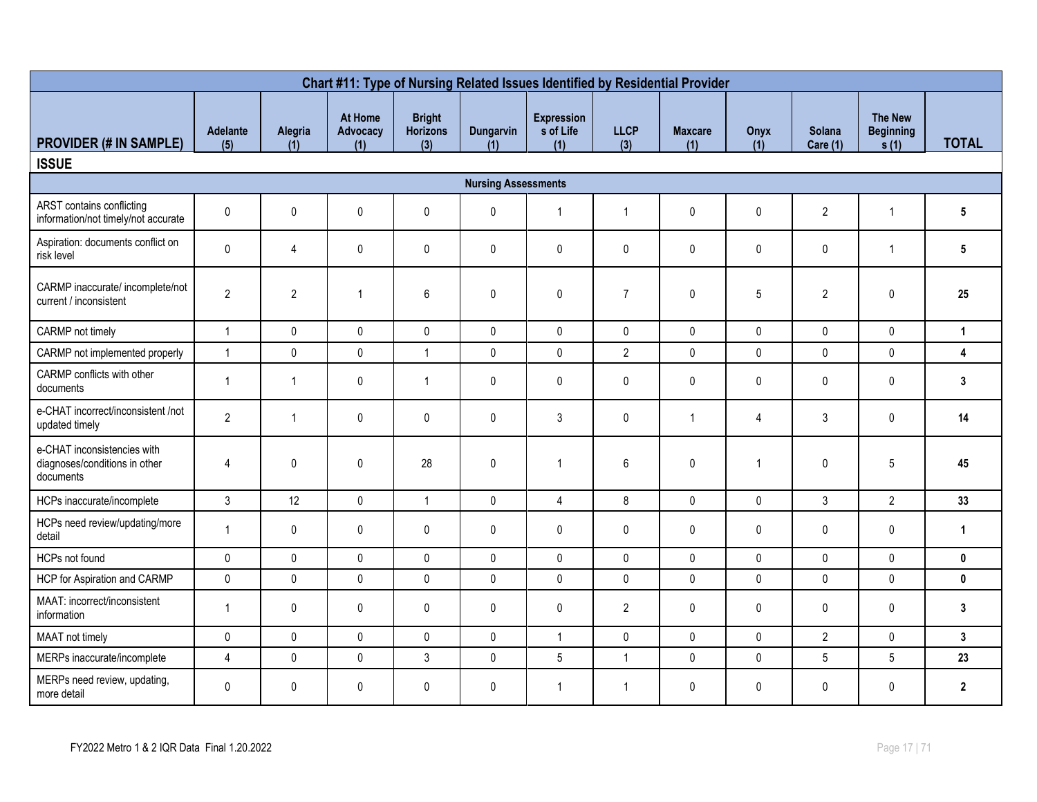| Chart #11: Type of Nursing Related Issues Identified by Residential Provider | | | | | | | | | | | | |
|---|---|---|---|---|---|---|---|---|---|---|---|---|
| **PROVIDER (# IN SAMPLE)** | **Adelante (5)** | **Alegria (1)** | **At Home Advocacy (1)** | **Bright Horizons (3)** | **Dungarvin (1)** | **Expressions of Life (1)** | **LLCP (3)** | **Maxcare (1)** | **Onyx (1)** | **Solana Care (1)** | **The New Beginnings (1)** | **TOTAL** |
| **ISSUE** | | | | | | | | | | | | |
| **Nursing Assessments** | | | | | | | | | | | | |
| ARST contains conflicting information/not timely/not accurate | 0 | 0 | 0 | 0 | 0 | 1 | 1 | 0 | 0 | 2 | 1 | **5** |
| Aspiration: documents conflict on risk level | 0 | 4 | 0 | 0 | 0 | 0 | 0 | 0 | 0 | 0 | 1 | **5** |
| CARMP inaccurate/ incomplete/not current / inconsistent | 2 | 2 | 1 | 6 | 0 | 0 | 7 | 0 | 5 | 2 | 0 | **25** |
| CARMP not timely | 1 | 0 | 0 | 0 | 0 | 0 | 0 | 0 | 0 | 0 | 0 | **1** |
| CARMP not implemented properly | 1 | 0 | 0 | 1 | 0 | 0 | 2 | 0 | 0 | 0 | 0 | **4** |
| CARMP conflicts with other documents | 1 | 1 | 0 | 1 | 0 | 0 | 0 | 0 | 0 | 0 | 0 | **3** |
| e-CHAT incorrect/inconsistent /not updated timely | 2 | 1 | 0 | 0 | 0 | 3 | 0 | 1 | 4 | 3 | 0 | **14** |
| e-CHAT inconsistencies with diagnoses/conditions in other documents | 4 | 0 | 0 | 28 | 0 | 1 | 6 | 0 | 1 | 0 | 5 | **45** |
| HCPs inaccurate/incomplete | 3 | 12 | 0 | 1 | 0 | 4 | 8 | 0 | 0 | 3 | 2 | **33** |
| HCPs need review/updating/more detail | 1 | 0 | 0 | 0 | 0 | 0 | 0 | 0 | 0 | 0 | 0 | **1** |
| HCPs not found | 0 | 0 | 0 | 0 | 0 | 0 | 0 | 0 | 0 | 0 | 0 | **0** |
| HCP for Aspiration and CARMP | 0 | 0 | 0 | 0 | 0 | 0 | 0 | 0 | 0 | 0 | 0 | **0** |
| MAAT: incorrect/inconsistent information | 1 | 0 | 0 | 0 | 0 | 0 | 2 | 0 | 0 | 0 | 0 | **3** |
| MAAT not timely | 0 | 0 | 0 | 0 | 0 | 1 | 0 | 0 | 0 | 2 | 0 | **3** |
| MERPs inaccurate/incomplete | 4 | 0 | 0 | 3 | 0 | 5 | 1 | 0 | 0 | 5 | 5 | **23** |
| MERPs need review, updating, more detail | 0 | 0 | 0 | 0 | 0 | 1 | 1 | 0 | 0 | 0 | 0 | **2** |

FY2022 Metro 1 & 2 IQR Data Final 1.20.2022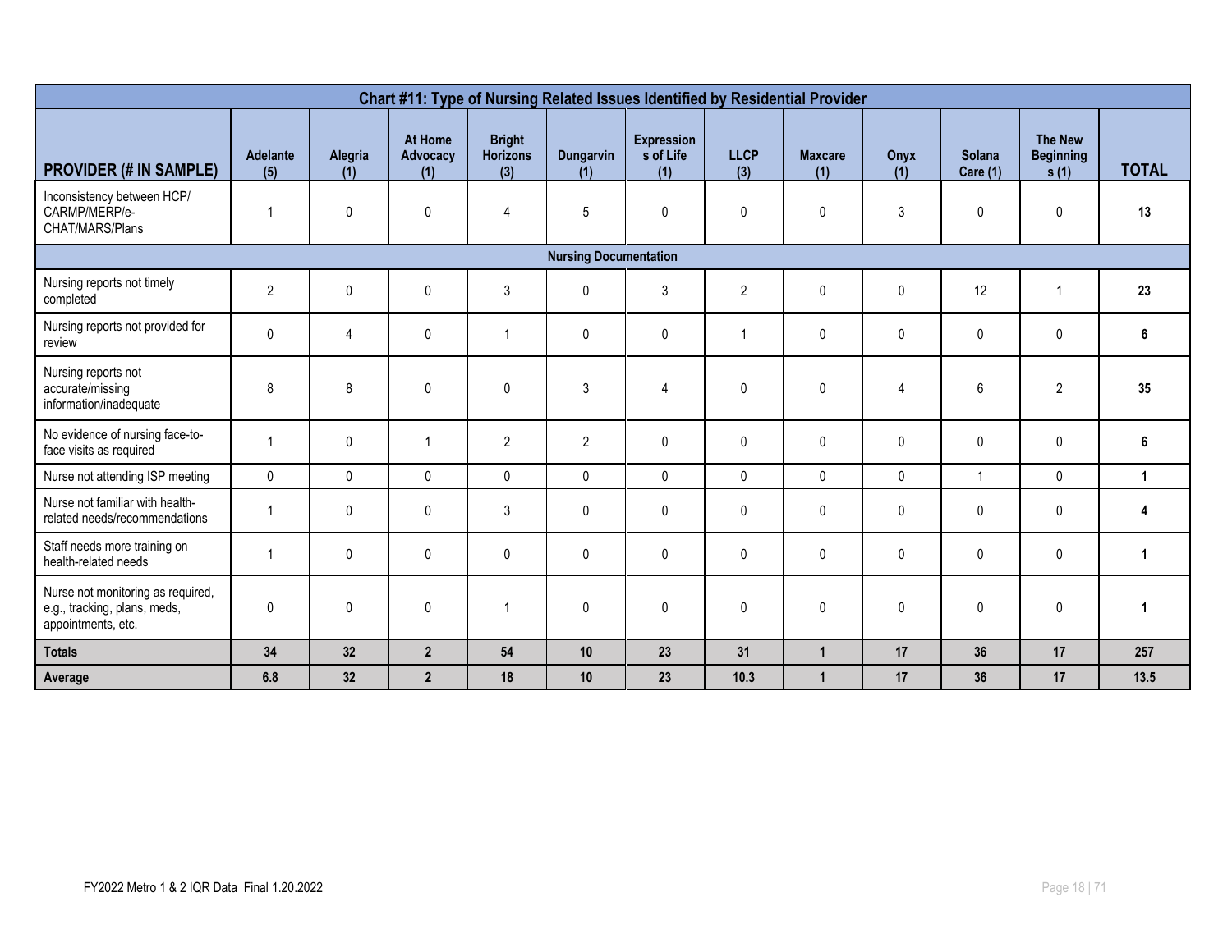| Chart #11: Type of Nursing Related Issues Identified by Residential Provider | | | | | | | | | | | | |
|---|---|---|---|---|---|---|---|---|---|---|---|---|
| **PROVIDER (# IN SAMPLE)** | **Adelante (5)** | **Alegria (1)** | **At Home Advocacy (1)** | **Bright Horizons (3)** | **Dungarvin (1)** | **Expressions of Life (1)** | **LLCP (3)** | **Maxcare (1)** | **Onyx (1)** | **Solana Care (1)** | **The New Beginnings (1)** | **TOTAL** |
| Inconsistency between HCP/ CARMP/MERP/e-CHAT/MARS/Plans | 1 | 0 | 0 | 4 | 5 | 0 | 0 | 0 | 3 | 0 | 0 | **13** |
| **Nursing Documentation** | | | | | | | | | | | | |
| Nursing reports not timely completed | 2 | 0 | 0 | 3 | 0 | 3 | 2 | 0 | 0 | 12 | 1 | **23** |
| Nursing reports not provided for review | 0 | 4 | 0 | 1 | 0 | 0 | 1 | 0 | 0 | 0 | 0 | **6** |
| Nursing reports not accurate/missing information/inadequate | 8 | 8 | 0 | 0 | 3 | 4 | 0 | 0 | 4 | 6 | 2 | **35** |
| No evidence of nursing face-to-face visits as required | 1 | 0 | 1 | 2 | 2 | 0 | 0 | 0 | 0 | 0 | 0 | **6** |
| Nurse not attending ISP meeting | 0 | 0 | 0 | 0 | 0 | 0 | 0 | 0 | 0 | 1 | 0 | **1** |
| Nurse not familiar with health-related needs/recommendations | 1 | 0 | 0 | 3 | 0 | 0 | 0 | 0 | 0 | 0 | 0 | **4** |
| Staff needs more training on health-related needs | 1 | 0 | 0 | 0 | 0 | 0 | 0 | 0 | 0 | 0 | 0 | **1** |
| Nurse not monitoring as required, e.g., tracking, plans, meds, appointments, etc. | 0 | 0 | 0 | 1 | 0 | 0 | 0 | 0 | 0 | 0 | 0 | **1** |
| **Totals** | **34** | **32** | **2** | **54** | **10** | **23** | **31** | **1** | **17** | **36** | **17** | **257** |
| **Average** | **6.8** | **32** | **2** | **18** | **10** | **23** | **10.3** | **1** | **17** | **36** | **17** | **13.5** |

FY2022 Metro 1 & 2 IQR Data Final 1.20.2022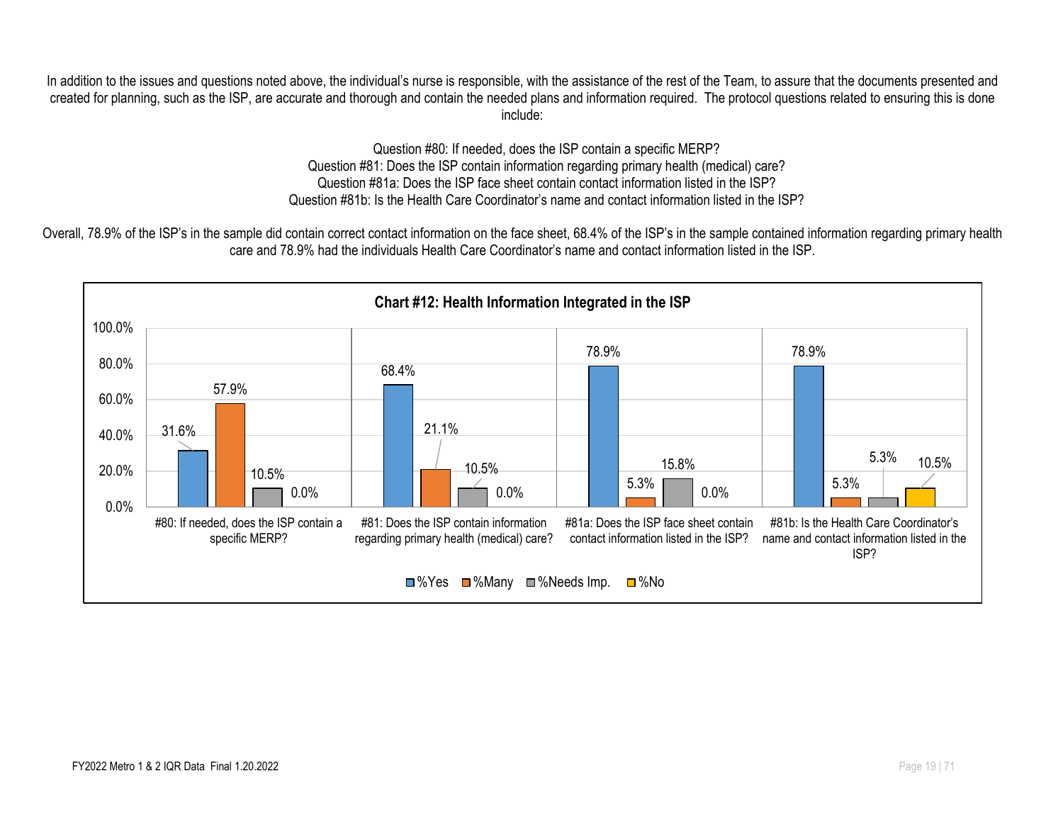In addition to the issues and questions noted above, the individual's nurse is responsible, with the assistance of the rest of the Team, to assure that the documents presented and created for planning, such as the ISP, are accurate and thorough and contain the needed plans and information required. The protocol questions related to ensuring this is done include:

Question #80: If needed, does the ISP contain a specific MERP?
Question #81: Does the ISP contain information regarding primary health (medical) care?
Question #81a: Does the ISP face sheet contain contact information listed in the ISP?
Question #81b: Is the Health Care Coordinator's name and contact information listed in the ISP?

Overall, 78.9% of the ISP's in the sample did contain correct contact information on the face sheet, 68.4% of the ISP's in the sample contained information regarding primary health care and 78.9% had the individuals Health Care Coordinator's name and contact information listed in the ISP.

**Chart #12: Health Information Integrated in the ISP**

| Question | %Yes | %Many | %Needs Imp. | %No |
|---|---|---|---|---|
| #80: If needed, does the ISP contain a specific MERP? | 31.6% | 57.9% | 10.5% | 0.0% |
| #81: Does the ISP contain information regarding primary health (medical) care? | 68.4% | 21.1% | 10.5% | 0.0% |
| #81a: Does the ISP face sheet contain contact information listed in the ISP? | 78.9% | 5.3% | 15.8% | 0.0% |
| #81b: Is the Health Care Coordinator's name and contact information listed in the ISP? | 78.9% | 5.3% | 5.3% | 10.5% |

FY2022 Metro 1 & 2 IQR Data Final 1.20.2022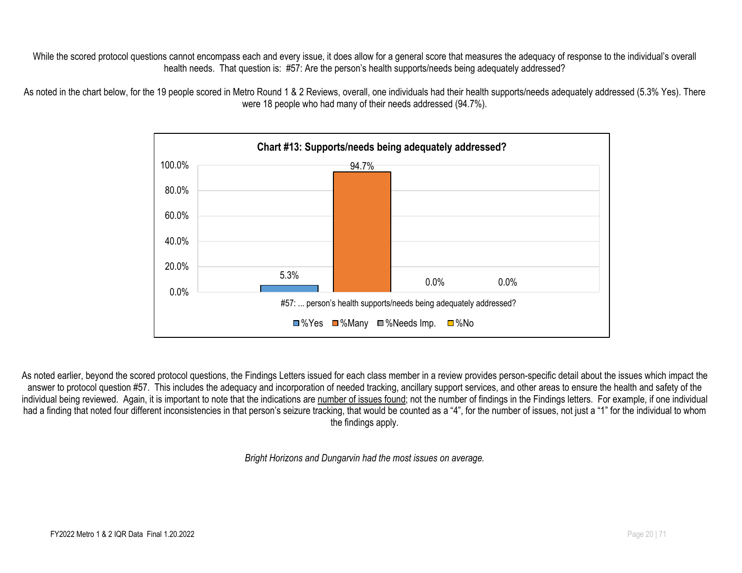While the scored protocol questions cannot encompass each and every issue, it does allow for a general score that measures the adequacy of response to the individual's overall health needs. That question is: #57: Are the person's health supports/needs being adequately addressed?

As noted in the chart below, for the 19 people scored in Metro Round 1 & 2 Reviews, overall, one individuals had their health supports/needs adequately addressed (5.3% Yes). There were 18 people who had many of their needs addressed (94.7%).

**Chart #13: Supports/needs being adequately addressed?**

| #57: ... person's health supports/needs being adequately addressed? | %Yes | %Many | %Needs Imp. | %No |
|---|---|---|---|---|
| | 5.3% | 94.7% | 0.0% | 0.0% |

As noted earlier, beyond the scored protocol questions, the Findings Letters issued for each class member in a review provides person-specific detail about the issues which impact the answer to protocol question #57. This includes the adequacy and incorporation of needed tracking, ancillary support services, and other areas to ensure the health and safety of the individual being reviewed. Again, it is important to note that the indications are number of issues found; not the number of findings in the Findings letters. For example, if one individual had a finding that noted four different inconsistencies in that person's seizure tracking, that would be counted as a "4", for the number of issues, not just a "1" for the individual to whom the findings apply.

*Bright Horizons and Dungarvin had the most issues on average.*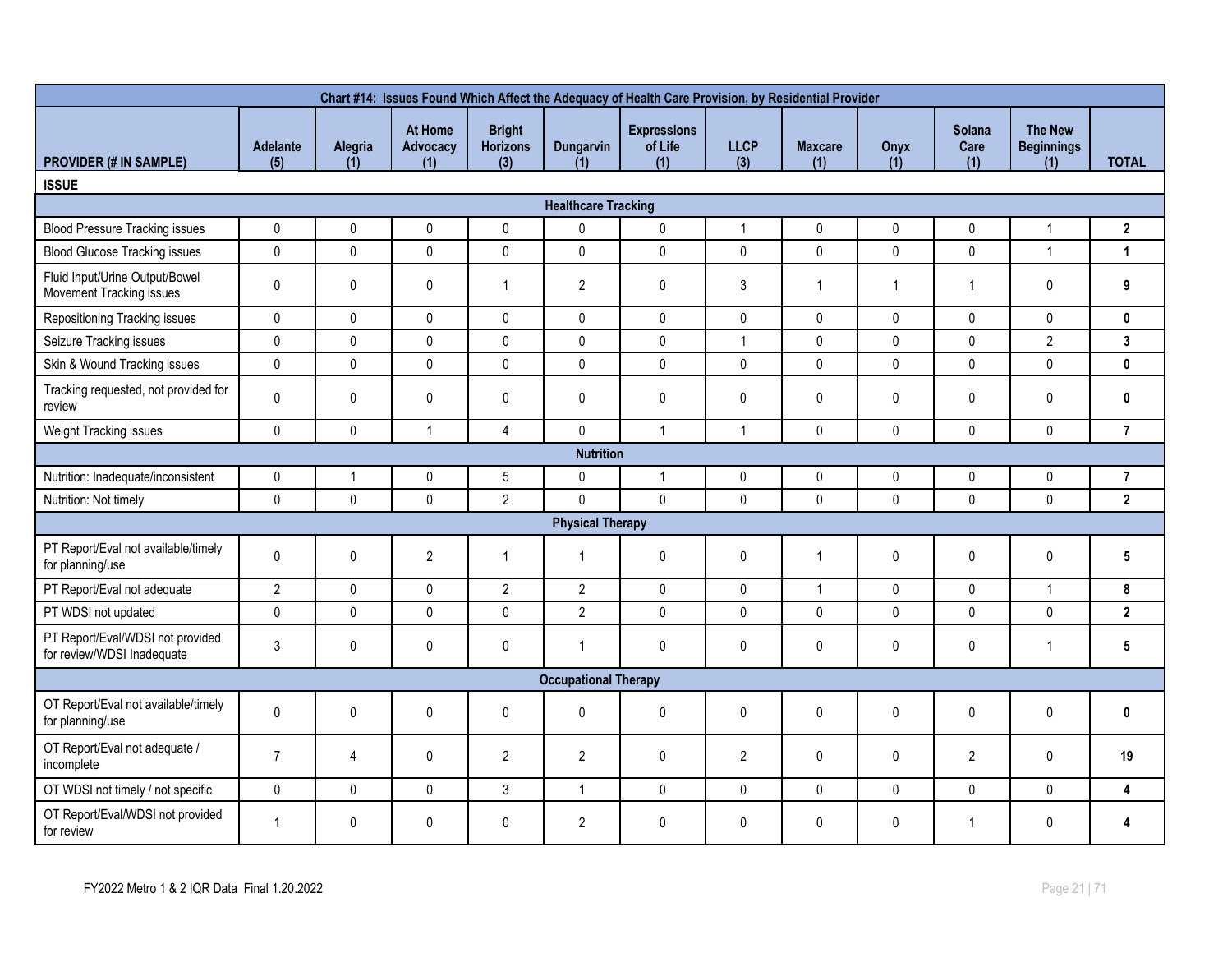| Chart #14: Issues Found Which Affect the Adequacy of Health Care Provision, by Residential Provider | | | | | | | | | | | | |
|---|---|---|---|---|---|---|---|---|---|---|---|---|
| **PROVIDER (# IN SAMPLE)** | **Adelante (5)** | **Alegria (1)** | **At Home Advocacy (1)** | **Bright Horizons (3)** | **Dungarvin (1)** | **Expressions of Life (1)** | **LLCP (3)** | **Maxcare (1)** | **Onyx (1)** | **Solana Care (1)** | **The New Beginnings (1)** | **TOTAL** |
| **ISSUE** | | | | | | | | | | | | |
| **Healthcare Tracking** | | | | | | | | | | | | |
| Blood Pressure Tracking issues | 0 | 0 | 0 | 0 | 0 | 0 | 1 | 0 | 0 | 0 | 1 | **2** |
| Blood Glucose Tracking issues | 0 | 0 | 0 | 0 | 0 | 0 | 0 | 0 | 0 | 0 | 1 | **1** |
| Fluid Input/Urine Output/Bowel Movement Tracking issues | 0 | 0 | 0 | 1 | 2 | 0 | 3 | 1 | 1 | 1 | 0 | **9** |
| Repositioning Tracking issues | 0 | 0 | 0 | 0 | 0 | 0 | 0 | 0 | 0 | 0 | 0 | **0** |
| Seizure Tracking issues | 0 | 0 | 0 | 0 | 0 | 0 | 1 | 0 | 0 | 0 | 2 | **3** |
| Skin & Wound Tracking issues | 0 | 0 | 0 | 0 | 0 | 0 | 0 | 0 | 0 | 0 | 0 | **0** |
| Tracking requested, not provided for review | 0 | 0 | 0 | 0 | 0 | 0 | 0 | 0 | 0 | 0 | 0 | **0** |
| Weight Tracking issues | 0 | 0 | 1 | 4 | 0 | 1 | 1 | 0 | 0 | 0 | 0 | **7** |
| **Nutrition** | | | | | | | | | | | | |
| Nutrition: Inadequate/inconsistent | 0 | 1 | 0 | 5 | 0 | 1 | 0 | 0 | 0 | 0 | 0 | **7** |
| Nutrition: Not timely | 0 | 0 | 0 | 2 | 0 | 0 | 0 | 0 | 0 | 0 | 0 | **2** |
| **Physical Therapy** | | | | | | | | | | | | |
| PT Report/Eval not available/timely for planning/use | 0 | 0 | 2 | 1 | 1 | 0 | 0 | 1 | 0 | 0 | 0 | **5** |
| PT Report/Eval not adequate | 2 | 0 | 0 | 2 | 2 | 0 | 0 | 1 | 0 | 0 | 1 | **8** |
| PT WDSI not updated | 0 | 0 | 0 | 0 | 2 | 0 | 0 | 0 | 0 | 0 | 0 | **2** |
| PT Report/Eval/WDSI not provided for review/WDSI Inadequate | 3 | 0 | 0 | 0 | 1 | 0 | 0 | 0 | 0 | 0 | 1 | **5** |
| **Occupational Therapy** | | | | | | | | | | | | |
| OT Report/Eval not available/timely for planning/use | 0 | 0 | 0 | 0 | 0 | 0 | 0 | 0 | 0 | 0 | 0 | **0** |
| OT Report/Eval not adequate / incomplete | 7 | 4 | 0 | 2 | 2 | 0 | 2 | 0 | 0 | 2 | 0 | **19** |
| OT WDSI not timely / not specific | 0 | 0 | 0 | 3 | 1 | 0 | 0 | 0 | 0 | 0 | 0 | **4** |
| OT Report/Eval/WDSI not provided for review | 1 | 0 | 0 | 0 | 2 | 0 | 0 | 0 | 0 | 1 | 0 | **4** |

FY2022 Metro 1 & 2 IQR Data Final 1.20.2022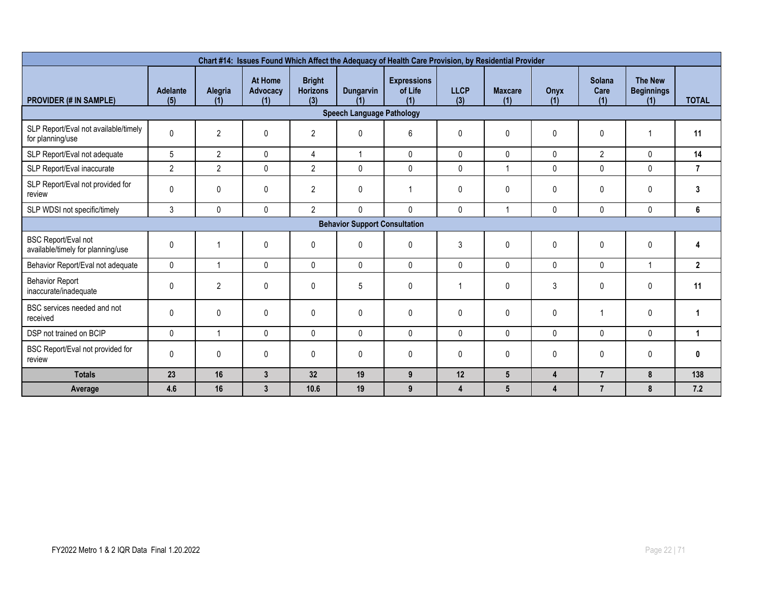| Chart #14: Issues Found Which Affect the Adequacy of Health Care Provision, by Residential Provider | | | | | | | | | | | | |
|---|---|---|---|---|---|---|---|---|---|---|---|---|
| **PROVIDER (# IN SAMPLE)** | **Adelante (5)** | **Alegria (1)** | **At Home Advocacy (1)** | **Bright Horizons (3)** | **Dungarvin (1)** | **Expressions of Life (1)** | **LLCP (3)** | **Maxcare (1)** | **Onyx (1)** | **Solana Care (1)** | **The New Beginnings (1)** | **TOTAL** |
| **Speech Language Pathology** | | | | | | | | | | | | |
| SLP Report/Eval not available/timely for planning/use | 0 | 2 | 0 | 2 | 0 | 6 | 0 | 0 | 0 | 0 | 1 | **11** |
| SLP Report/Eval not adequate | 5 | 2 | 0 | 4 | 1 | 0 | 0 | 0 | 0 | 2 | 0 | **14** |
| SLP Report/Eval inaccurate | 2 | 2 | 0 | 2 | 0 | 0 | 0 | 1 | 0 | 0 | 0 | **7** |
| SLP Report/Eval not provided for review | 0 | 0 | 0 | 2 | 0 | 1 | 0 | 0 | 0 | 0 | 0 | **3** |
| SLP WDSI not specific/timely | 3 | 0 | 0 | 2 | 0 | 0 | 0 | 1 | 0 | 0 | 0 | **6** |
| **Behavior Support Consultation** | | | | | | | | | | | | |
| BSC Report/Eval not available/timely for planning/use | 0 | 1 | 0 | 0 | 0 | 0 | 3 | 0 | 0 | 0 | 0 | **4** |
| Behavior Report/Eval not adequate | 0 | 1 | 0 | 0 | 0 | 0 | 0 | 0 | 0 | 0 | 1 | **2** |
| Behavior Report inaccurate/inadequate | 0 | 2 | 0 | 0 | 5 | 0 | 1 | 0 | 3 | 0 | 0 | **11** |
| BSC services needed and not received | 0 | 0 | 0 | 0 | 0 | 0 | 0 | 0 | 0 | 1 | 0 | **1** |
| DSP not trained on BCIP | 0 | 1 | 0 | 0 | 0 | 0 | 0 | 0 | 0 | 0 | 0 | **1** |
| BSC Report/Eval not provided for review | 0 | 0 | 0 | 0 | 0 | 0 | 0 | 0 | 0 | 0 | 0 | **0** |
| **Totals** | **23** | **16** | **3** | **32** | **19** | **9** | **12** | **5** | **4** | **7** | **8** | **138** |
| **Average** | **4.6** | **16** | **3** | **10.6** | **19** | **9** | **4** | **5** | **4** | **7** | **8** | **7.2** |

FY2022 Metro 1 & 2 IQR Data Final 1.20.2022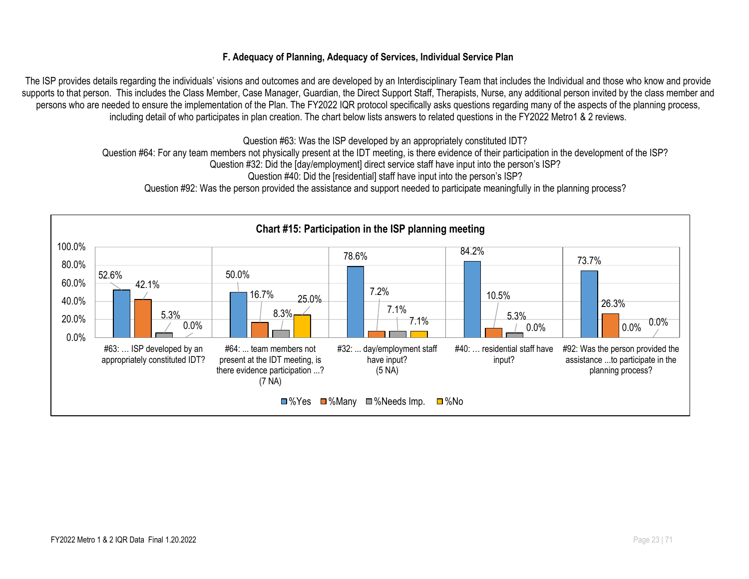### F. Adequacy of Planning, Adequacy of Services, Individual Service Plan

The ISP provides details regarding the individuals' visions and outcomes and are developed by an Interdisciplinary Team that includes the Individual and those who know and provide supports to that person. This includes the Class Member, Case Manager, Guardian, the Direct Support Staff, Therapists, Nurse, any additional person invited by the class member and persons who are needed to ensure the implementation of the Plan. The FY2022 IQR protocol specifically asks questions regarding many of the aspects of the planning process, including detail of who participates in plan creation. The chart below lists answers to related questions in the FY2022 Metro1 & 2 reviews.

Question #63: Was the ISP developed by an appropriately constituted IDT?

Question #64: For any team members not physically present at the IDT meeting, is there evidence of their participation in the development of the ISP?

Question #32: Did the [day/employment] direct service staff have input into the person's ISP?

Question #40: Did the [residential] staff have input into the person's ISP?

Question #92: Was the person provided the assistance and support needed to participate meaningfully in the planning process?

**Chart #15: Participation in the ISP planning meeting**

| | %Yes | %Many | %Needs Imp. | %No |
|---|---|---|---|---|
| #63: … ISP developed by an appropriately constituted IDT? | 52.6% | 42.1% | 5.3% | 0.0% |
| #64: ... team members not present at the IDT meeting, is there evidence participation ...? (7 NA) | 50.0% | 16.7% | 8.3% | 25.0% |
| #32: ... day/employment staff have input? (5 NA) | 78.6% | 7.2% | 7.1% | 7.1% |
| #40: … residential staff have input? | 84.2% | 10.5% | 5.3% | 0.0% |
| #92: Was the person provided the assistance ...to participate in the planning process? | 73.7% | 26.3% | 0.0% | 0.0% |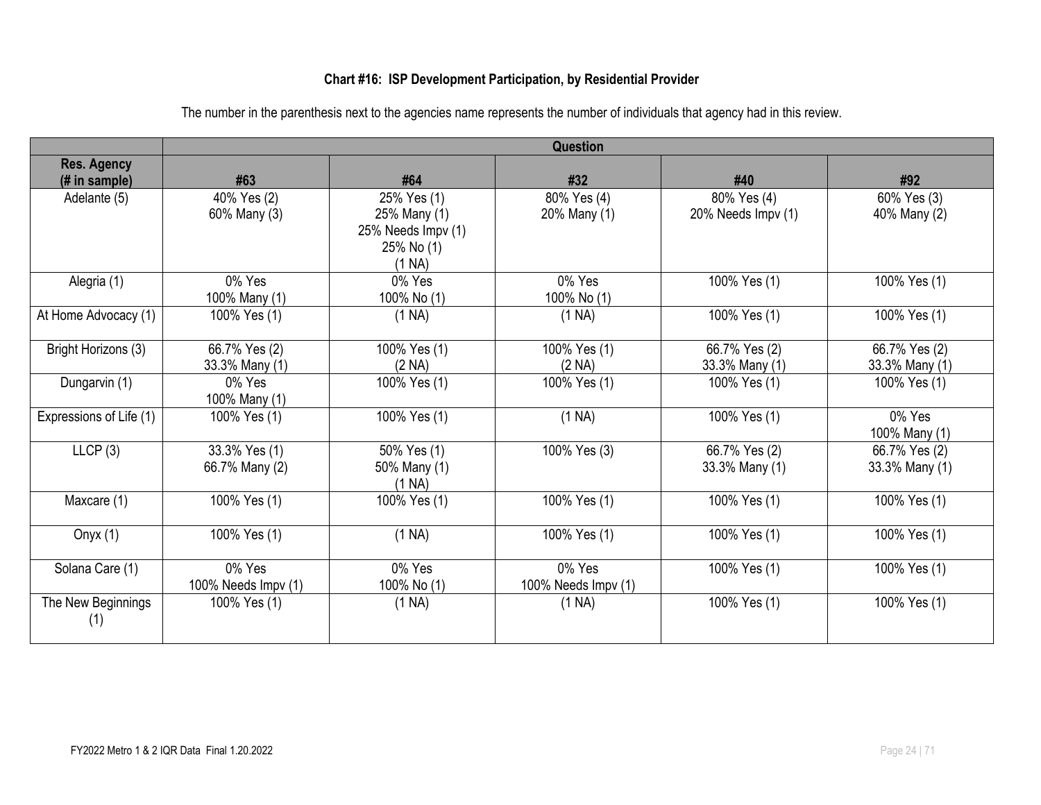**Chart #16: ISP Development Participation, by Residential Provider**

The number in the parenthesis next to the agencies name represents the number of individuals that agency had in this review.

| | Question | | | | |
|---|---|---|---|---|---|
| Res. Agency (# in sample) | #63 | #64 | #32 | #40 | #92 |
| Adelante (5) | 40% Yes (2)<br>60% Many (3) | 25% Yes (1)<br>25% Many (1)<br>25% Needs Impv (1)<br>25% No (1)<br>(1 NA) | 80% Yes (4)<br>20% Many (1) | 80% Yes (4)<br>20% Needs Impv (1) | 60% Yes (3)<br>40% Many (2) |
| Alegria (1) | 0% Yes<br>100% Many (1) | 0% Yes<br>100% No (1) | 0% Yes<br>100% No (1) | 100% Yes (1) | 100% Yes (1) |
| At Home Advocacy (1) | 100% Yes (1) | (1 NA) | (1 NA) | 100% Yes (1) | 100% Yes (1) |
| Bright Horizons (3) | 66.7% Yes (2)<br>33.3% Many (1) | 100% Yes (1)<br>(2 NA) | 100% Yes (1)<br>(2 NA) | 66.7% Yes (2)<br>33.3% Many (1) | 66.7% Yes (2)<br>33.3% Many (1) |
| Dungarvin (1) | 0% Yes<br>100% Many (1) | 100% Yes (1) | 100% Yes (1) | 100% Yes (1) | 100% Yes (1) |
| Expressions of Life (1) | 100% Yes (1) | 100% Yes (1) | (1 NA) | 100% Yes (1) | 0% Yes<br>100% Many (1) |
| LLCP (3) | 33.3% Yes (1)<br>66.7% Many (2) | 50% Yes (1)<br>50% Many (1)<br>(1 NA) | 100% Yes (3) | 66.7% Yes (2)<br>33.3% Many (1) | 66.7% Yes (2)<br>33.3% Many (1) |
| Maxcare (1) | 100% Yes (1) | 100% Yes (1) | 100% Yes (1) | 100% Yes (1) | 100% Yes (1) |
| Onyx (1) | 100% Yes (1) | (1 NA) | 100% Yes (1) | 100% Yes (1) | 100% Yes (1) |
| Solana Care (1) | 0% Yes<br>100% Needs Impv (1) | 0% Yes<br>100% No (1) | 0% Yes<br>100% Needs Impv (1) | 100% Yes (1) | 100% Yes (1) |
| The New Beginnings (1) | 100% Yes (1) | (1 NA) | (1 NA) | 100% Yes (1) | 100% Yes (1) |

FY2022 Metro 1 & 2 IQR Data Final 1.20.2022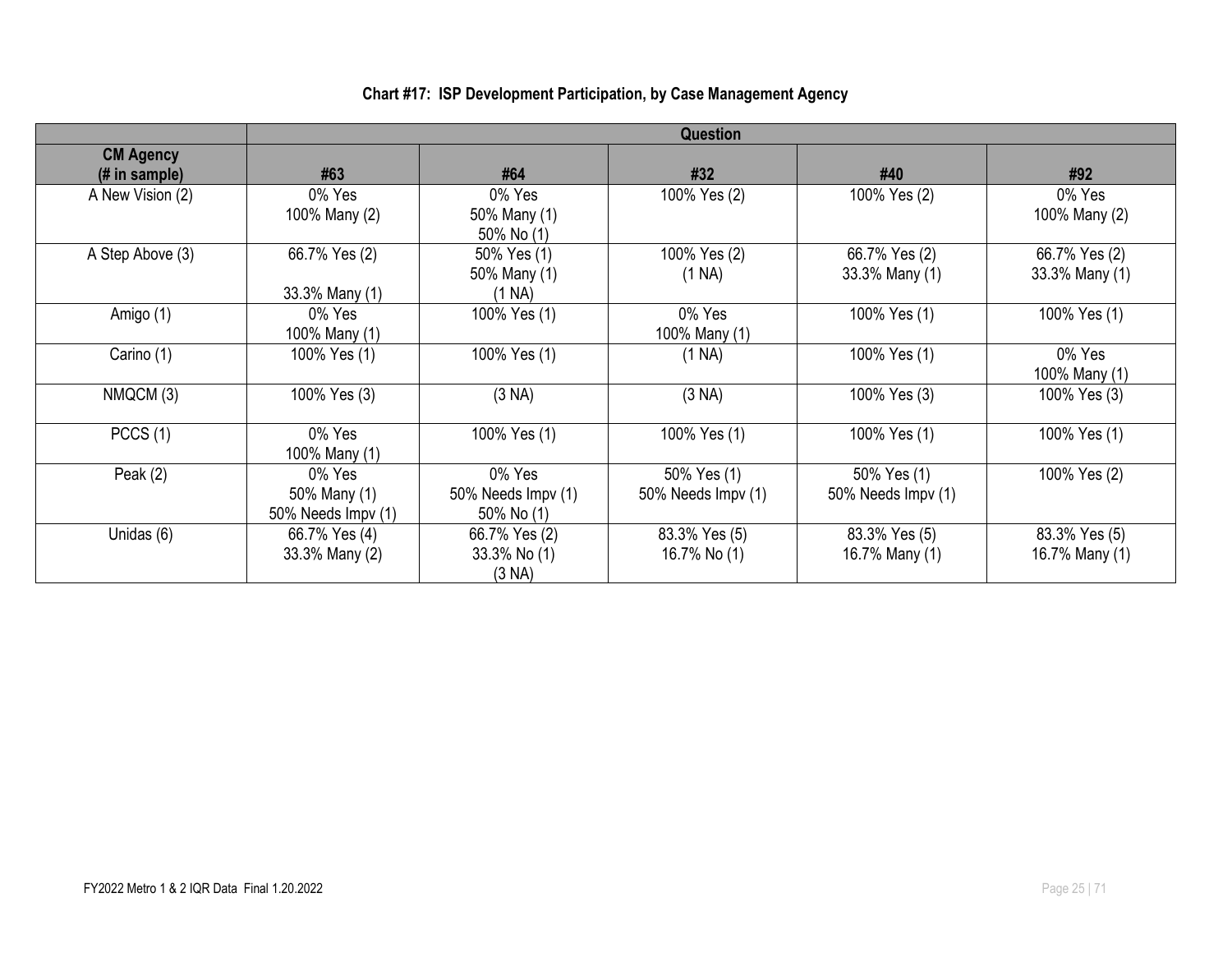**Chart #17: ISP Development Participation, by Case Management Agency**

| | Question | | | | |
|---|---|---|---|---|---|
| **CM Agency (# in sample)** | **#63** | **#64** | **#32** | **#40** | **#92** |
| A New Vision (2) | 0% Yes<br>100% Many (2) | 0% Yes<br>50% Many (1)<br>50% No (1) | 100% Yes (2) | 100% Yes (2) | 0% Yes<br>100% Many (2) |
| A Step Above (3) | 66.7% Yes (2)<br><br>33.3% Many (1) | 50% Yes (1)<br>50% Many (1)<br>(1 NA) | 100% Yes (2)<br>(1 NA) | 66.7% Yes (2)<br>33.3% Many (1) | 66.7% Yes (2)<br>33.3% Many (1) |
| Amigo (1) | 0% Yes<br>100% Many (1) | 100% Yes (1) | 0% Yes<br>100% Many (1) | 100% Yes (1) | 100% Yes (1) |
| Carino (1) | 100% Yes (1) | 100% Yes (1) | (1 NA) | 100% Yes (1) | 0% Yes<br>100% Many (1) |
| NMQCM (3) | 100% Yes (3) | (3 NA) | (3 NA) | 100% Yes (3) | 100% Yes (3) |
| PCCS (1) | 0% Yes<br>100% Many (1) | 100% Yes (1) | 100% Yes (1) | 100% Yes (1) | 100% Yes (1) |
| Peak (2) | 0% Yes<br>50% Many (1)<br>50% Needs Impv (1) | 0% Yes<br>50% Needs Impv (1)<br>50% No (1) | 50% Yes (1)<br>50% Needs Impv (1) | 50% Yes (1)<br>50% Needs Impv (1) | 100% Yes (2) |
| Unidas (6) | 66.7% Yes (4)<br>33.3% Many (2) | 66.7% Yes (2)<br>33.3% No (1)<br>(3 NA) | 83.3% Yes (5)<br>16.7% No (1) | 83.3% Yes (5)<br>16.7% Many (1) | 83.3% Yes (5)<br>16.7% Many (1) |

FY2022 Metro 1 & 2 IQR Data Final 1.20.2022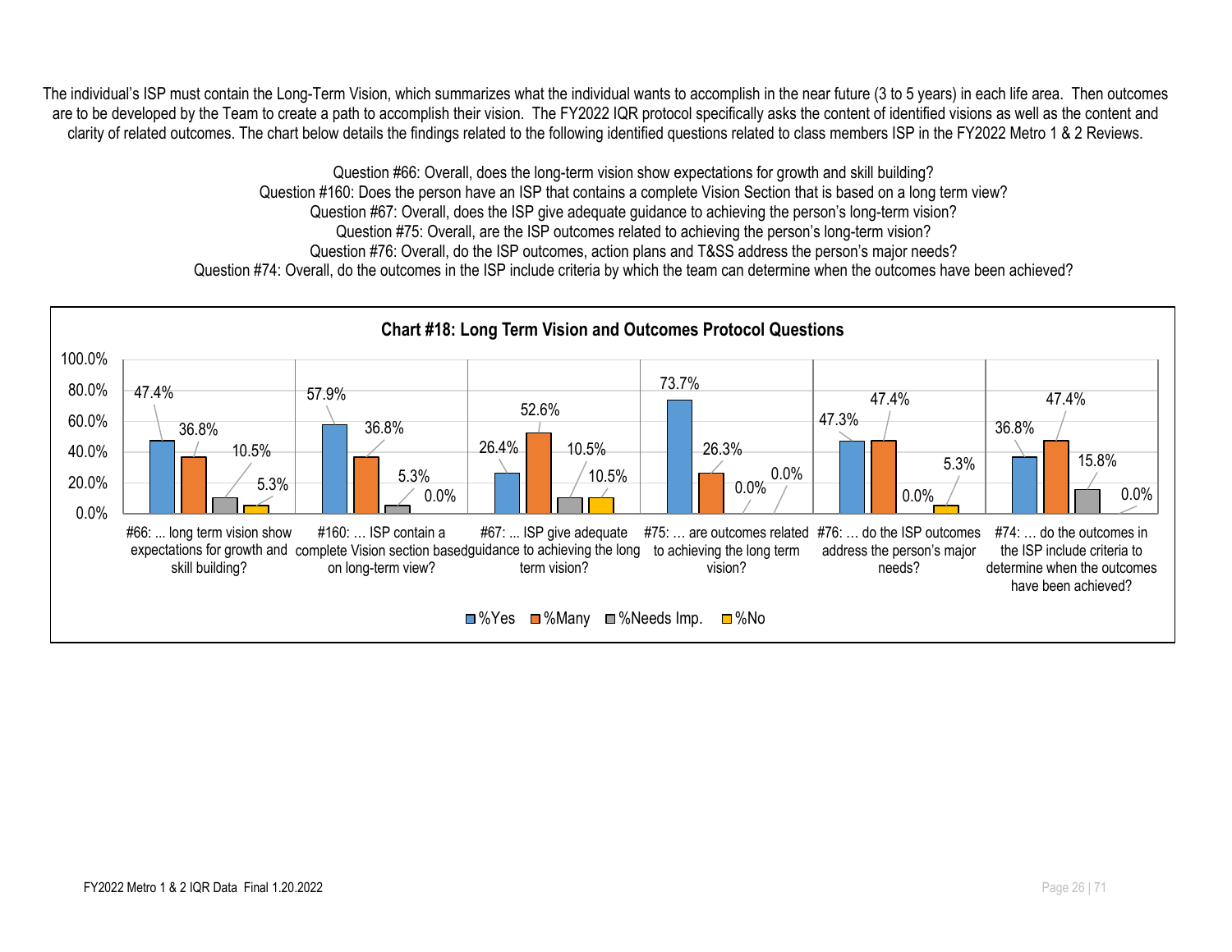The individual's ISP must contain the Long-Term Vision, which summarizes what the individual wants to accomplish in the near future (3 to 5 years) in each life area. Then outcomes are to be developed by the Team to create a path to accomplish their vision. The FY2022 IQR protocol specifically asks the content of identified visions as well as the content and clarity of related outcomes. The chart below details the findings related to the following identified questions related to class members ISP in the FY2022 Metro 1 & 2 Reviews.

Question #66: Overall, does the long-term vision show expectations for growth and skill building?
Question #160: Does the person have an ISP that contains a complete Vision Section that is based on a long term view?
Question #67: Overall, does the ISP give adequate guidance to achieving the person's long-term vision?
Question #75: Overall, are the ISP outcomes related to achieving the person's long-term vision?
Question #76: Overall, do the ISP outcomes, action plans and T&SS address the person's major needs?
Question #74: Overall, do the outcomes in the ISP include criteria by which the team can determine when the outcomes have been achieved?

**Chart #18: Long Term Vision and Outcomes Protocol Questions**

| Question | %Yes | %Many | %Needs Imp. | %No |
|---|---|---|---|---|
| #66: ... long term vision show expectations for growth and skill building? | 47.4% | 36.8% | 10.5% | 5.3% |
| #160: … ISP contain a complete Vision section based on long-term view? | 57.9% | 36.8% | 5.3% | 0.0% |
| #67: ... ISP give adequate guidance to achieving the long term vision? | 26.4% | 52.6% | 10.5% | 10.5% |
| #75: … are outcomes related to achieving the long term vision? | 73.7% | 26.3% | 0.0% | 0.0% |
| #76: … do the ISP outcomes address the person's major needs? | 47.3% | 47.4% | 0.0% | 5.3% |
| #74: … do the outcomes in the ISP include criteria to determine when the outcomes have been achieved? | 36.8% | 47.4% | 15.8% | 0.0% |

FY2022 Metro 1 & 2 IQR Data Final 1.20.2022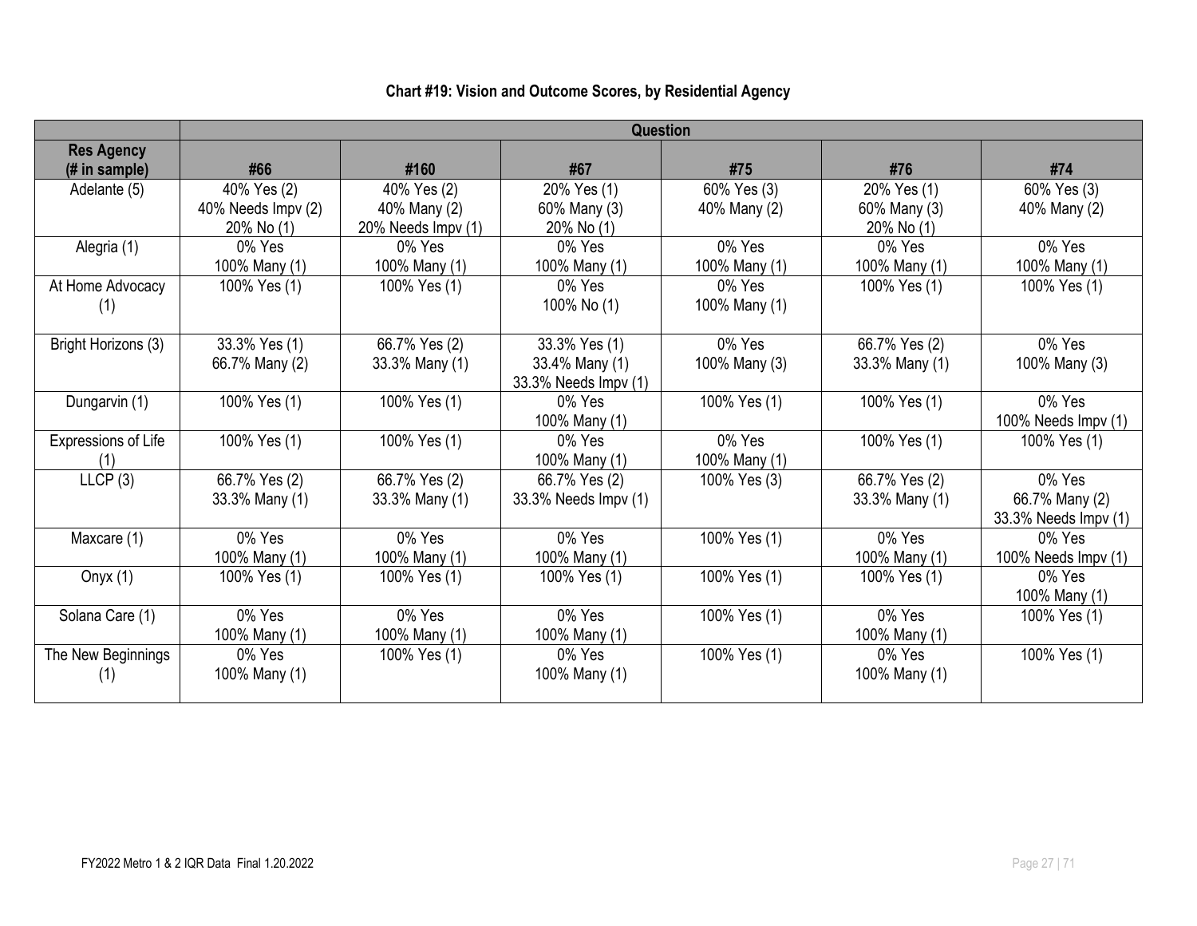**Chart #19: Vision and Outcome Scores, by Residential Agency**

| | Question | | | | | |
|---|---|---|---|---|---|---|
| **Res Agency (# in sample)** | **#66** | **#160** | **#67** | **#75** | **#76** | **#74** |
| Adelante (5) | 40% Yes (2)<br>40% Needs Impv (2)<br>20% No (1) | 40% Yes (2)<br>40% Many (2)<br>20% Needs Impv (1) | 20% Yes (1)<br>60% Many (3)<br>20% No (1) | 60% Yes (3)<br>40% Many (2) | 20% Yes (1)<br>60% Many (3)<br>20% No (1) | 60% Yes (3)<br>40% Many (2) |
| Alegria (1) | 0% Yes<br>100% Many (1) | 0% Yes<br>100% Many (1) | 0% Yes<br>100% Many (1) | 0% Yes<br>100% Many (1) | 0% Yes<br>100% Many (1) | 0% Yes<br>100% Many (1) |
| At Home Advocacy (1) | 100% Yes (1) | 100% Yes (1) | 0% Yes<br>100% No (1) | 0% Yes<br>100% Many (1) | 100% Yes (1) | 100% Yes (1) |
| Bright Horizons (3) | 33.3% Yes (1)<br>66.7% Many (2) | 66.7% Yes (2)<br>33.3% Many (1) | 33.3% Yes (1)<br>33.4% Many (1)<br>33.3% Needs Impv (1) | 0% Yes<br>100% Many (3) | 66.7% Yes (2)<br>33.3% Many (1) | 0% Yes<br>100% Many (3) |
| Dungarvin (1) | 100% Yes (1) | 100% Yes (1) | 0% Yes<br>100% Many (1) | 100% Yes (1) | 100% Yes (1) | 0% Yes<br>100% Needs Impv (1) |
| Expressions of Life (1) | 100% Yes (1) | 100% Yes (1) | 0% Yes<br>100% Many (1) | 0% Yes<br>100% Many (1) | 100% Yes (1) | 100% Yes (1) |
| LLCP (3) | 66.7% Yes (2)<br>33.3% Many (1) | 66.7% Yes (2)<br>33.3% Many (1) | 66.7% Yes (2)<br>33.3% Needs Impv (1) | 100% Yes (3) | 66.7% Yes (2)<br>33.3% Many (1) | 0% Yes<br>66.7% Many (2)<br>33.3% Needs Impv (1) |
| Maxcare (1) | 0% Yes<br>100% Many (1) | 0% Yes<br>100% Many (1) | 0% Yes<br>100% Many (1) | 100% Yes (1) | 0% Yes<br>100% Many (1) | 0% Yes<br>100% Needs Impv (1) |
| Onyx (1) | 100% Yes (1) | 100% Yes (1) | 100% Yes (1) | 100% Yes (1) | 100% Yes (1) | 0% Yes<br>100% Many (1) |
| Solana Care (1) | 0% Yes<br>100% Many (1) | 0% Yes<br>100% Many (1) | 0% Yes<br>100% Many (1) | 100% Yes (1) | 0% Yes<br>100% Many (1) | 100% Yes (1) |
| The New Beginnings (1) | 0% Yes<br>100% Many (1) | 100% Yes (1) | 0% Yes<br>100% Many (1) | 100% Yes (1) | 0% Yes<br>100% Many (1) | 100% Yes (1) |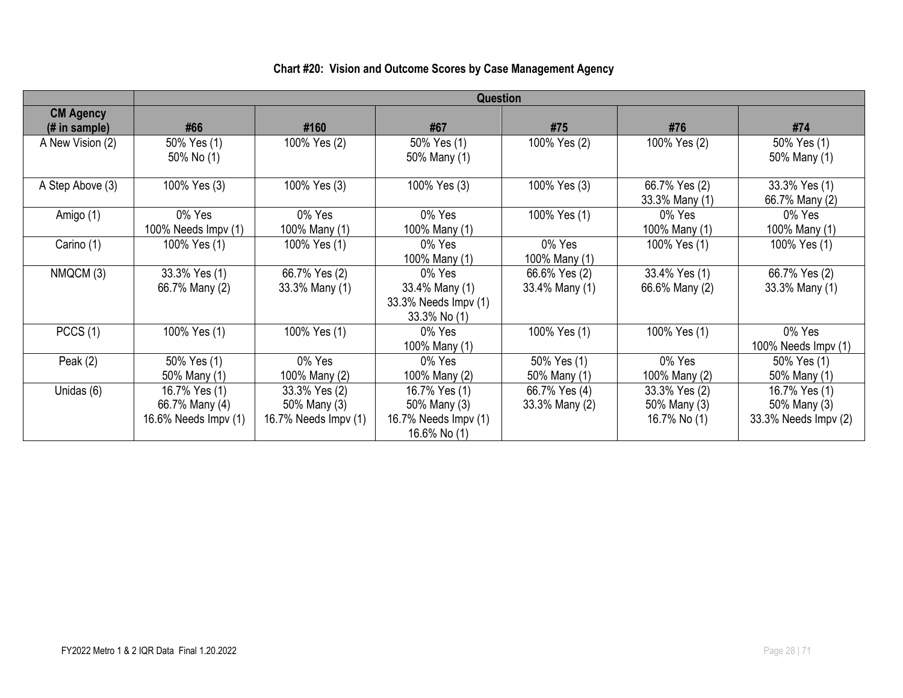**Chart #20: Vision and Outcome Scores by Case Management Agency**

| CM Agency (# in sample) | Question | | | | | |
|---|---|---|---|---|---|---|
| | #66 | #160 | #67 | #75 | #76 | #74 |
| A New Vision (2) | 50% Yes (1)<br>50% No (1) | 100% Yes (2) | 50% Yes (1)<br>50% Many (1) | 100% Yes (2) | 100% Yes (2) | 50% Yes (1)<br>50% Many (1) |
| A Step Above (3) | 100% Yes (3) | 100% Yes (3) | 100% Yes (3) | 100% Yes (3) | 66.7% Yes (2)<br>33.3% Many (1) | 33.3% Yes (1)<br>66.7% Many (2) |
| Amigo (1) | 0% Yes<br>100% Needs Impv (1) | 0% Yes<br>100% Many (1) | 0% Yes<br>100% Many (1) | 100% Yes (1) | 0% Yes<br>100% Many (1) | 0% Yes<br>100% Many (1) |
| Carino (1) | 100% Yes (1) | 100% Yes (1) | 0% Yes<br>100% Many (1) | 0% Yes<br>100% Many (1) | 100% Yes (1) | 100% Yes (1) |
| NMQCM (3) | 33.3% Yes (1)<br>66.7% Many (2) | 66.7% Yes (2)<br>33.3% Many (1) | 0% Yes<br>33.4% Many (1)<br>33.3% Needs Impv (1)<br>33.3% No (1) | 66.6% Yes (2)<br>33.4% Many (1) | 33.4% Yes (1)<br>66.6% Many (2) | 66.7% Yes (2)<br>33.3% Many (1) |
| PCCS (1) | 100% Yes (1) | 100% Yes (1) | 0% Yes<br>100% Many (1) | 100% Yes (1) | 100% Yes (1) | 0% Yes<br>100% Needs Impv (1) |
| Peak (2) | 50% Yes (1)<br>50% Many (1) | 0% Yes<br>100% Many (2) | 0% Yes<br>100% Many (2) | 50% Yes (1)<br>50% Many (1) | 0% Yes<br>100% Many (2) | 50% Yes (1)<br>50% Many (1) |
| Unidas (6) | 16.7% Yes (1)<br>66.7% Many (4)<br>16.6% Needs Impv (1) | 33.3% Yes (2)<br>50% Many (3)<br>16.7% Needs Impv (1) | 16.7% Yes (1)<br>50% Many (3)<br>16.7% Needs Impv (1)<br>16.6% No (1) | 66.7% Yes (4)<br>33.3% Many (2) | 33.3% Yes (2)<br>50% Many (3)<br>16.7% No (1) | 16.7% Yes (1)<br>50% Many (3)<br>33.3% Needs Impv (2) |

FY2022 Metro 1 & 2 IQR Data Final 1.20.2022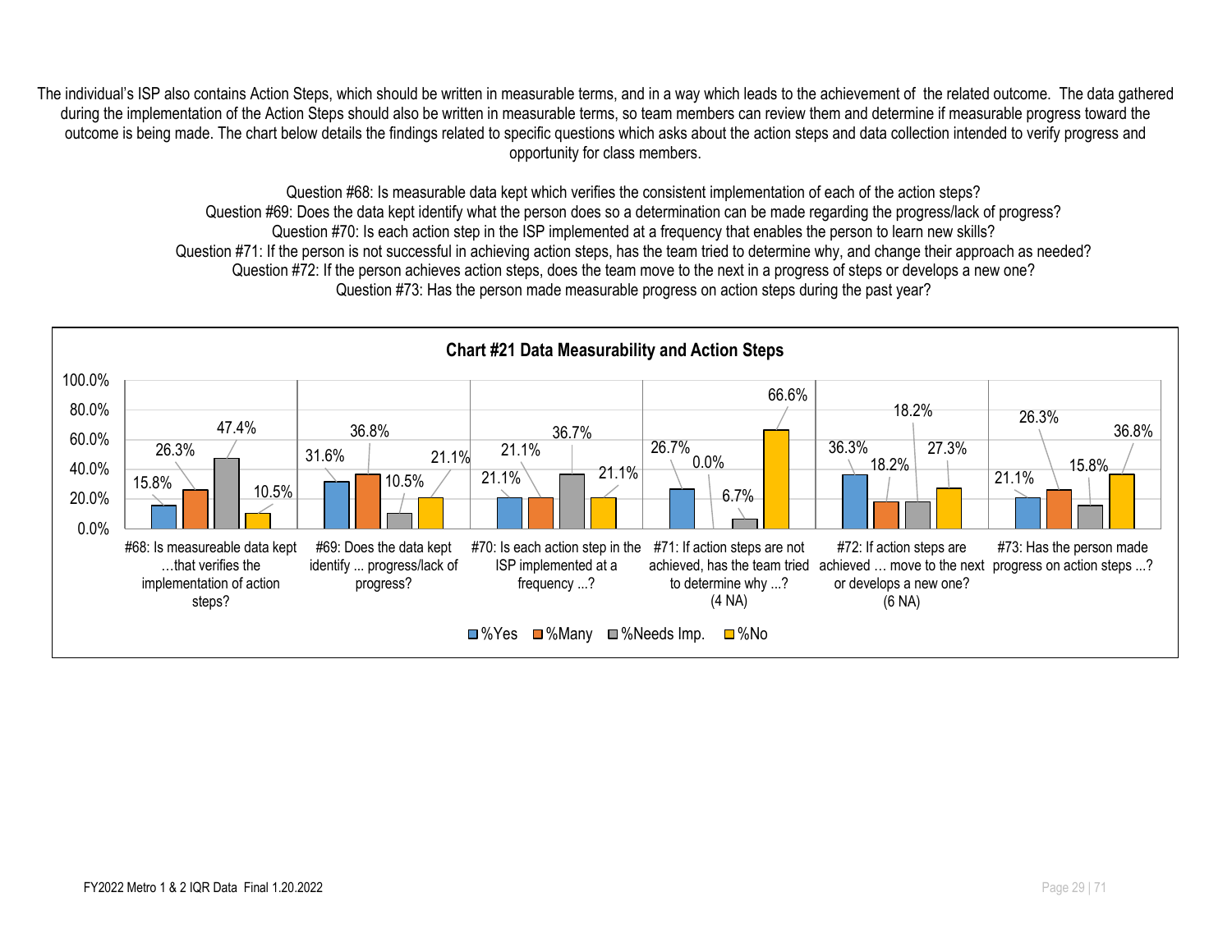The individual's ISP also contains Action Steps, which should be written in measurable terms, and in a way which leads to the achievement of the related outcome. The data gathered during the implementation of the Action Steps should also be written in measurable terms, so team members can review them and determine if measurable progress toward the outcome is being made. The chart below details the findings related to specific questions which asks about the action steps and data collection intended to verify progress and opportunity for class members.

Question #68: Is measurable data kept which verifies the consistent implementation of each of the action steps?
Question #69: Does the data kept identify what the person does so a determination can be made regarding the progress/lack of progress?
Question #70: Is each action step in the ISP implemented at a frequency that enables the person to learn new skills?
Question #71: If the person is not successful in achieving action steps, has the team tried to determine why, and change their approach as needed?
Question #72: If the person achieves action steps, does the team move to the next in a progress of steps or develops a new one?
Question #73: Has the person made measurable progress on action steps during the past year?

**Chart #21 Data Measurability and Action Steps**

| Question | %Yes | %Many | %Needs Imp. | %No |
|---|---|---|---|---|
| #68: Is measureable data kept …that verifies the implementation of action steps? | 15.8% | 26.3% | 47.4% | 10.5% |
| #69: Does the data kept identify ... progress/lack of progress? | 31.6% | 36.8% | 10.5% | 21.1% |
| #70: Is each action step in the ISP implemented at a frequency ...? | 21.1% | 21.1% | 36.7% | 21.1% |
| #71: If action steps are not achieved, has the team tried to determine why ...? (4 NA) | 26.7% | 0.0% | 6.7% | 66.6% |
| #72: If action steps are achieved … move to the next or develops a new one? (6 NA) | 36.3% | 18.2% | 18.2% | 27.3% |
| #73: Has the person made progress on action steps ...? | 21.1% | 26.3% | 15.8% | 36.8% |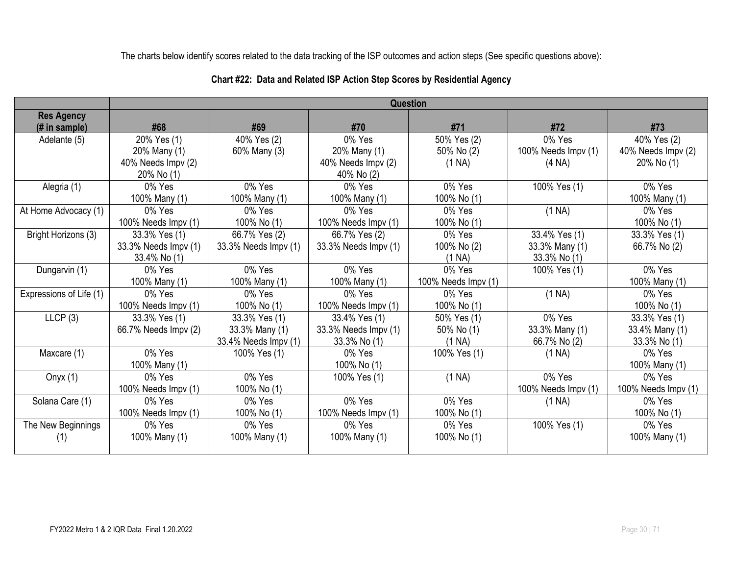The charts below identify scores related to the data tracking of the ISP outcomes and action steps (See specific questions above):

**Chart #22: Data and Related ISP Action Step Scores by Residential Agency**

| | Question | | | | | |
|---|---|---|---|---|---|---|
| **Res Agency (# in sample)** | **#68** | **#69** | **#70** | **#71** | **#72** | **#73** |
| Adelante (5) | 20% Yes (1)<br>20% Many (1)<br>40% Needs Impv (2)<br>20% No (1) | 40% Yes (2)<br>60% Many (3) | 0% Yes<br>20% Many (1)<br>40% Needs Impv (2)<br>40% No (2) | 50% Yes (2)<br>50% No (2)<br>(1 NA) | 0% Yes<br>100% Needs Impv (1)<br>(4 NA) | 40% Yes (2)<br>40% Needs Impv (2)<br>20% No (1) |
| Alegria (1) | 0% Yes<br>100% Many (1) | 0% Yes<br>100% Many (1) | 0% Yes<br>100% Many (1) | 0% Yes<br>100% No (1) | 100% Yes (1) | 0% Yes<br>100% Many (1) |
| At Home Advocacy (1) | 0% Yes<br>100% Needs Impv (1) | 0% Yes<br>100% No (1) | 0% Yes<br>100% Needs Impv (1) | 0% Yes<br>100% No (1) | (1 NA) | 0% Yes<br>100% No (1) |
| Bright Horizons (3) | 33.3% Yes (1)<br>33.3% Needs Impv (1)<br>33.4% No (1) | 66.7% Yes (2)<br>33.3% Needs Impv (1) | 66.7% Yes (2)<br>33.3% Needs Impv (1) | 0% Yes<br>100% No (2)<br>(1 NA) | 33.4% Yes (1)<br>33.3% Many (1)<br>33.3% No (1) | 33.3% Yes (1)<br>66.7% No (2) |
| Dungarvin (1) | 0% Yes<br>100% Many (1) | 0% Yes<br>100% Many (1) | 0% Yes<br>100% Many (1) | 0% Yes<br>100% Needs Impv (1) | 100% Yes (1) | 0% Yes<br>100% Many (1) |
| Expressions of Life (1) | 0% Yes<br>100% Needs Impv (1) | 0% Yes<br>100% No (1) | 0% Yes<br>100% Needs Impv (1) | 0% Yes<br>100% No (1) | (1 NA) | 0% Yes<br>100% No (1) |
| LLCP (3) | 33.3% Yes (1)<br>66.7% Needs Impv (2) | 33.3% Yes (1)<br>33.3% Many (1)<br>33.4% Needs Impv (1) | 33.4% Yes (1)<br>33.3% Needs Impv (1)<br>33.3% No (1) | 50% Yes (1)<br>50% No (1)<br>(1 NA) | 0% Yes<br>33.3% Many (1)<br>66.7% No (2) | 33.3% Yes (1)<br>33.4% Many (1)<br>33.3% No (1) |
| Maxcare (1) | 0% Yes<br>100% Many (1) | 100% Yes (1) | 0% Yes<br>100% No (1) | 100% Yes (1) | (1 NA) | 0% Yes<br>100% Many (1) |
| Onyx (1) | 0% Yes<br>100% Needs Impv (1) | 0% Yes<br>100% No (1) | 100% Yes (1) | (1 NA) | 0% Yes<br>100% Needs Impv (1) | 0% Yes<br>100% Needs Impv (1) |
| Solana Care (1) | 0% Yes<br>100% Needs Impv (1) | 0% Yes<br>100% No (1) | 0% Yes<br>100% Needs Impv (1) | 0% Yes<br>100% No (1) | (1 NA) | 0% Yes<br>100% No (1) |
| The New Beginnings (1) | 0% Yes<br>100% Many (1) | 0% Yes<br>100% Many (1) | 0% Yes<br>100% Many (1) | 0% Yes<br>100% No (1) | 100% Yes (1) | 0% Yes<br>100% Many (1) |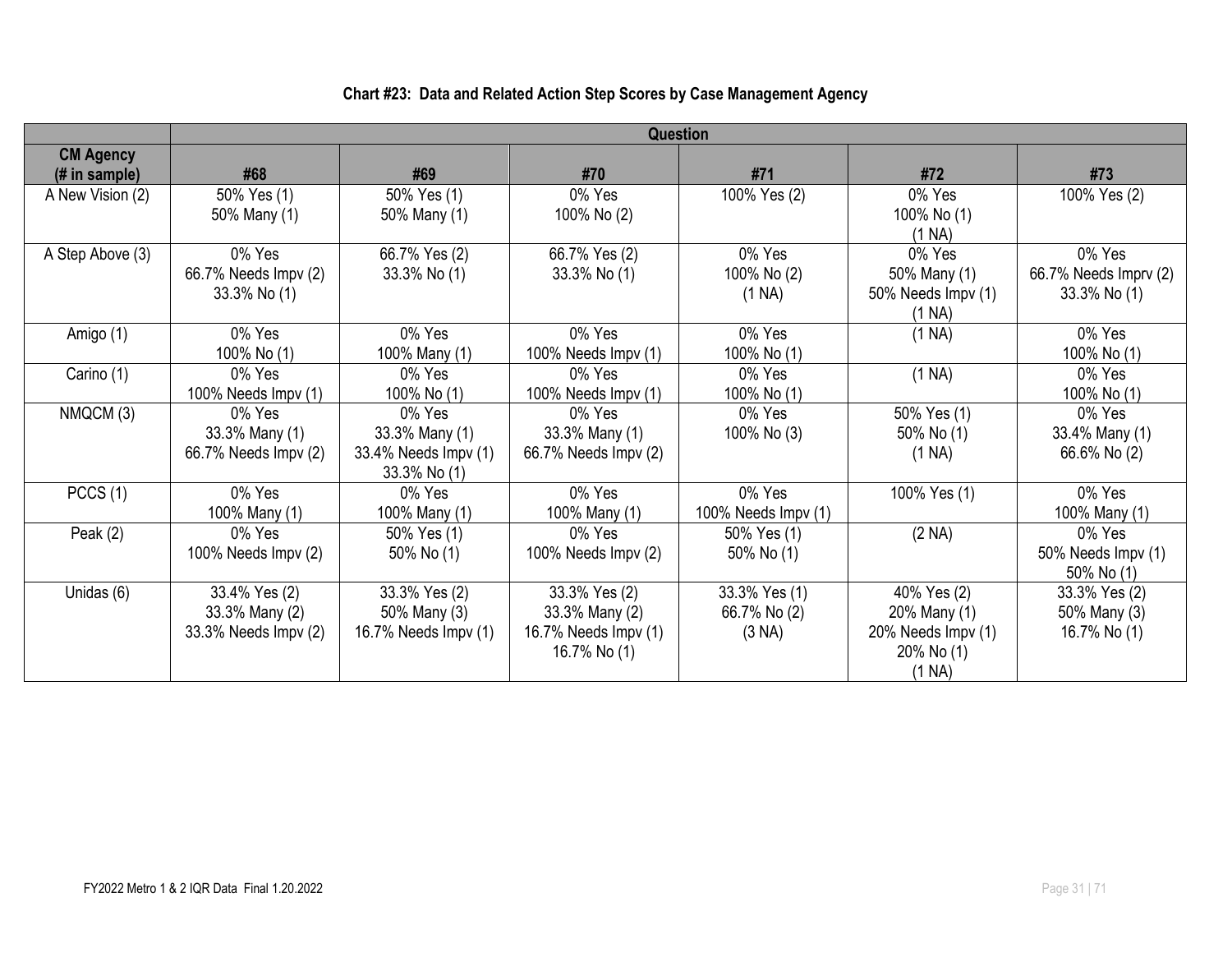**Chart #23: Data and Related Action Step Scores by Case Management Agency**

| | Question | | | | | |
|---|---|---|---|---|---|---|
| **CM Agency (# in sample)** | **#68** | **#69** | **#70** | **#71** | **#72** | **#73** |
| A New Vision (2) | 50% Yes (1)<br>50% Many (1) | 50% Yes (1)<br>50% Many (1) | 0% Yes<br>100% No (2) | 100% Yes (2) | 0% Yes<br>100% No (1)<br>(1 NA) | 100% Yes (2) |
| A Step Above (3) | 0% Yes<br>66.7% Needs Impv (2)<br>33.3% No (1) | 66.7% Yes (2)<br>33.3% No (1) | 66.7% Yes (2)<br>33.3% No (1) | 0% Yes<br>100% No (2)<br>(1 NA) | 0% Yes<br>50% Many (1)<br>50% Needs Impv (1)<br>(1 NA) | 0% Yes<br>66.7% Needs Imprv (2)<br>33.3% No (1) |
| Amigo (1) | 0% Yes<br>100% No (1) | 0% Yes<br>100% Many (1) | 0% Yes<br>100% Needs Impv (1) | 0% Yes<br>100% No (1) | (1 NA) | 0% Yes<br>100% No (1) |
| Carino (1) | 0% Yes<br>100% Needs Impv (1) | 0% Yes<br>100% No (1) | 0% Yes<br>100% Needs Impv (1) | 0% Yes<br>100% No (1) | (1 NA) | 0% Yes<br>100% No (1) |
| NMQCM (3) | 0% Yes<br>33.3% Many (1)<br>66.7% Needs Impv (2) | 0% Yes<br>33.3% Many (1)<br>33.4% Needs Impv (1)<br>33.3% No (1) | 0% Yes<br>33.3% Many (1)<br>66.7% Needs Impv (2) | 0% Yes<br>100% No (3) | 50% Yes (1)<br>50% No (1)<br>(1 NA) | 0% Yes<br>33.4% Many (1)<br>66.6% No (2) |
| PCCS (1) | 0% Yes<br>100% Many (1) | 0% Yes<br>100% Many (1) | 0% Yes<br>100% Many (1) | 0% Yes<br>100% Needs Impv (1) | 100% Yes (1) | 0% Yes<br>100% Many (1) |
| Peak (2) | 0% Yes<br>100% Needs Impv (2) | 50% Yes (1)<br>50% No (1) | 0% Yes<br>100% Needs Impv (2) | 50% Yes (1)<br>50% No (1) | (2 NA) | 0% Yes<br>50% Needs Impv (1)<br>50% No (1) |
| Unidas (6) | 33.4% Yes (2)<br>33.3% Many (2)<br>33.3% Needs Impv (2) | 33.3% Yes (2)<br>50% Many (3)<br>16.7% Needs Impv (1) | 33.3% Yes (2)<br>33.3% Many (2)<br>16.7% Needs Impv (1)<br>16.7% No (1) | 33.3% Yes (1)<br>66.7% No (2)<br>(3 NA) | 40% Yes (2)<br>20% Many (1)<br>20% Needs Impv (1)<br>20% No (1)<br>(1 NA) | 33.3% Yes (2)<br>50% Many (3)<br>16.7% No (1) |

FY2022 Metro 1 & 2 IQR Data Final 1.20.2022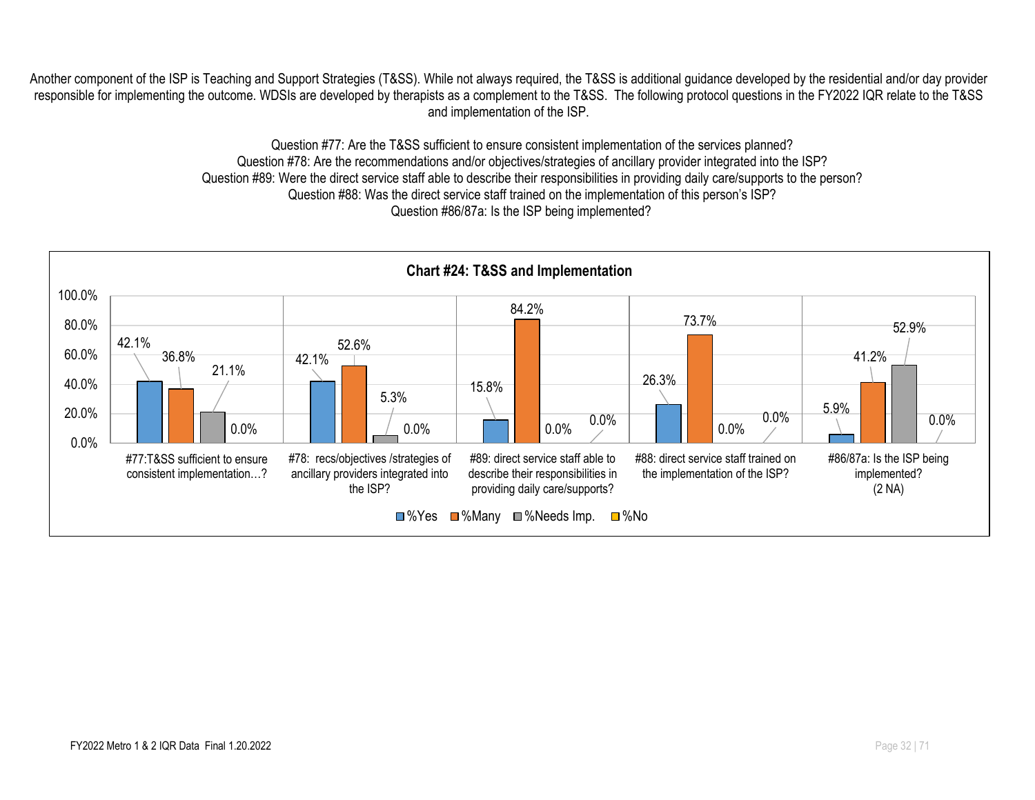Another component of the ISP is Teaching and Support Strategies (T&SS). While not always required, the T&SS is additional guidance developed by the residential and/or day provider responsible for implementing the outcome. WDSIs are developed by therapists as a complement to the T&SS. The following protocol questions in the FY2022 IQR relate to the T&SS and implementation of the ISP.

Question #77: Are the T&SS sufficient to ensure consistent implementation of the services planned?
Question #78: Are the recommendations and/or objectives/strategies of ancillary provider integrated into the ISP?
Question #89: Were the direct service staff able to describe their responsibilities in providing daily care/supports to the person?
Question #88: Was the direct service staff trained on the implementation of this person's ISP?
Question #86/87a: Is the ISP being implemented?

**Chart #24: T&SS and Implementation**

| | %Yes | %Many | %Needs Imp. | %No |
|---|---|---|---|---|
| #77:T&SS sufficient to ensure consistent implementation…? | 42.1% | 36.8% | 21.1% | 0.0% |
| #78: recs/objectives /strategies of ancillary providers integrated into the ISP? | 42.1% | 52.6% | 5.3% | 0.0% |
| #89: direct service staff able to describe their responsibilities in providing daily care/supports? | 15.8% | 84.2% | 0.0% | 0.0% |
| #88: direct service staff trained on the implementation of the ISP? | 26.3% | 73.7% | 0.0% | 0.0% |
| #86/87a: Is the ISP being implemented? (2 NA) | 5.9% | 41.2% | 52.9% | 0.0% |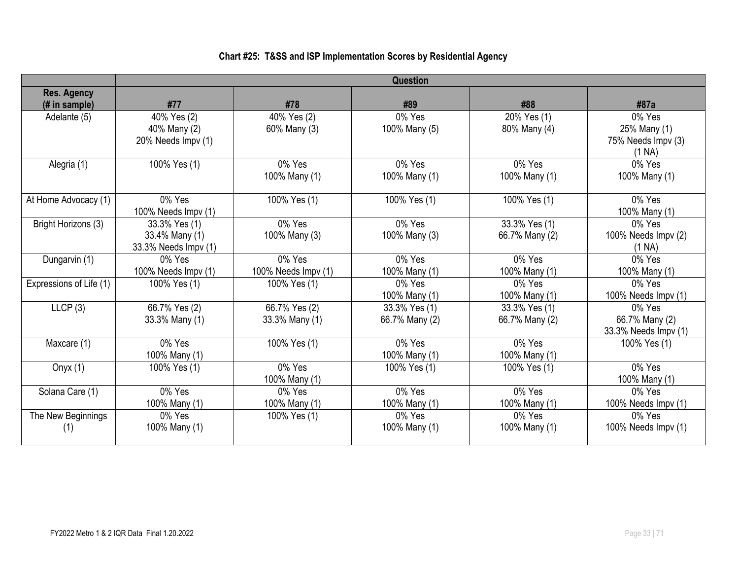## Chart #25: T&SS and ISP Implementation Scores by Residential Agency

| | Question | | | | |
|---|---|---|---|---|---|
| **Res. Agency (# in sample)** | **#77** | **#78** | **#89** | **#88** | **#87a** |
| Adelante (5) | 40% Yes (2)<br>40% Many (2)<br>20% Needs Impv (1) | 40% Yes (2)<br>60% Many (3) | 0% Yes<br>100% Many (5) | 20% Yes (1)<br>80% Many (4) | 0% Yes<br>25% Many (1)<br>75% Needs Impv (3)<br>(1 NA) |
| Alegria (1) | 100% Yes (1) | 0% Yes<br>100% Many (1) | 0% Yes<br>100% Many (1) | 0% Yes<br>100% Many (1) | 0% Yes<br>100% Many (1) |
| At Home Advocacy (1) | 0% Yes<br>100% Needs Impv (1) | 100% Yes (1) | 100% Yes (1) | 100% Yes (1) | 0% Yes<br>100% Many (1) |
| Bright Horizons (3) | 33.3% Yes (1)<br>33.4% Many (1)<br>33.3% Needs Impv (1) | 0% Yes<br>100% Many (3) | 0% Yes<br>100% Many (3) | 33.3% Yes (1)<br>66.7% Many (2) | 0% Yes<br>100% Needs Impv (2)<br>(1 NA) |
| Dungarvin (1) | 0% Yes<br>100% Needs Impv (1) | 0% Yes<br>100% Needs Impv (1) | 0% Yes<br>100% Many (1) | 0% Yes<br>100% Many (1) | 0% Yes<br>100% Many (1) |
| Expressions of Life (1) | 100% Yes (1) | 100% Yes (1) | 0% Yes<br>100% Many (1) | 0% Yes<br>100% Many (1) | 0% Yes<br>100% Needs Impv (1) |
| LLCP (3) | 66.7% Yes (2)<br>33.3% Many (1) | 66.7% Yes (2)<br>33.3% Many (1) | 33.3% Yes (1)<br>66.7% Many (2) | 33.3% Yes (1)<br>66.7% Many (2) | 0% Yes<br>66.7% Many (2)<br>33.3% Needs Impv (1) |
| Maxcare (1) | 0% Yes<br>100% Many (1) | 100% Yes (1) | 0% Yes<br>100% Many (1) | 0% Yes<br>100% Many (1) | 100% Yes (1) |
| Onyx (1) | 100% Yes (1) | 0% Yes<br>100% Many (1) | 100% Yes (1) | 100% Yes (1) | 0% Yes<br>100% Many (1) |
| Solana Care (1) | 0% Yes<br>100% Many (1) | 0% Yes<br>100% Many (1) | 0% Yes<br>100% Many (1) | 0% Yes<br>100% Many (1) | 0% Yes<br>100% Needs Impv (1) |
| The New Beginnings (1) | 0% Yes<br>100% Many (1) | 100% Yes (1) | 0% Yes<br>100% Many (1) | 0% Yes<br>100% Many (1) | 0% Yes<br>100% Needs Impv (1) |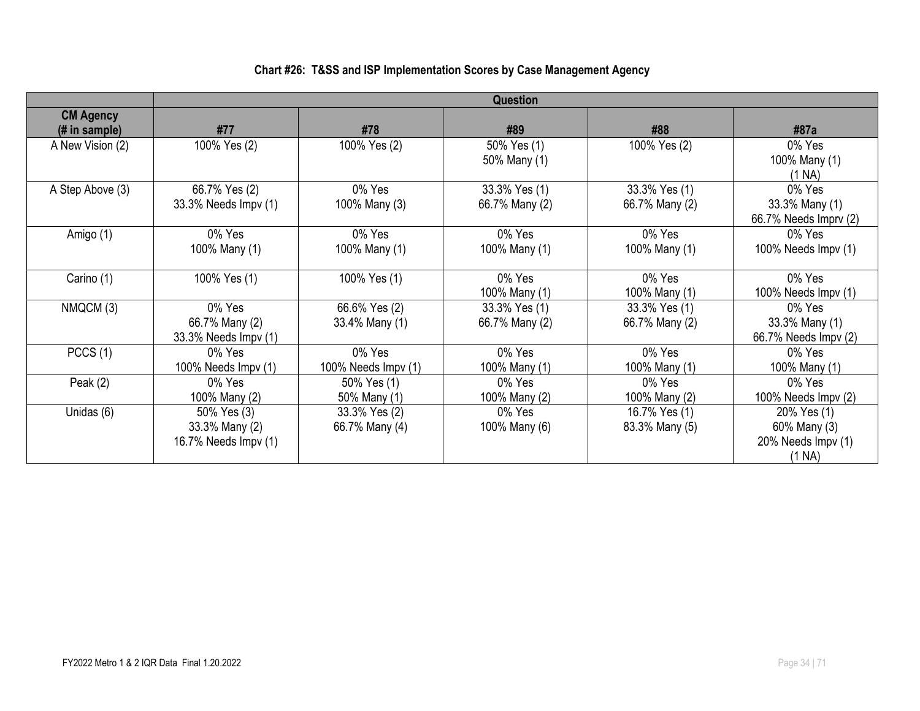**Chart #26: T&SS and ISP Implementation Scores by Case Management Agency**

| | Question | | | | |
|---|---|---|---|---|---|
| **CM Agency (# in sample)** | **#77** | **#78** | **#89** | **#88** | **#87a** |
| A New Vision (2) | 100% Yes (2) | 100% Yes (2) | 50% Yes (1)<br>50% Many (1) | 100% Yes (2) | 0% Yes<br>100% Many (1)<br>(1 NA) |
| A Step Above (3) | 66.7% Yes (2)<br>33.3% Needs Impv (1) | 0% Yes<br>100% Many (3) | 33.3% Yes (1)<br>66.7% Many (2) | 33.3% Yes (1)<br>66.7% Many (2) | 0% Yes<br>33.3% Many (1)<br>66.7% Needs Imprv (2) |
| Amigo (1) | 0% Yes<br>100% Many (1) | 0% Yes<br>100% Many (1) | 0% Yes<br>100% Many (1) | 0% Yes<br>100% Many (1) | 0% Yes<br>100% Needs Impv (1) |
| Carino (1) | 100% Yes (1) | 100% Yes (1) | 0% Yes<br>100% Many (1) | 0% Yes<br>100% Many (1) | 0% Yes<br>100% Needs Impv (1) |
| NMQCM (3) | 0% Yes<br>66.7% Many (2)<br>33.3% Needs Impv (1) | 66.6% Yes (2)<br>33.4% Many (1) | 33.3% Yes (1)<br>66.7% Many (2) | 33.3% Yes (1)<br>66.7% Many (2) | 0% Yes<br>33.3% Many (1)<br>66.7% Needs Impv (2) |
| PCCS (1) | 0% Yes<br>100% Needs Impv (1) | 0% Yes<br>100% Needs Impv (1) | 0% Yes<br>100% Many (1) | 0% Yes<br>100% Many (1) | 0% Yes<br>100% Many (1) |
| Peak (2) | 0% Yes<br>100% Many (2) | 50% Yes (1)<br>50% Many (1) | 0% Yes<br>100% Many (2) | 0% Yes<br>100% Many (2) | 0% Yes<br>100% Needs Impv (2) |
| Unidas (6) | 50% Yes (3)<br>33.3% Many (2)<br>16.7% Needs Impv (1) | 33.3% Yes (2)<br>66.7% Many (4) | 0% Yes<br>100% Many (6) | 16.7% Yes (1)<br>83.3% Many (5) | 20% Yes (1)<br>60% Many (3)<br>20% Needs Impv (1)<br>(1 NA) |

FY2022 Metro 1 & 2 IQR Data Final 1.20.2022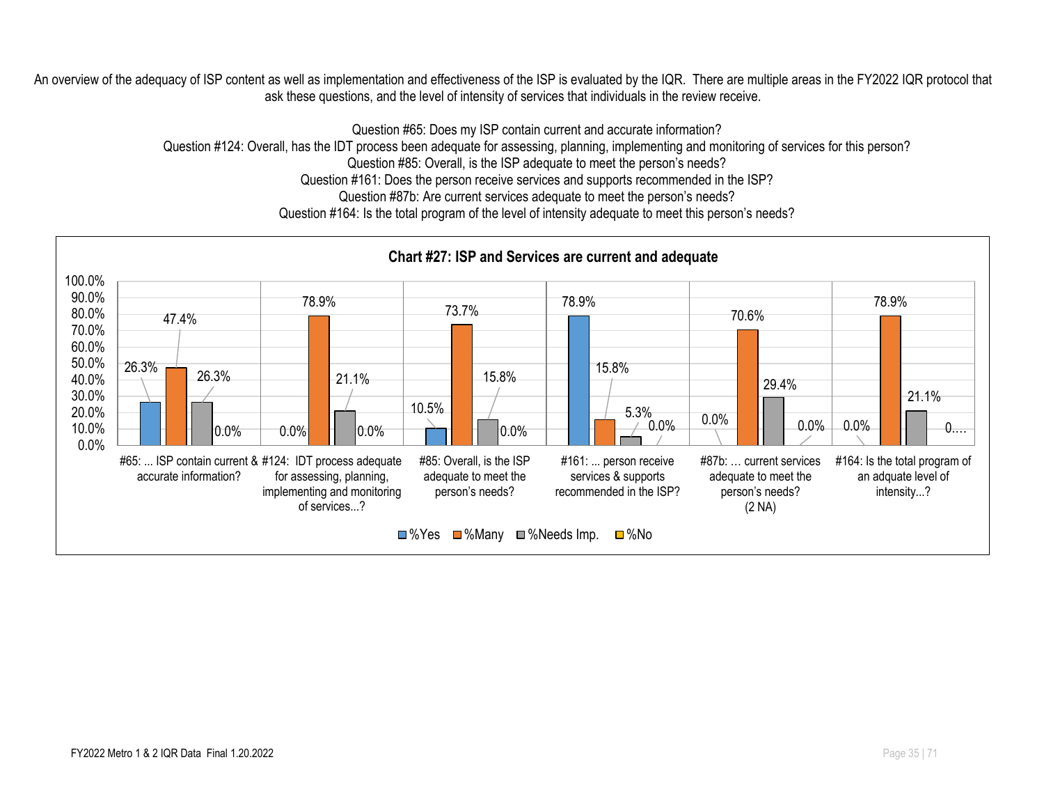An overview of the adequacy of ISP content as well as implementation and effectiveness of the ISP is evaluated by the IQR. There are multiple areas in the FY2022 IQR protocol that ask these questions, and the level of intensity of services that individuals in the review receive.

Question #65: Does my ISP contain current and accurate information?
Question #124: Overall, has the IDT process been adequate for assessing, planning, implementing and monitoring of services for this person?
Question #85: Overall, is the ISP adequate to meet the person's needs?
Question #161: Does the person receive services and supports recommended in the ISP?
Question #87b: Are current services adequate to meet the person's needs?
Question #164: Is the total program of the level of intensity adequate to meet this person's needs?

**Chart #27: ISP and Services are current and adequate**

| | %Yes | %Many | %Needs Imp. | %No |
|---|---|---|---|---|
| #65: ... ISP contain current & accurate information? | 26.3% | 47.4% | 26.3% | 0.0% |
| #124: IDT process adequate for assessing, planning, implementing and monitoring of services...? | 0.0% | 78.9% | 21.1% | 0.0% |
| #85: Overall, is the ISP adequate to meet the person's needs? | 10.5% | 73.7% | 15.8% | 0.0% |
| #161: ... person receive services & supports recommended in the ISP? | 78.9% | 15.8% | 5.3% | 0.0% |
| #87b: … current services adequate to meet the person's needs? (2 NA) | 0.0% | 70.6% | 29.4% | 0.0% |
| #164: Is the total program of an adquate level of intensity...? | 0.0% | 78.9% | 21.1% | 0.… |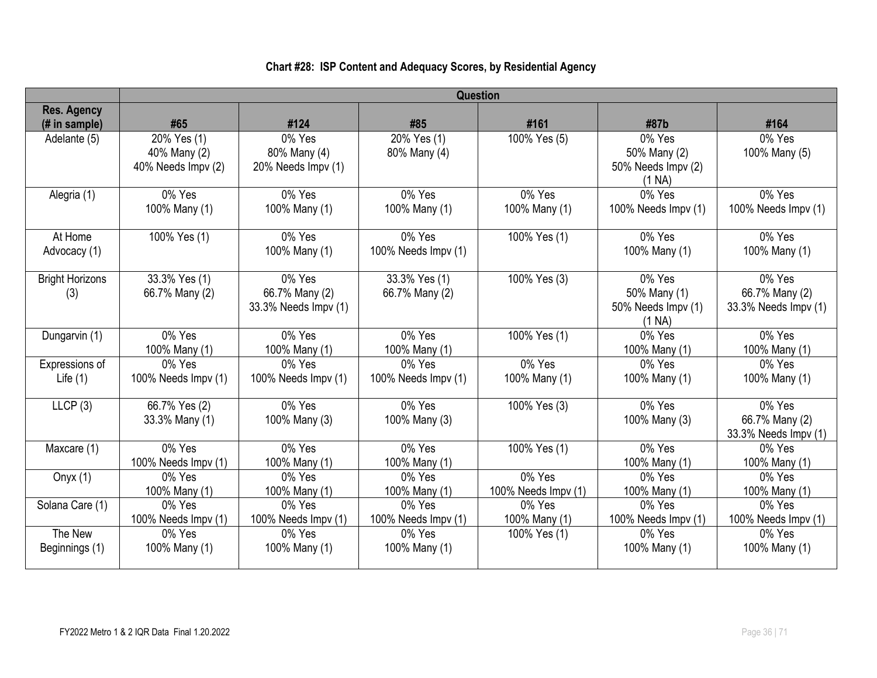## Chart #28: ISP Content and Adequacy Scores, by Residential Agency

| | Question | | | | | |
|---|---|---|---|---|---|---|
| Res. Agency (# in sample) | #65 | #124 | #85 | #161 | #87b | #164 |
| Adelante (5) | 20% Yes (1)<br>40% Many (2)<br>40% Needs Impv (2) | 0% Yes<br>80% Many (4)<br>20% Needs Impv (1) | 20% Yes (1)<br>80% Many (4) | 100% Yes (5) | 0% Yes<br>50% Many (2)<br>50% Needs Impv (2)<br>(1 NA) | 0% Yes<br>100% Many (5) |
| Alegria (1) | 0% Yes<br>100% Many (1) | 0% Yes<br>100% Many (1) | 0% Yes<br>100% Many (1) | 0% Yes<br>100% Many (1) | 0% Yes<br>100% Needs Impv (1) | 0% Yes<br>100% Needs Impv (1) |
| At Home Advocacy (1) | 100% Yes (1) | 0% Yes<br>100% Many (1) | 0% Yes<br>100% Needs Impv (1) | 100% Yes (1) | 0% Yes<br>100% Many (1) | 0% Yes<br>100% Many (1) |
| Bright Horizons (3) | 33.3% Yes (1)<br>66.7% Many (2) | 0% Yes<br>66.7% Many (2)<br>33.3% Needs Impv (1) | 33.3% Yes (1)<br>66.7% Many (2) | 100% Yes (3) | 0% Yes<br>50% Many (1)<br>50% Needs Impv (1)<br>(1 NA) | 0% Yes<br>66.7% Many (2)<br>33.3% Needs Impv (1) |
| Dungarvin (1) | 0% Yes<br>100% Many (1) | 0% Yes<br>100% Many (1) | 0% Yes<br>100% Many (1) | 100% Yes (1) | 0% Yes<br>100% Many (1) | 0% Yes<br>100% Many (1) |
| Expressions of Life (1) | 0% Yes<br>100% Needs Impv (1) | 0% Yes<br>100% Needs Impv (1) | 0% Yes<br>100% Needs Impv (1) | 0% Yes<br>100% Many (1) | 0% Yes<br>100% Many (1) | 0% Yes<br>100% Many (1) |
| LLCP (3) | 66.7% Yes (2)<br>33.3% Many (1) | 0% Yes<br>100% Many (3) | 0% Yes<br>100% Many (3) | 100% Yes (3) | 0% Yes<br>100% Many (3) | 0% Yes<br>66.7% Many (2)<br>33.3% Needs Impv (1) |
| Maxcare (1) | 0% Yes<br>100% Needs Impv (1) | 0% Yes<br>100% Many (1) | 0% Yes<br>100% Many (1) | 100% Yes (1) | 0% Yes<br>100% Many (1) | 0% Yes<br>100% Many (1) |
| Onyx (1) | 0% Yes<br>100% Many (1) | 0% Yes<br>100% Many (1) | 0% Yes<br>100% Many (1) | 0% Yes<br>100% Needs Impv (1) | 0% Yes<br>100% Many (1) | 0% Yes<br>100% Many (1) |
| Solana Care (1) | 0% Yes<br>100% Needs Impv (1) | 0% Yes<br>100% Needs Impv (1) | 0% Yes<br>100% Needs Impv (1) | 0% Yes<br>100% Many (1) | 0% Yes<br>100% Needs Impv (1) | 0% Yes<br>100% Needs Impv (1) |
| The New Beginnings (1) | 0% Yes<br>100% Many (1) | 0% Yes<br>100% Many (1) | 0% Yes<br>100% Many (1) | 100% Yes (1) | 0% Yes<br>100% Many (1) | 0% Yes<br>100% Many (1) |

FY2022 Metro 1 & 2 IQR Data Final 1.20.2022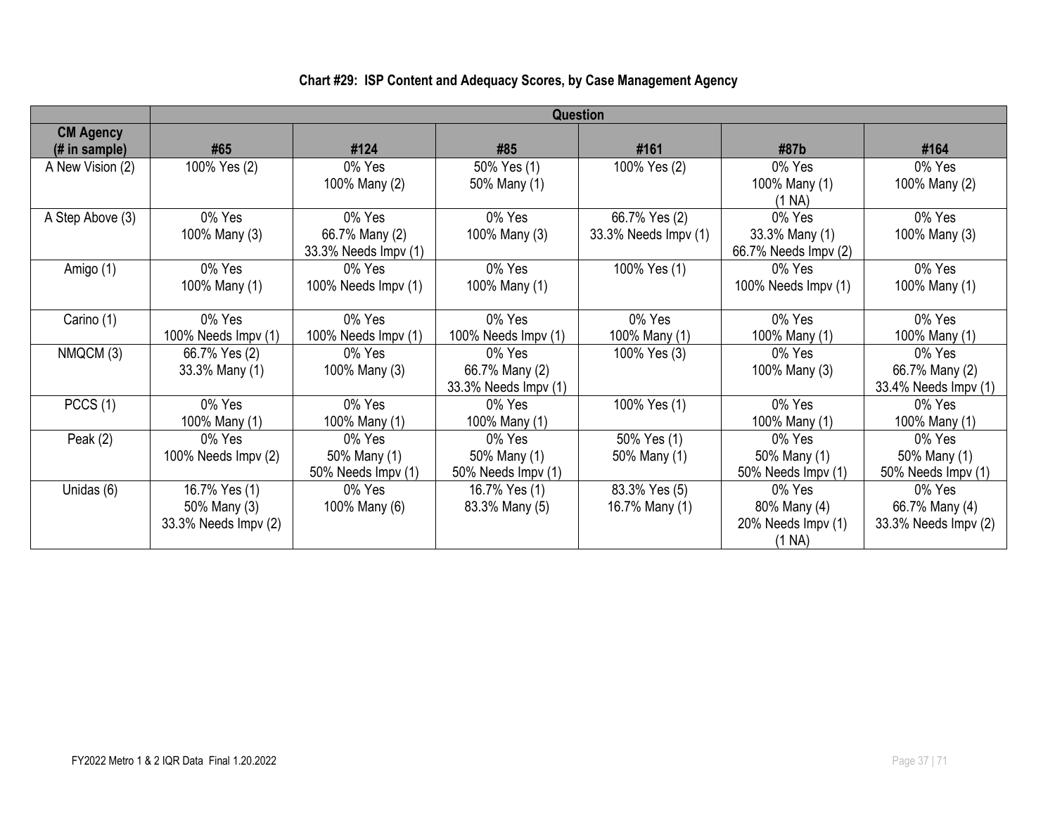**Chart #29: ISP Content and Adequacy Scores, by Case Management Agency**

| | Question | | | | | |
|---|---|---|---|---|---|---|
| **CM Agency (# in sample)** | **#65** | **#124** | **#85** | **#161** | **#87b** | **#164** |
| A New Vision (2) | 100% Yes (2) | 0% Yes<br>100% Many (2) | 50% Yes (1)<br>50% Many (1) | 100% Yes (2) | 0% Yes<br>100% Many (1)<br>(1 NA) | 0% Yes<br>100% Many (2) |
| A Step Above (3) | 0% Yes<br>100% Many (3) | 0% Yes<br>66.7% Many (2)<br>33.3% Needs Impv (1) | 0% Yes<br>100% Many (3) | 66.7% Yes (2)<br>33.3% Needs Impv (1) | 0% Yes<br>33.3% Many (1)<br>66.7% Needs Impv (2) | 0% Yes<br>100% Many (3) |
| Amigo (1) | 0% Yes<br>100% Many (1) | 0% Yes<br>100% Needs Impv (1) | 0% Yes<br>100% Many (1) | 100% Yes (1) | 0% Yes<br>100% Needs Impv (1) | 0% Yes<br>100% Many (1) |
| Carino (1) | 0% Yes<br>100% Needs Impv (1) | 0% Yes<br>100% Needs Impv (1) | 0% Yes<br>100% Needs Impv (1) | 0% Yes<br>100% Many (1) | 0% Yes<br>100% Many (1) | 0% Yes<br>100% Many (1) |
| NMQCM (3) | 66.7% Yes (2)<br>33.3% Many (1) | 0% Yes<br>100% Many (3) | 0% Yes<br>66.7% Many (2)<br>33.3% Needs Impv (1) | 100% Yes (3) | 0% Yes<br>100% Many (3) | 0% Yes<br>66.7% Many (2)<br>33.4% Needs Impv (1) |
| PCCS (1) | 0% Yes<br>100% Many (1) | 0% Yes<br>100% Many (1) | 0% Yes<br>100% Many (1) | 100% Yes (1) | 0% Yes<br>100% Many (1) | 0% Yes<br>100% Many (1) |
| Peak (2) | 0% Yes<br>100% Needs Impv (2) | 0% Yes<br>50% Many (1)<br>50% Needs Impv (1) | 0% Yes<br>50% Many (1)<br>50% Needs Impv (1) | 50% Yes (1)<br>50% Many (1) | 0% Yes<br>50% Many (1)<br>50% Needs Impv (1) | 0% Yes<br>50% Many (1)<br>50% Needs Impv (1) |
| Unidas (6) | 16.7% Yes (1)<br>50% Many (3)<br>33.3% Needs Impv (2) | 0% Yes<br>100% Many (6) | 16.7% Yes (1)<br>83.3% Many (5) | 83.3% Yes (5)<br>16.7% Many (1) | 0% Yes<br>80% Many (4)<br>20% Needs Impv (1)<br>(1 NA) | 0% Yes<br>66.7% Many (4)<br>33.3% Needs Impv (2) |

FY2022 Metro 1 & 2 IQR Data Final 1.20.2022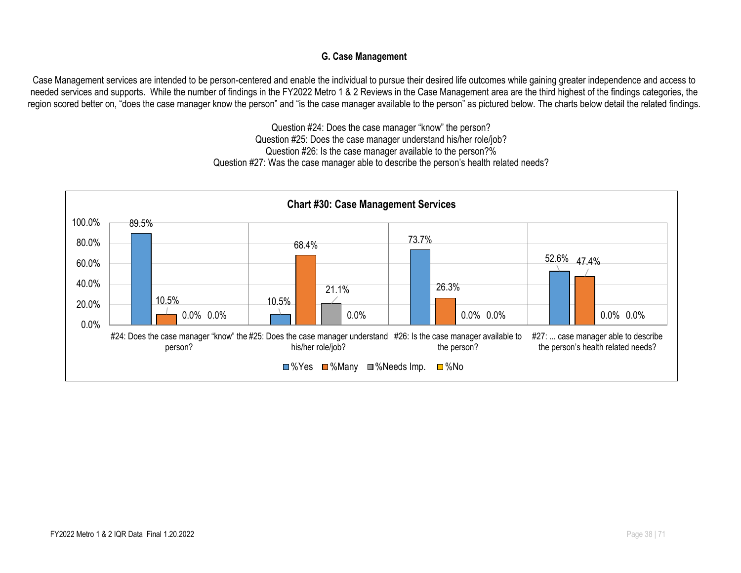### G. Case Management

Case Management services are intended to be person-centered and enable the individual to pursue their desired life outcomes while gaining greater independence and access to needed services and supports. While the number of findings in the FY2022 Metro 1 & 2 Reviews in the Case Management area are the third highest of the findings categories, the region scored better on, "does the case manager know the person" and "is the case manager available to the person" as pictured below. The charts below detail the related findings.

Question #24: Does the case manager "know" the person?
Question #25: Does the case manager understand his/her role/job?
Question #26: Is the case manager available to the person?%
Question #27: Was the case manager able to describe the person's health related needs?

**Chart #30: Case Management Services**

| | %Yes | %Many | %Needs Imp. | %No |
|---|---|---|---|---|
| #24: Does the case manager "know" the person? | 89.5% | 10.5% | 0.0% | 0.0% |
| #25: Does the case manager understand his/her role/job? | 10.5% | 68.4% | 21.1% | 0.0% |
| #26: Is the case manager available to the person? | 73.7% | 26.3% | 0.0% | 0.0% |
| #27: ... case manager able to describe the person's health related needs? | 52.6% | 47.4% | 0.0% | 0.0% |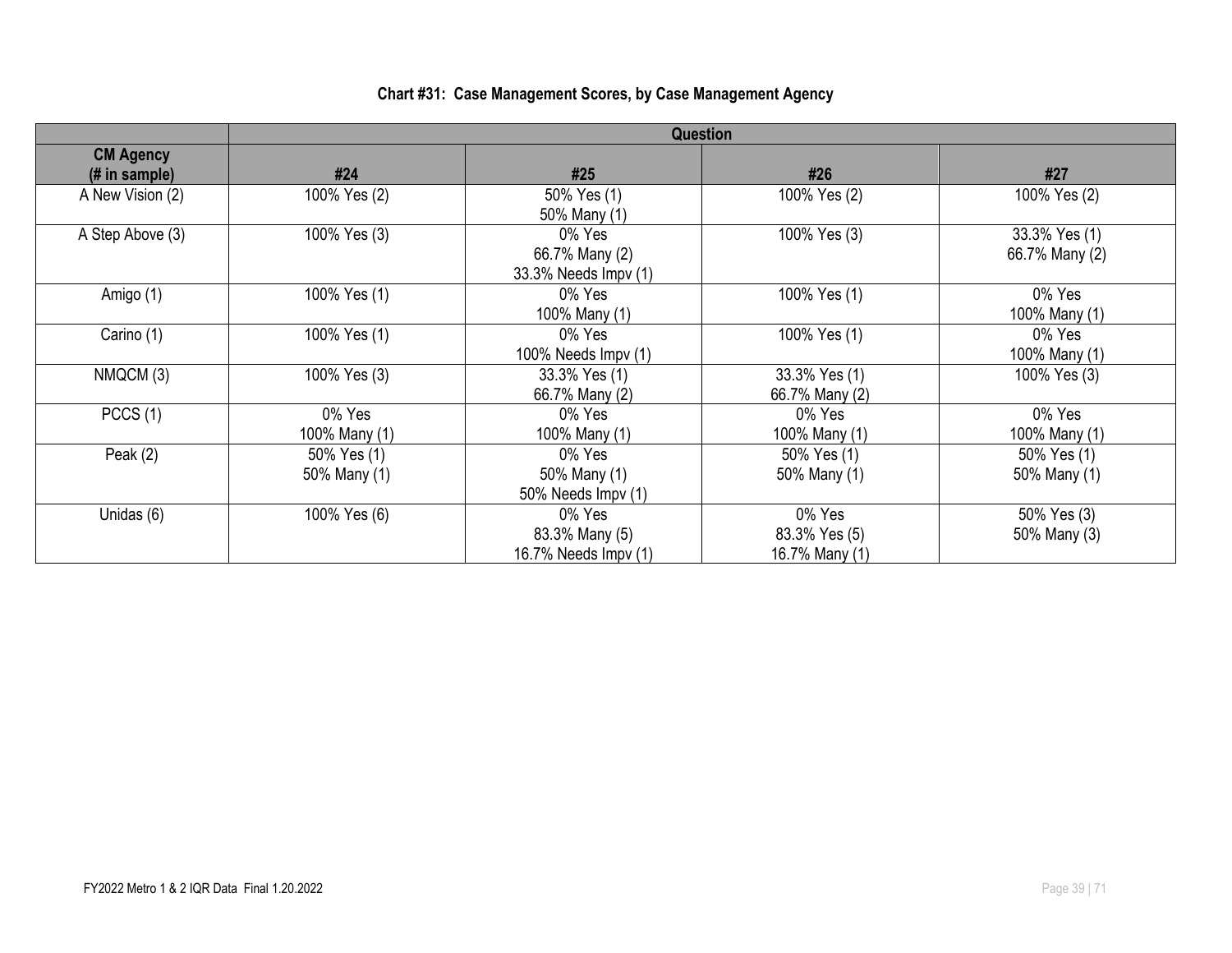## Chart #31: Case Management Scores, by Case Management Agency

| | Question | | | |
|---|---|---|---|---|
| **CM Agency (# in sample)** | **#24** | **#25** | **#26** | **#27** |
| A New Vision (2) | 100% Yes (2) | 50% Yes (1)<br>50% Many (1) | 100% Yes (2) | 100% Yes (2) |
| A Step Above (3) | 100% Yes (3) | 0% Yes<br>66.7% Many (2)<br>33.3% Needs Impv (1) | 100% Yes (3) | 33.3% Yes (1)<br>66.7% Many (2) |
| Amigo (1) | 100% Yes (1) | 0% Yes<br>100% Many (1) | 100% Yes (1) | 0% Yes<br>100% Many (1) |
| Carino (1) | 100% Yes (1) | 0% Yes<br>100% Needs Impv (1) | 100% Yes (1) | 0% Yes<br>100% Many (1) |
| NMQCM (3) | 100% Yes (3) | 33.3% Yes (1)<br>66.7% Many (2) | 33.3% Yes (1)<br>66.7% Many (2) | 100% Yes (3) |
| PCCS (1) | 0% Yes<br>100% Many (1) | 0% Yes<br>100% Many (1) | 0% Yes<br>100% Many (1) | 0% Yes<br>100% Many (1) |
| Peak (2) | 50% Yes (1)<br>50% Many (1) | 0% Yes<br>50% Many (1)<br>50% Needs Impv (1) | 50% Yes (1)<br>50% Many (1) | 50% Yes (1)<br>50% Many (1) |
| Unidas (6) | 100% Yes (6) | 0% Yes<br>83.3% Many (5)<br>16.7% Needs Impv (1) | 0% Yes<br>83.3% Yes (5)<br>16.7% Many (1) | 50% Yes (3)<br>50% Many (3) |

FY2022 Metro 1 & 2 IQR Data Final 1.20.2022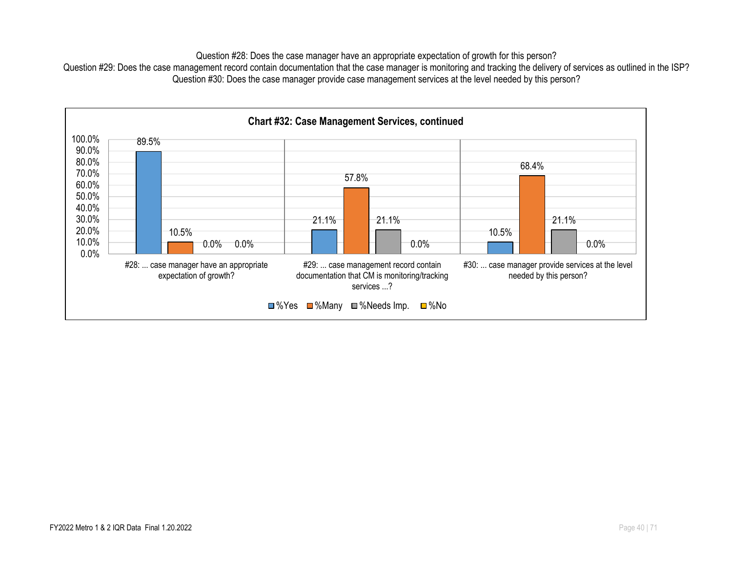Question #28: Does the case manager have an appropriate expectation of growth for this person?
Question #29: Does the case management record contain documentation that the case manager is monitoring and tracking the delivery of services as outlined in the ISP?
Question #30: Does the case manager provide case management services at the level needed by this person?

**Chart #32: Case Management Services, continued**

| | %Yes | %Many | %Needs Imp. | %No |
|---|---|---|---|---|
| #28: ... case manager have an appropriate expectation of growth? | 89.5% | 10.5% | 0.0% | 0.0% |
| #29: ... case management record contain documentation that CM is monitoring/tracking services ...? | 21.1% | 57.8% | 21.1% | 0.0% |
| #30: ... case manager provide services at the level needed by this person? | 10.5% | 68.4% | 21.1% | 0.0% |

FY2022 Metro 1 & 2 IQR Data Final 1.20.2022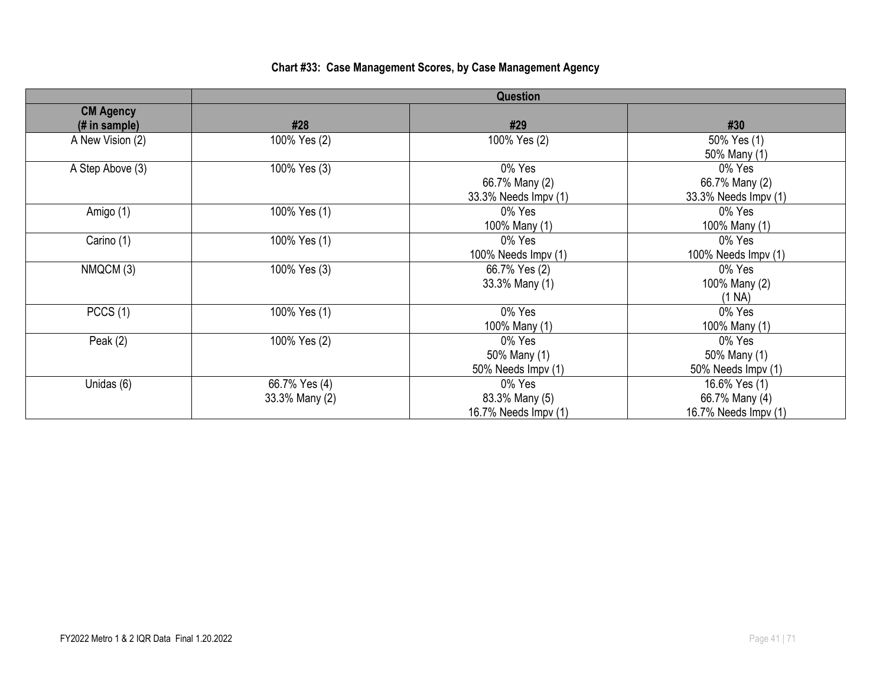**Chart #33: Case Management Scores, by Case Management Agency**

| | Question | | |
|---|---|---|---|
| **CM Agency (# in sample)** | **#28** | **#29** | **#30** |
| A New Vision (2) | 100% Yes (2) | 100% Yes (2) | 50% Yes (1)<br>50% Many (1) |
| A Step Above (3) | 100% Yes (3) | 0% Yes<br>66.7% Many (2)<br>33.3% Needs Impv (1) | 0% Yes<br>66.7% Many (2)<br>33.3% Needs Impv (1) |
| Amigo (1) | 100% Yes (1) | 0% Yes<br>100% Many (1) | 0% Yes<br>100% Many (1) |
| Carino (1) | 100% Yes (1) | 0% Yes<br>100% Needs Impv (1) | 0% Yes<br>100% Needs Impv (1) |
| NMQCM (3) | 100% Yes (3) | 66.7% Yes (2)<br>33.3% Many (1) | 0% Yes<br>100% Many (2)<br>(1 NA) |
| PCCS (1) | 100% Yes (1) | 0% Yes<br>100% Many (1) | 0% Yes<br>100% Many (1) |
| Peak (2) | 100% Yes (2) | 0% Yes<br>50% Many (1)<br>50% Needs Impv (1) | 0% Yes<br>50% Many (1)<br>50% Needs Impv (1) |
| Unidas (6) | 66.7% Yes (4)<br>33.3% Many (2) | 0% Yes<br>83.3% Many (5)<br>16.7% Needs Impv (1) | 16.6% Yes (1)<br>66.7% Many (4)<br>16.7% Needs Impv (1) |

FY2022 Metro 1 & 2 IQR Data Final 1.20.2022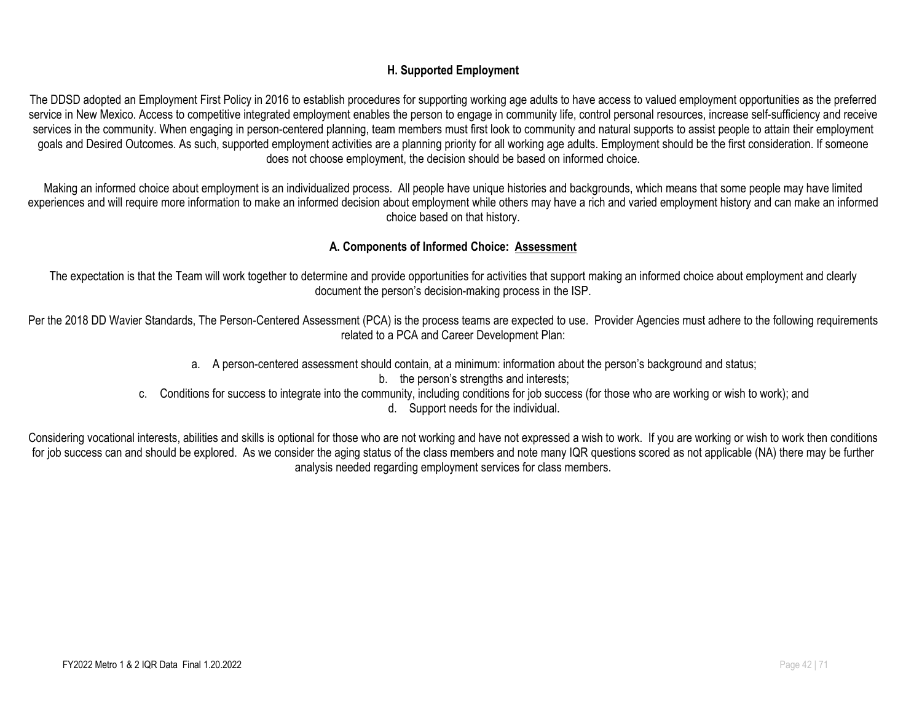## H. Supported Employment

The DDSD adopted an Employment First Policy in 2016 to establish procedures for supporting working age adults to have access to valued employment opportunities as the preferred service in New Mexico. Access to competitive integrated employment enables the person to engage in community life, control personal resources, increase self-sufficiency and receive services in the community. When engaging in person-centered planning, team members must first look to community and natural supports to assist people to attain their employment goals and Desired Outcomes. As such, supported employment activities are a planning priority for all working age adults. Employment should be the first consideration. If someone does not choose employment, the decision should be based on informed choice.

Making an informed choice about employment is an individualized process. All people have unique histories and backgrounds, which means that some people may have limited experiences and will require more information to make an informed decision about employment while others may have a rich and varied employment history and can make an informed choice based on that history.

### A. Components of Informed Choice: Assessment

The expectation is that the Team will work together to determine and provide opportunities for activities that support making an informed choice about employment and clearly document the person's decision-making process in the ISP.

Per the 2018 DD Wavier Standards, The Person-Centered Assessment (PCA) is the process teams are expected to use. Provider Agencies must adhere to the following requirements related to a PCA and Career Development Plan:

a. A person-centered assessment should contain, at a minimum: information about the person's background and status;
b. the person's strengths and interests;
c. Conditions for success to integrate into the community, including conditions for job success (for those who are working or wish to work); and
d. Support needs for the individual.

Considering vocational interests, abilities and skills is optional for those who are not working and have not expressed a wish to work. If you are working or wish to work then conditions for job success can and should be explored. As we consider the aging status of the class members and note many IQR questions scored as not applicable (NA) there may be further analysis needed regarding employment services for class members.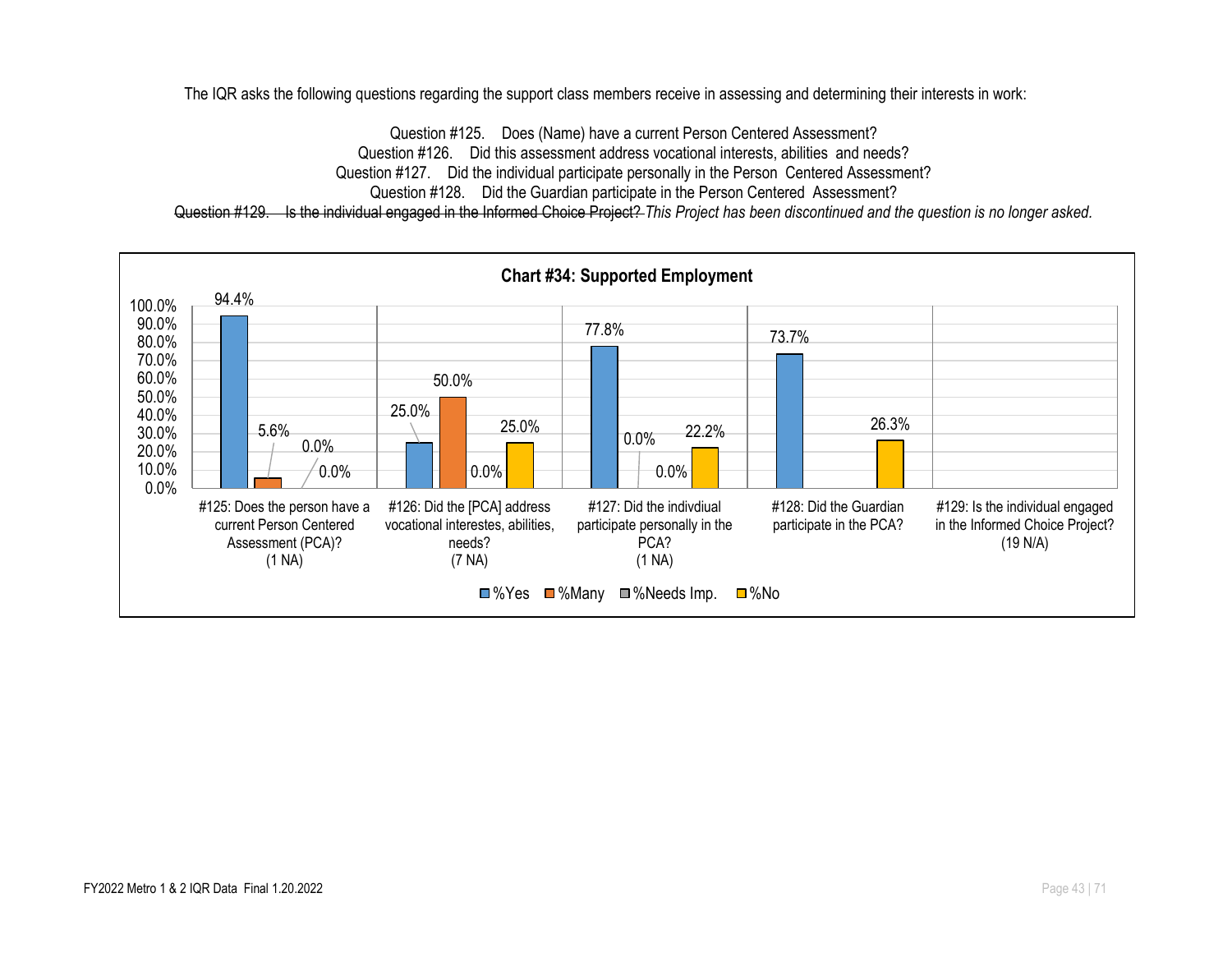The IQR asks the following questions regarding the support class members receive in assessing and determining their interests in work:

Question #125. Does (Name) have a current Person Centered Assessment?
Question #126. Did this assessment address vocational interests, abilities and needs?
Question #127. Did the individual participate personally in the Person Centered Assessment?
Question #128. Did the Guardian participate in the Person Centered Assessment?
~~Question #129. Is the individual engaged in the Informed Choice Project?~~ *This Project has been discontinued and the question is no longer asked.*

**Chart #34: Supported Employment**

| Question | %Yes | %Many | %Needs Imp. | %No |
|---|---|---|---|---|
| #125: Does the person have a current Person Centered Assessment (PCA)? (1 NA) | 94.4% | 5.6% | 0.0% | 0.0% |
| #126: Did the [PCA] address vocational interestes, abilities, needs? (7 NA) | 25.0% | 50.0% | 0.0% | 25.0% |
| #127: Did the indivdiual participate personally in the PCA? (1 NA) | 77.8% | 0.0% | 0.0% | 22.2% |
| #128: Did the Guardian participate in the PCA? | 73.7% | | | 26.3% |
| #129: Is the individual engaged in the Informed Choice Project? (19 N/A) | | | | |

FY2022 Metro 1 & 2 IQR Data Final 1.20.2022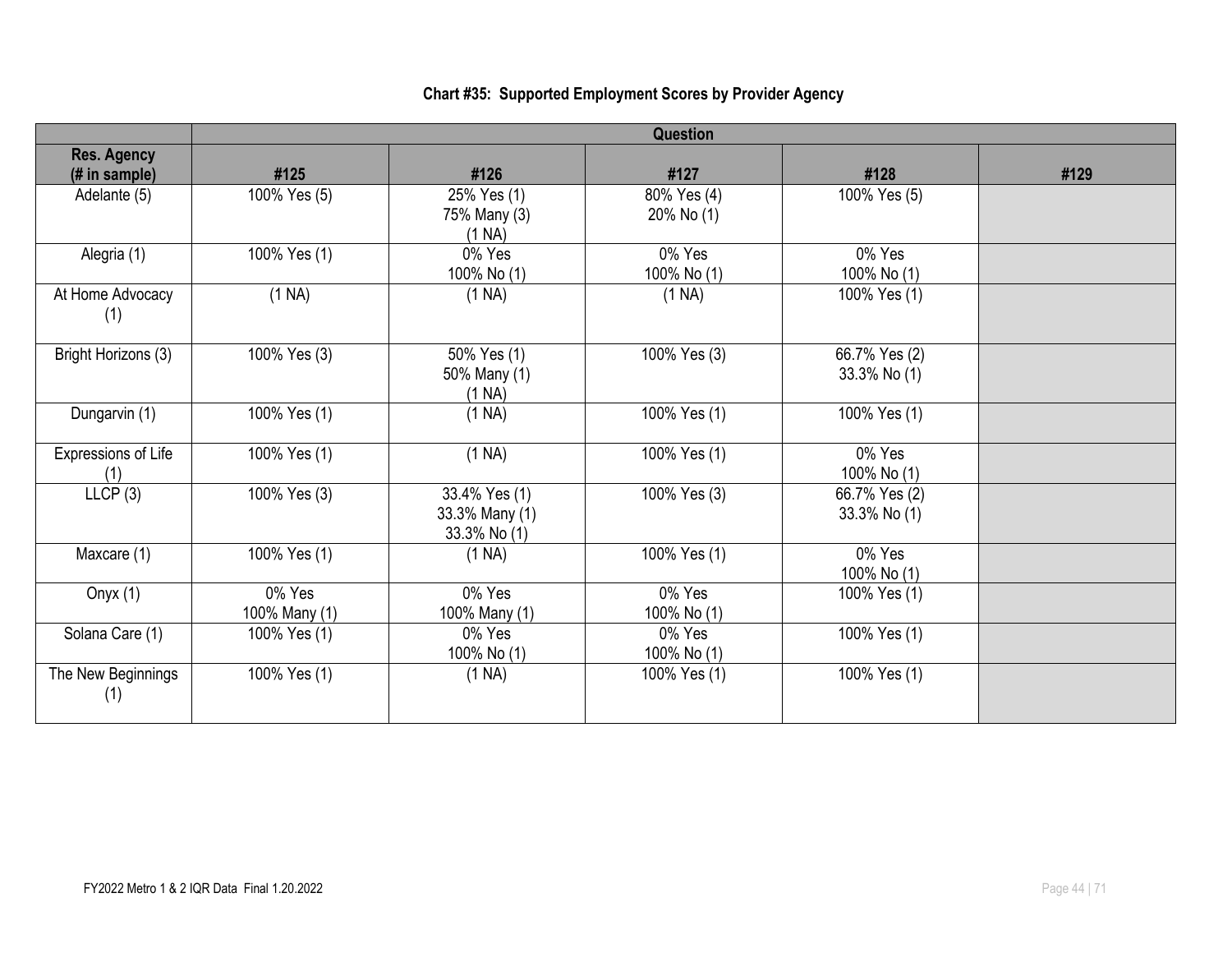**Chart #35: Supported Employment Scores by Provider Agency**

| | Question | | | | |
|---|---|---|---|---|---|
| **Res. Agency (# in sample)** | **#125** | **#126** | **#127** | **#128** | **#129** |
| Adelante (5) | 100% Yes (5) | 25% Yes (1)<br>75% Many (3)<br>(1 NA) | 80% Yes (4)<br>20% No (1) | 100% Yes (5) | |
| Alegria (1) | 100% Yes (1) | 0% Yes<br>100% No (1) | 0% Yes<br>100% No (1) | 0% Yes<br>100% No (1) | |
| At Home Advocacy (1) | (1 NA) | (1 NA) | (1 NA) | 100% Yes (1) | |
| Bright Horizons (3) | 100% Yes (3) | 50% Yes (1)<br>50% Many (1)<br>(1 NA) | 100% Yes (3) | 66.7% Yes (2)<br>33.3% No (1) | |
| Dungarvin (1) | 100% Yes (1) | (1 NA) | 100% Yes (1) | 100% Yes (1) | |
| Expressions of Life (1) | 100% Yes (1) | (1 NA) | 100% Yes (1) | 0% Yes<br>100% No (1) | |
| LLCP (3) | 100% Yes (3) | 33.4% Yes (1)<br>33.3% Many (1)<br>33.3% No (1) | 100% Yes (3) | 66.7% Yes (2)<br>33.3% No (1) | |
| Maxcare (1) | 100% Yes (1) | (1 NA) | 100% Yes (1) | 0% Yes<br>100% No (1) | |
| Onyx (1) | 0% Yes<br>100% Many (1) | 0% Yes<br>100% Many (1) | 0% Yes<br>100% No (1) | 100% Yes (1) | |
| Solana Care (1) | 100% Yes (1) | 0% Yes<br>100% No (1) | 0% Yes<br>100% No (1) | 100% Yes (1) | |
| The New Beginnings (1) | 100% Yes (1) | (1 NA) | 100% Yes (1) | 100% Yes (1) | |

FY2022 Metro 1 & 2 IQR Data Final 1.20.2022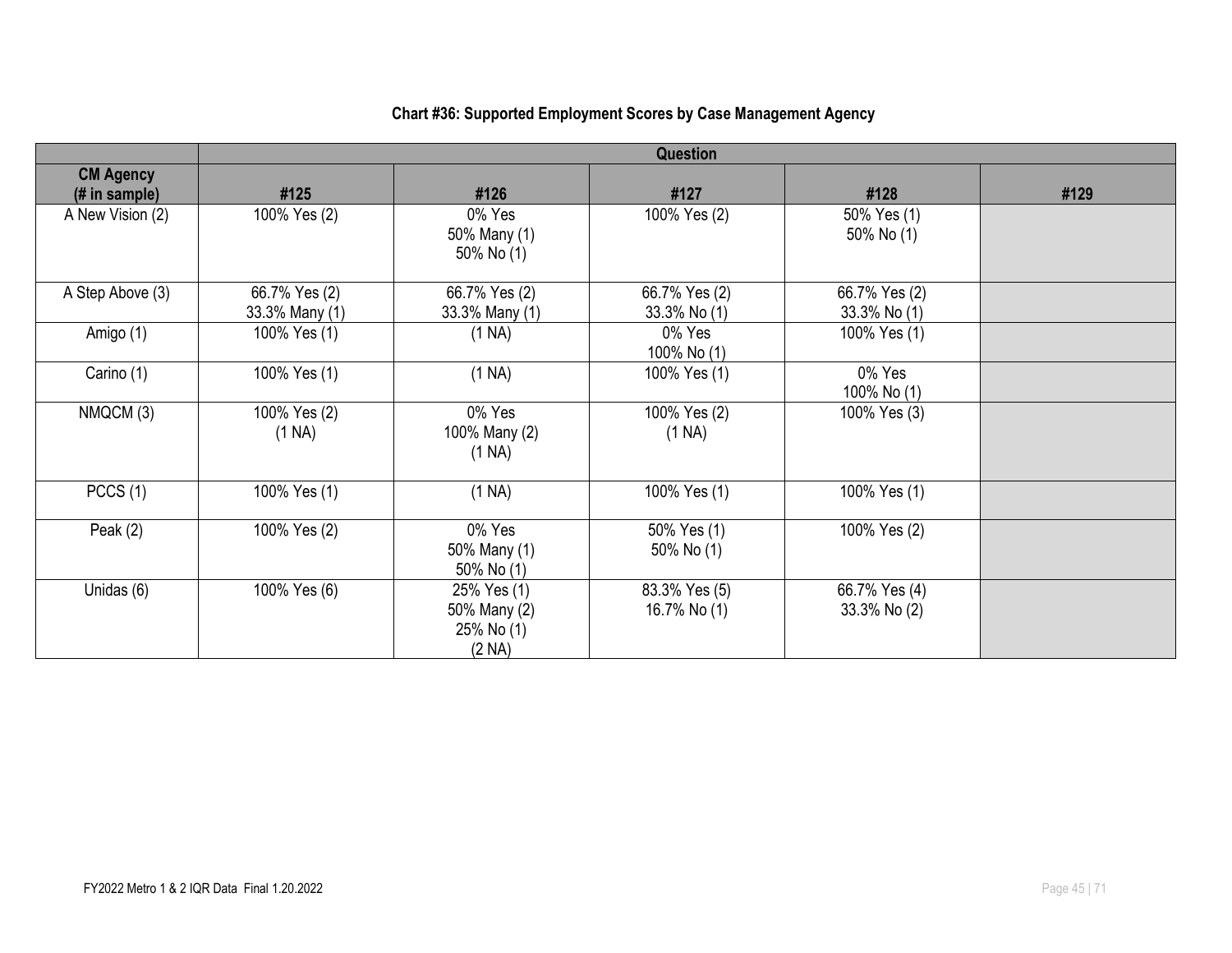**Chart #36: Supported Employment Scores by Case Management Agency**

| | Question | | | | |
|---|---|---|---|---|---|
| **CM Agency (# in sample)** | **#125** | **#126** | **#127** | **#128** | **#129** |
| A New Vision (2) | 100% Yes (2) | 0% Yes<br>50% Many (1)<br>50% No (1) | 100% Yes (2) | 50% Yes (1)<br>50% No (1) | |
| A Step Above (3) | 66.7% Yes (2)<br>33.3% Many (1) | 66.7% Yes (2)<br>33.3% Many (1) | 66.7% Yes (2)<br>33.3% No (1) | 66.7% Yes (2)<br>33.3% No (1) | |
| Amigo (1) | 100% Yes (1) | (1 NA) | 0% Yes<br>100% No (1) | 100% Yes (1) | |
| Carino (1) | 100% Yes (1) | (1 NA) | 100% Yes (1) | 0% Yes<br>100% No (1) | |
| NMQCM (3) | 100% Yes (2)<br>(1 NA) | 0% Yes<br>100% Many (2)<br>(1 NA) | 100% Yes (2)<br>(1 NA) | 100% Yes (3) | |
| PCCS (1) | 100% Yes (1) | (1 NA) | 100% Yes (1) | 100% Yes (1) | |
| Peak (2) | 100% Yes (2) | 0% Yes<br>50% Many (1)<br>50% No (1) | 50% Yes (1)<br>50% No (1) | 100% Yes (2) | |
| Unidas (6) | 100% Yes (6) | 25% Yes (1)<br>50% Many (2)<br>25% No (1)<br>(2 NA) | 83.3% Yes (5)<br>16.7% No (1) | 66.7% Yes (4)<br>33.3% No (2) | |

FY2022 Metro 1 & 2 IQR Data Final 1.20.2022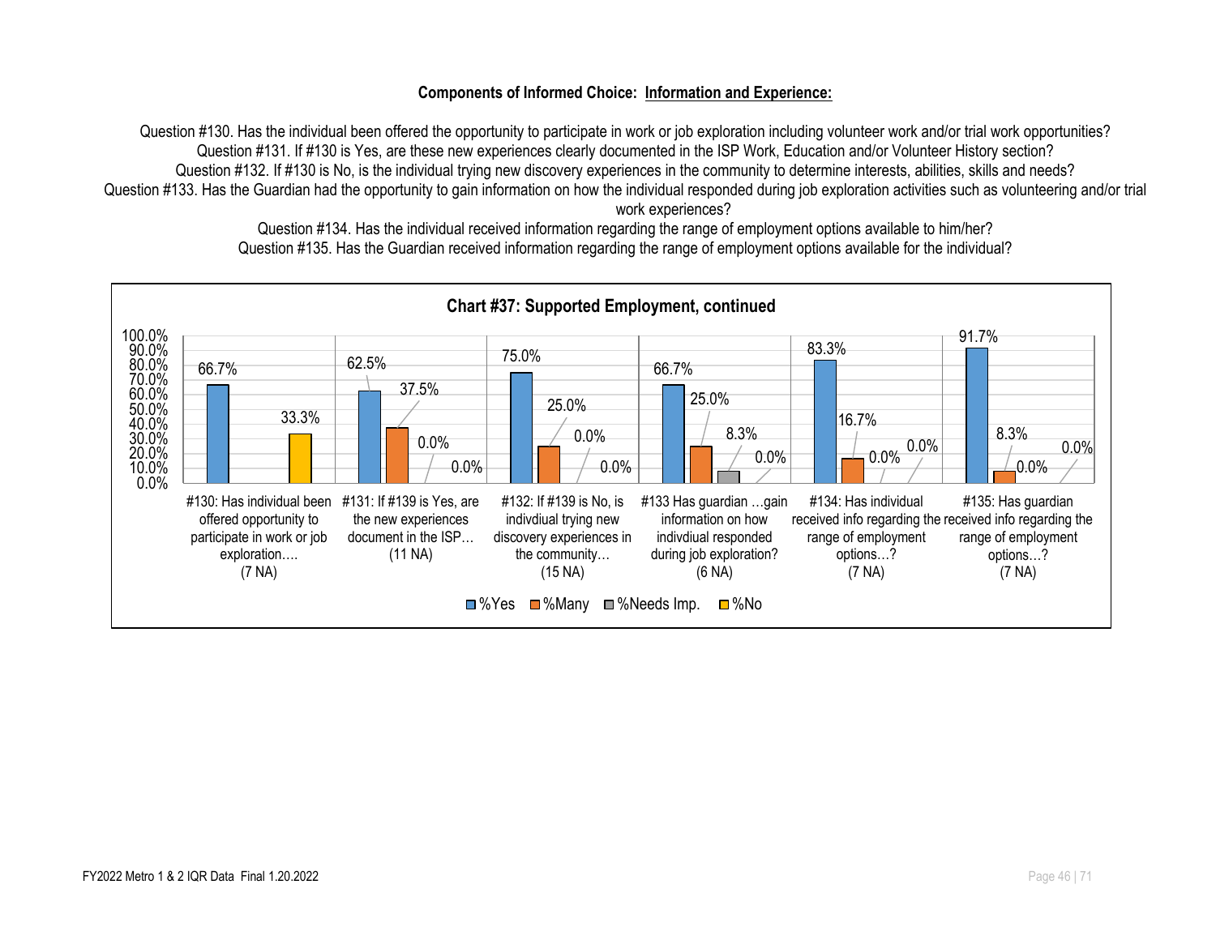**Components of Informed Choice: Information and Experience:**

Question #130. Has the individual been offered the opportunity to participate in work or job exploration including volunteer work and/or trial work opportunities?
Question #131. If #130 is Yes, are these new experiences clearly documented in the ISP Work, Education and/or Volunteer History section?
Question #132. If #130 is No, is the individual trying new discovery experiences in the community to determine interests, abilities, skills and needs?
Question #133. Has the Guardian had the opportunity to gain information on how the individual responded during job exploration activities such as volunteering and/or trial work experiences?
Question #134. Has the individual received information regarding the range of employment options available to him/her?
Question #135. Has the Guardian received information regarding the range of employment options available for the individual?

**Chart #37: Supported Employment, continued**

| Question | %Yes | %Many | %Needs Imp. | %No |
|---|---|---|---|---|
| #130: Has individual been offered opportunity to participate in work or job exploration…. (7 NA) | 66.7% | | | 33.3% |
| #131: If #139 is Yes, are the new experiences document in the ISP… (11 NA) | 62.5% | 37.5% | 0.0% | 0.0% |
| #132: If #139 is No, is indivdiual trying new discovery experiences in the community… (15 NA) | 75.0% | 25.0% | 0.0% | 0.0% |
| #133 Has guardian …gain information on how indivdiual responded during job exploration? (6 NA) | 66.7% | 25.0% | 8.3% | 0.0% |
| #134: Has individual received info regarding the range of employment options…? (7 NA) | 83.3% | 16.7% | 0.0% | 0.0% |
| #135: Has guardian received info regarding the range of employment options…? (7 NA) | 91.7% | 8.3% | 0.0% | 0.0% |

FY2022 Metro 1 & 2 IQR Data Final 1.20.2022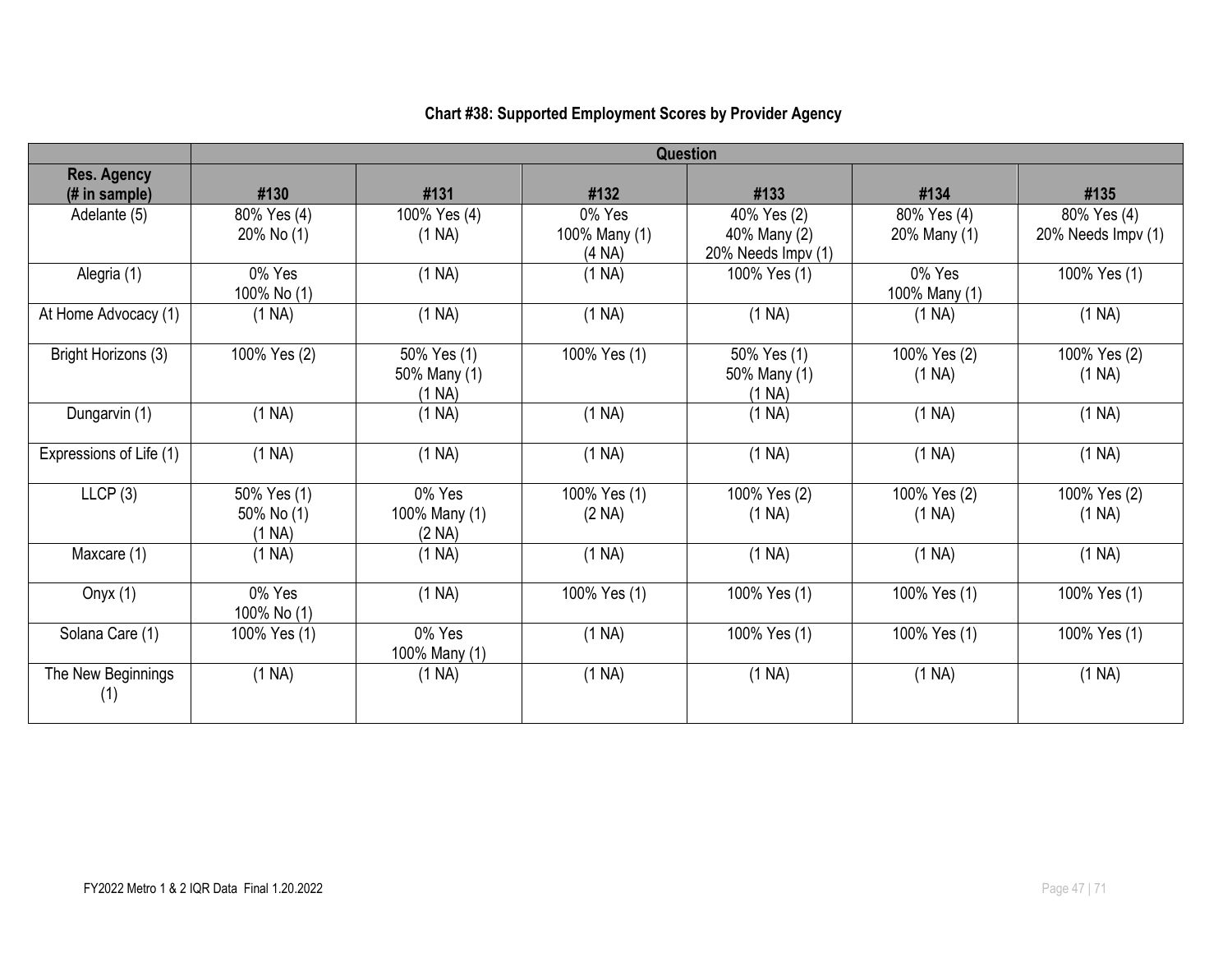**Chart #38: Supported Employment Scores by Provider Agency**

| | Question | | | | | |
|---|---|---|---|---|---|---|
| **Res. Agency (# in sample)** | **#130** | **#131** | **#132** | **#133** | **#134** | **#135** |
| Adelante (5) | 80% Yes (4)<br>20% No (1) | 100% Yes (4)<br>(1 NA) | 0% Yes<br>100% Many (1)<br>(4 NA) | 40% Yes (2)<br>40% Many (2)<br>20% Needs Impv (1) | 80% Yes (4)<br>20% Many (1) | 80% Yes (4)<br>20% Needs Impv (1) |
| Alegria (1) | 0% Yes<br>100% No (1) | (1 NA) | (1 NA) | 100% Yes (1) | 0% Yes<br>100% Many (1) | 100% Yes (1) |
| At Home Advocacy (1) | (1 NA) | (1 NA) | (1 NA) | (1 NA) | (1 NA) | (1 NA) |
| Bright Horizons (3) | 100% Yes (2) | 50% Yes (1)<br>50% Many (1)<br>(1 NA) | 100% Yes (1) | 50% Yes (1)<br>50% Many (1)<br>(1 NA) | 100% Yes (2)<br>(1 NA) | 100% Yes (2)<br>(1 NA) |
| Dungarvin (1) | (1 NA) | (1 NA) | (1 NA) | (1 NA) | (1 NA) | (1 NA) |
| Expressions of Life (1) | (1 NA) | (1 NA) | (1 NA) | (1 NA) | (1 NA) | (1 NA) |
| LLCP (3) | 50% Yes (1)<br>50% No (1)<br>(1 NA) | 0% Yes<br>100% Many (1)<br>(2 NA) | 100% Yes (1)<br>(2 NA) | 100% Yes (2)<br>(1 NA) | 100% Yes (2)<br>(1 NA) | 100% Yes (2)<br>(1 NA) |
| Maxcare (1) | (1 NA) | (1 NA) | (1 NA) | (1 NA) | (1 NA) | (1 NA) |
| Onyx (1) | 0% Yes<br>100% No (1) | (1 NA) | 100% Yes (1) | 100% Yes (1) | 100% Yes (1) | 100% Yes (1) |
| Solana Care (1) | 100% Yes (1) | 0% Yes<br>100% Many (1) | (1 NA) | 100% Yes (1) | 100% Yes (1) | 100% Yes (1) |
| The New Beginnings (1) | (1 NA) | (1 NA) | (1 NA) | (1 NA) | (1 NA) | (1 NA) |

FY2022 Metro 1 & 2 IQR Data Final 1.20.2022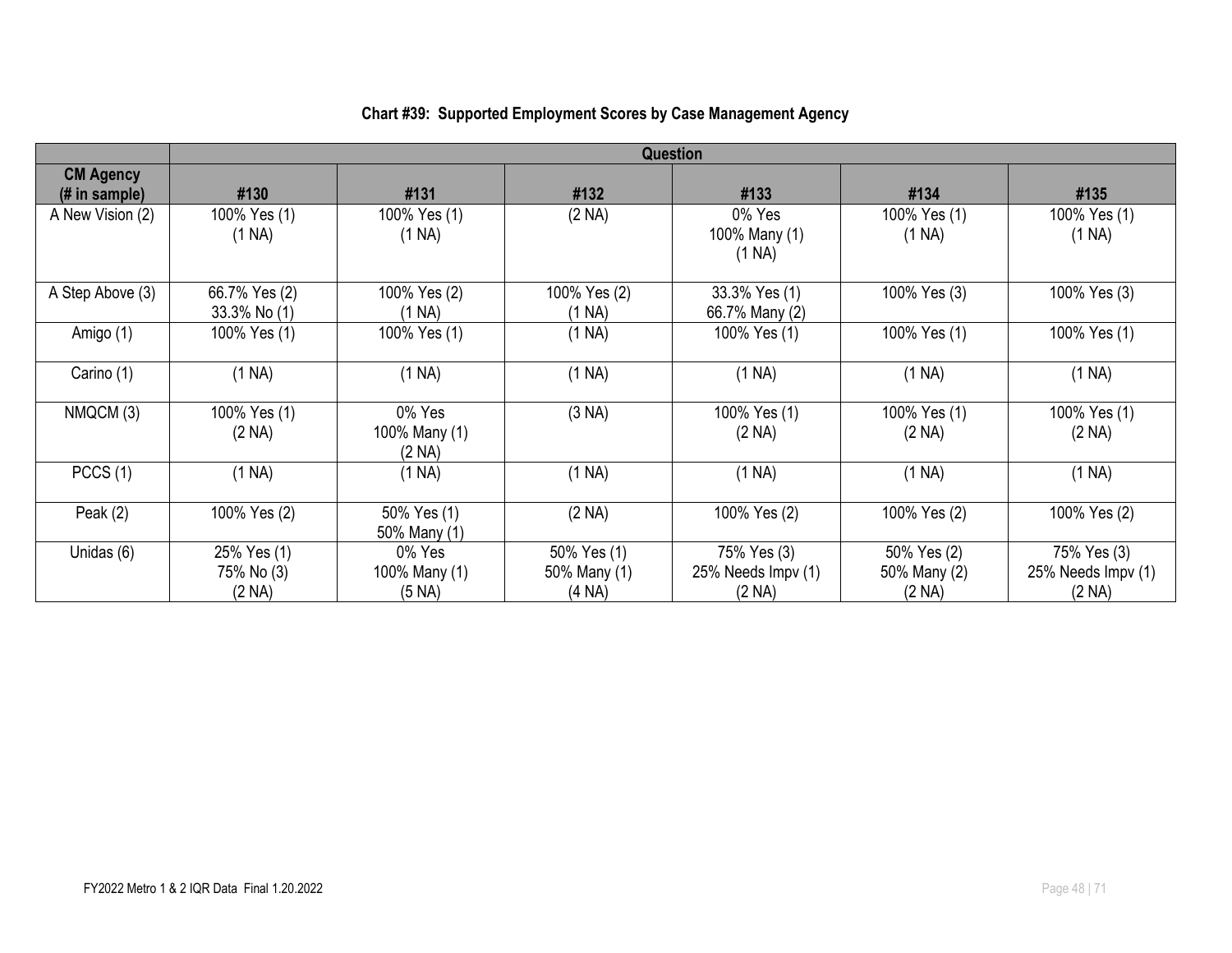### Chart #39: Supported Employment Scores by Case Management Agency

| | Question | | | | | |
|---|---|---|---|---|---|---|
| CM Agency (# in sample) | #130 | #131 | #132 | #133 | #134 | #135 |
| A New Vision (2) | 100% Yes (1)<br>(1 NA) | 100% Yes (1)<br>(1 NA) | (2 NA) | 0% Yes<br>100% Many (1)<br>(1 NA) | 100% Yes (1)<br>(1 NA) | 100% Yes (1)<br>(1 NA) |
| A Step Above (3) | 66.7% Yes (2)<br>33.3% No (1) | 100% Yes (2)<br>(1 NA) | 100% Yes (2)<br>(1 NA) | 33.3% Yes (1)<br>66.7% Many (2) | 100% Yes (3) | 100% Yes (3) |
| Amigo (1) | 100% Yes (1) | 100% Yes (1) | (1 NA) | 100% Yes (1) | 100% Yes (1) | 100% Yes (1) |
| Carino (1) | (1 NA) | (1 NA) | (1 NA) | (1 NA) | (1 NA) | (1 NA) |
| NMQCM (3) | 100% Yes (1)<br>(2 NA) | 0% Yes<br>100% Many (1)<br>(2 NA) | (3 NA) | 100% Yes (1)<br>(2 NA) | 100% Yes (1)<br>(2 NA) | 100% Yes (1)<br>(2 NA) |
| PCCS (1) | (1 NA) | (1 NA) | (1 NA) | (1 NA) | (1 NA) | (1 NA) |
| Peak (2) | 100% Yes (2) | 50% Yes (1)<br>50% Many (1) | (2 NA) | 100% Yes (2) | 100% Yes (2) | 100% Yes (2) |
| Unidas (6) | 25% Yes (1)<br>75% No (3)<br>(2 NA) | 0% Yes<br>100% Many (1)<br>(5 NA) | 50% Yes (1)<br>50% Many (1)<br>(4 NA) | 75% Yes (3)<br>25% Needs Impv (1)<br>(2 NA) | 50% Yes (2)<br>50% Many (2)<br>(2 NA) | 75% Yes (3)<br>25% Needs Impv (1)<br>(2 NA) |

FY2022 Metro 1 & 2 IQR Data Final 1.20.2022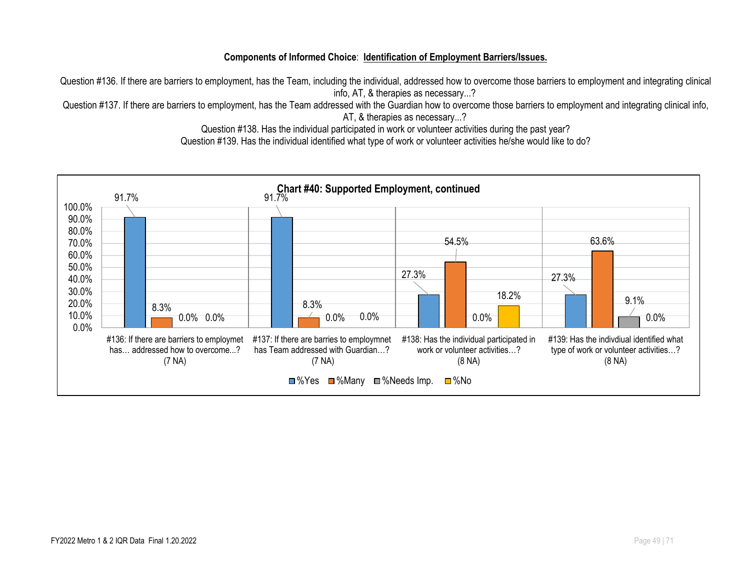**Components of Informed Choice**: **Identification of Employment Barriers/Issues.**

Question #136. If there are barriers to employment, has the Team, including the individual, addressed how to overcome those barriers to employment and integrating clinical info, AT, & therapies as necessary...?

Question #137. If there are barriers to employment, has the Team addressed with the Guardian how to overcome those barriers to employment and integrating clinical info, AT, & therapies as necessary...?

Question #138. Has the individual participated in work or volunteer activities during the past year?

Question #139. Has the individual identified what type of work or volunteer activities he/she would like to do?

**Chart #40: Supported Employment, continued**

| | %Yes | %Many | %Needs Imp. | %No |
|---|---|---|---|---|
| #136: If there are barriers to employmet has… addressed how to overcome...? (7 NA) | 91.7% | 8.3% | 0.0% | 0.0% |
| #137: If there are barries to employmnet has Team addressed with Guardian…? (7 NA) | 91.7% | 8.3% | 0.0% | 0.0% |
| #138: Has the individual participated in work or volunteer activities…? (8 NA) | 27.3% | 54.5% | 0.0% | 18.2% |
| #139: Has the indivdiual identified what type of work or volunteer activities…? (8 NA) | 27.3% | 63.6% | 9.1% | 0.0% |

FY2022 Metro 1 & 2 IQR Data Final 1.20.2022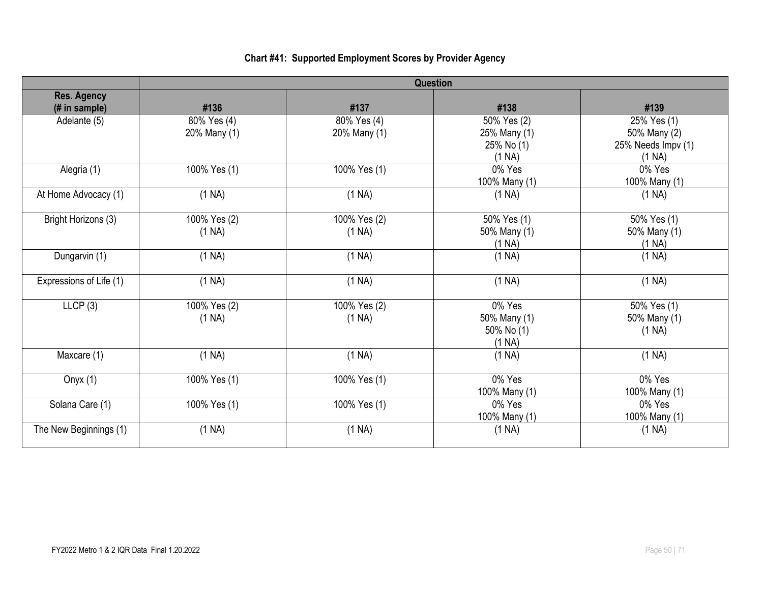**Chart #41: Supported Employment Scores by Provider Agency**

| | Question | | | |
|---|---|---|---|---|
| Res. Agency (# in sample) | #136 | #137 | #138 | #139 |
| Adelante (5) | 80% Yes (4)<br>20% Many (1) | 80% Yes (4)<br>20% Many (1) | 50% Yes (2)<br>25% Many (1)<br>25% No (1)<br>(1 NA) | 25% Yes (1)<br>50% Many (2)<br>25% Needs Impv (1)<br>(1 NA) |
| Alegria (1) | 100% Yes (1) | 100% Yes (1) | 0% Yes<br>100% Many (1) | 0% Yes<br>100% Many (1) |
| At Home Advocacy (1) | (1 NA) | (1 NA) | (1 NA) | (1 NA) |
| Bright Horizons (3) | 100% Yes (2)<br>(1 NA) | 100% Yes (2)<br>(1 NA) | 50% Yes (1)<br>50% Many (1)<br>(1 NA) | 50% Yes (1)<br>50% Many (1)<br>(1 NA) |
| Dungarvin (1) | (1 NA) | (1 NA) | (1 NA) | (1 NA) |
| Expressions of Life (1) | (1 NA) | (1 NA) | (1 NA) | (1 NA) |
| LLCP (3) | 100% Yes (2)<br>(1 NA) | 100% Yes (2)<br>(1 NA) | 0% Yes<br>50% Many (1)<br>50% No (1)<br>(1 NA) | 50% Yes (1)<br>50% Many (1)<br>(1 NA) |
| Maxcare (1) | (1 NA) | (1 NA) | (1 NA) | (1 NA) |
| Onyx (1) | 100% Yes (1) | 100% Yes (1) | 0% Yes<br>100% Many (1) | 0% Yes<br>100% Many (1) |
| Solana Care (1) | 100% Yes (1) | 100% Yes (1) | 0% Yes<br>100% Many (1) | 0% Yes<br>100% Many (1) |
| The New Beginnings (1) | (1 NA) | (1 NA) | (1 NA) | (1 NA) |

FY2022 Metro 1 & 2 IQR Data Final 1.20.2022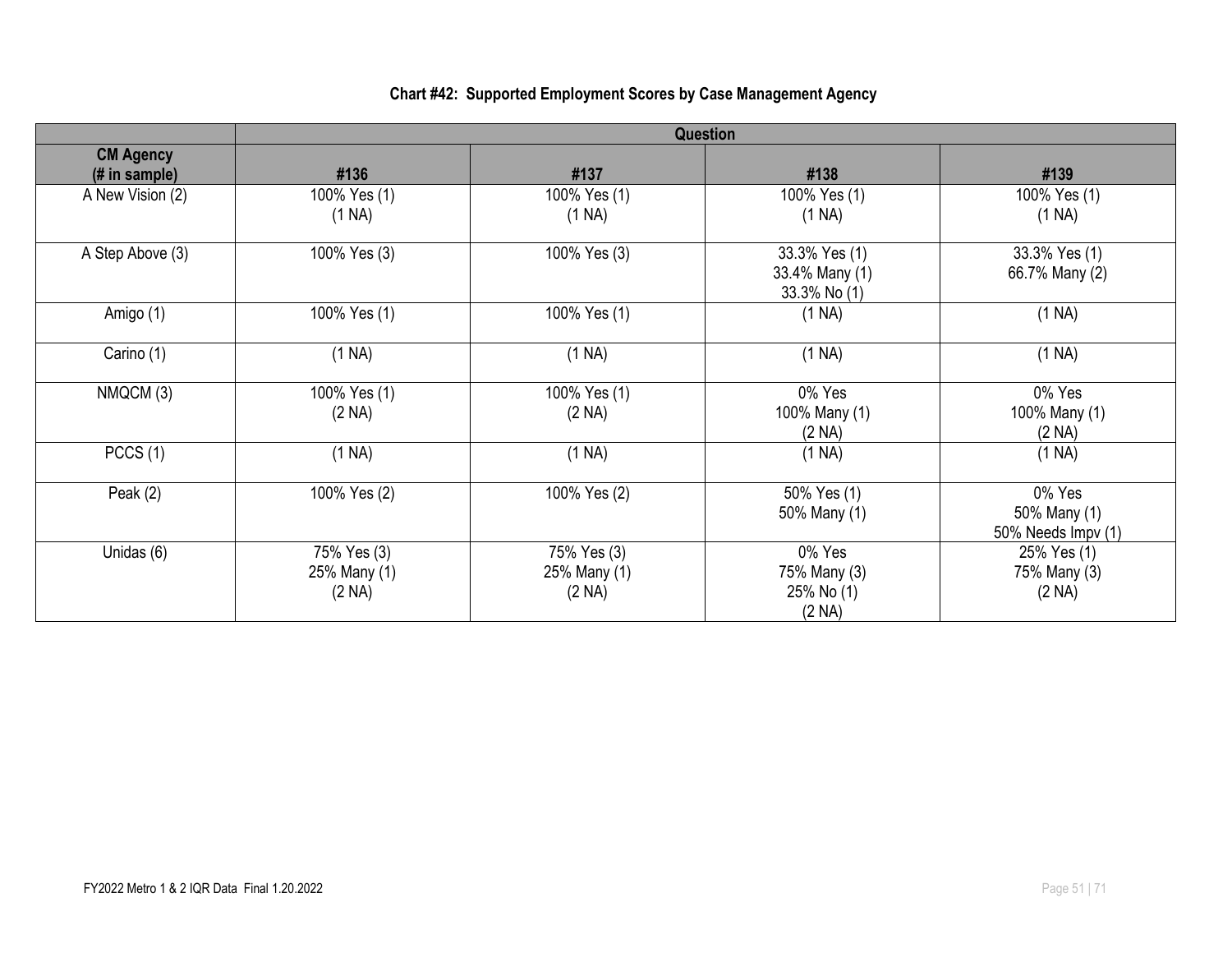### Chart #42: Supported Employment Scores by Case Management Agency

| | Question | | | |
|---|---|---|---|---|
| **CM Agency (# in sample)** | **#136** | **#137** | **#138** | **#139** |
| A New Vision (2) | 100% Yes (1)<br>(1 NA) | 100% Yes (1)<br>(1 NA) | 100% Yes (1)<br>(1 NA) | 100% Yes (1)<br>(1 NA) |
| A Step Above (3) | 100% Yes (3) | 100% Yes (3) | 33.3% Yes (1)<br>33.4% Many (1)<br>33.3% No (1) | 33.3% Yes (1)<br>66.7% Many (2) |
| Amigo (1) | 100% Yes (1) | 100% Yes (1) | (1 NA) | (1 NA) |
| Carino (1) | (1 NA) | (1 NA) | (1 NA) | (1 NA) |
| NMQCM (3) | 100% Yes (1)<br>(2 NA) | 100% Yes (1)<br>(2 NA) | 0% Yes<br>100% Many (1)<br>(2 NA) | 0% Yes<br>100% Many (1)<br>(2 NA) |
| PCCS (1) | (1 NA) | (1 NA) | (1 NA) | (1 NA) |
| Peak (2) | 100% Yes (2) | 100% Yes (2) | 50% Yes (1)<br>50% Many (1) | 0% Yes<br>50% Many (1)<br>50% Needs Impv (1) |
| Unidas (6) | 75% Yes (3)<br>25% Many (1)<br>(2 NA) | 75% Yes (3)<br>25% Many (1)<br>(2 NA) | 0% Yes<br>75% Many (3)<br>25% No (1)<br>(2 NA) | 25% Yes (1)<br>75% Many (3)<br>(2 NA) |

FY2022 Metro 1 & 2 IQR Data Final 1.20.2022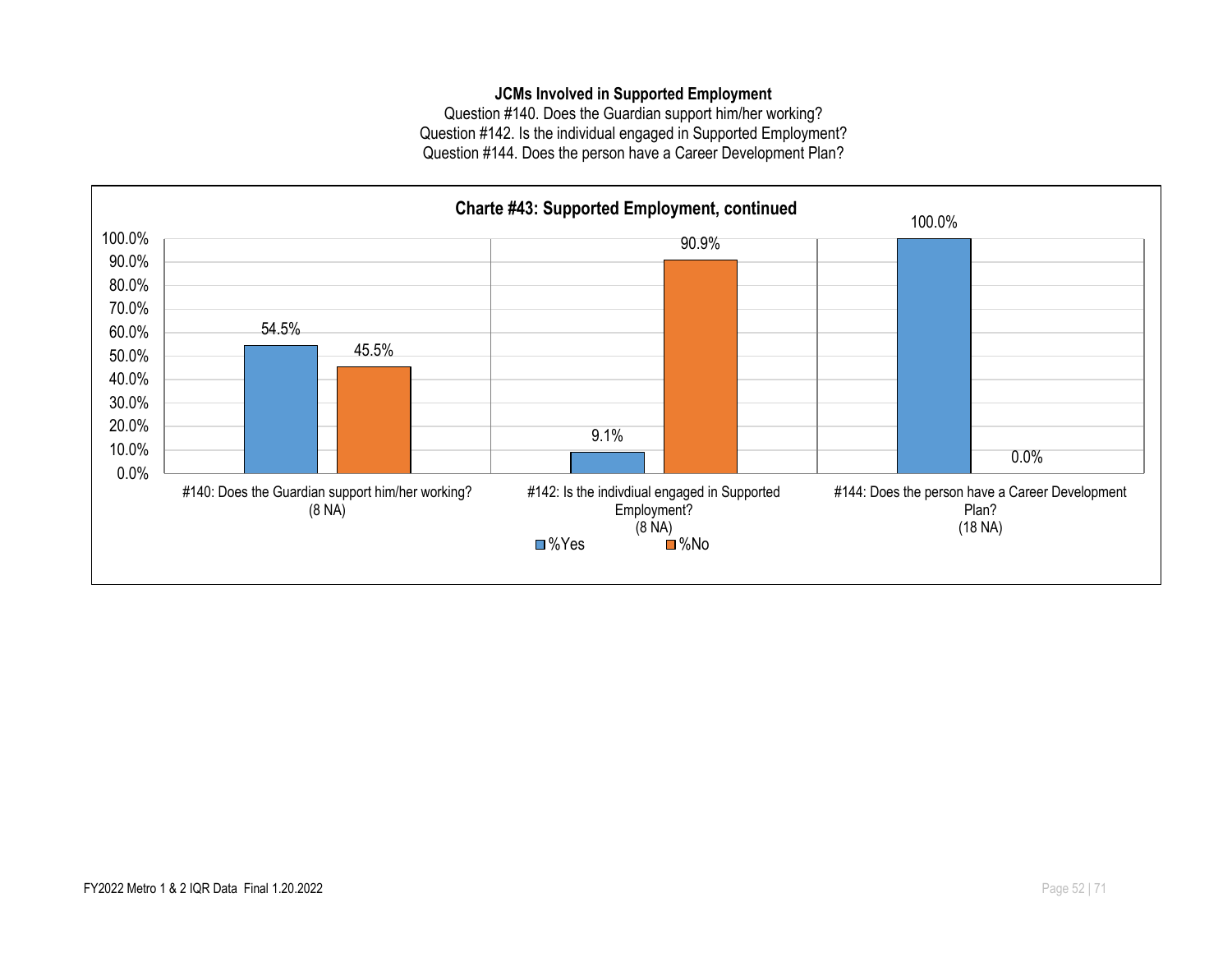**JCMs Involved in Supported Employment**

Question #140. Does the Guardian support him/her working?
Question #142. Is the individual engaged in Supported Employment?
Question #144. Does the person have a Career Development Plan?

**Charte #43: Supported Employment, continued**

| Question | %Yes | %No |
|---|---|---|
| #140: Does the Guardian support him/her working? (8 NA) | 54.5% | 45.5% |
| #142: Is the indivdiual engaged in Supported Employment? (8 NA) | 9.1% | 90.9% |
| #144: Does the person have a Career Development Plan? (18 NA) | 100.0% | 0.0% |

FY2022 Metro 1 & 2 IQR Data Final 1.20.2022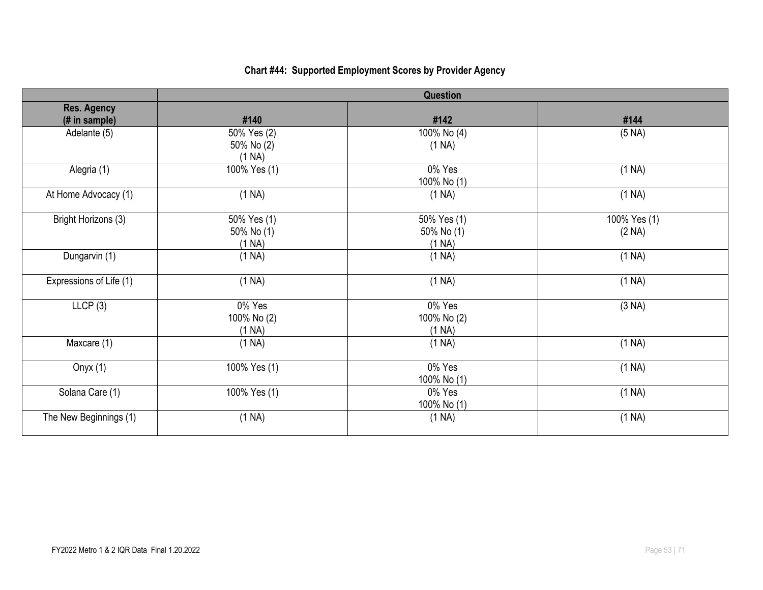**Chart #44: Supported Employment Scores by Provider Agency**

| | Question | | |
|---|---|---|---|
| **Res. Agency (# in sample)** | **#140** | **#142** | **#144** |
| Adelante (5) | 50% Yes (2)<br>50% No (2)<br>(1 NA) | 100% No (4)<br>(1 NA) | (5 NA) |
| Alegria (1) | 100% Yes (1) | 0% Yes<br>100% No (1) | (1 NA) |
| At Home Advocacy (1) | (1 NA) | (1 NA) | (1 NA) |
| Bright Horizons (3) | 50% Yes (1)<br>50% No (1)<br>(1 NA) | 50% Yes (1)<br>50% No (1)<br>(1 NA) | 100% Yes (1)<br>(2 NA) |
| Dungarvin (1) | (1 NA) | (1 NA) | (1 NA) |
| Expressions of Life (1) | (1 NA) | (1 NA) | (1 NA) |
| LLCP (3) | 0% Yes<br>100% No (2)<br>(1 NA) | 0% Yes<br>100% No (2)<br>(1 NA) | (3 NA) |
| Maxcare (1) | (1 NA) | (1 NA) | (1 NA) |
| Onyx (1) | 100% Yes (1) | 0% Yes<br>100% No (1) | (1 NA) |
| Solana Care (1) | 100% Yes (1) | 0% Yes<br>100% No (1) | (1 NA) |
| The New Beginnings (1) | (1 NA) | (1 NA) | (1 NA) |

FY2022 Metro 1 & 2 IQR Data Final 1.20.2022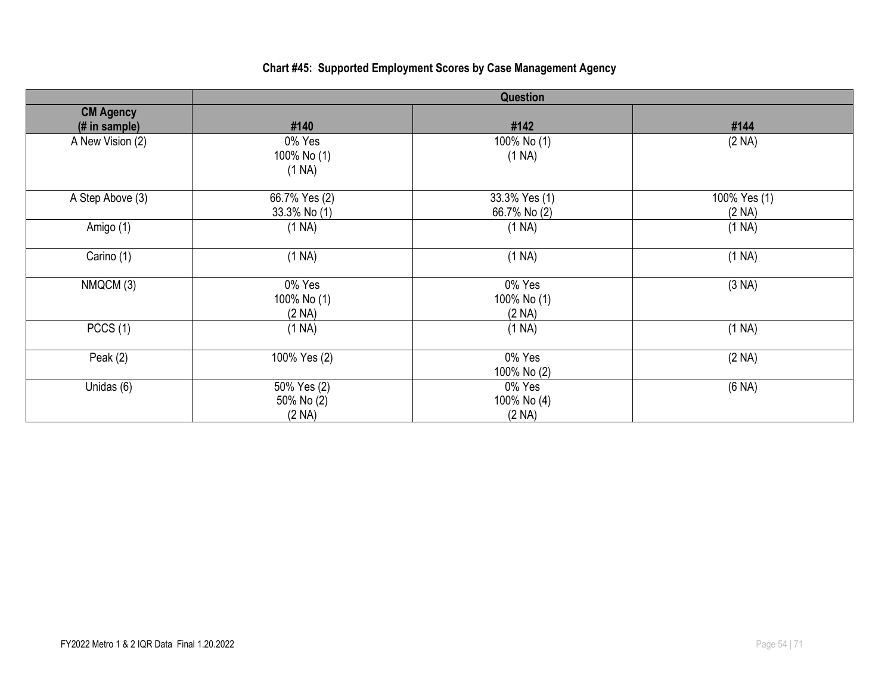### Chart #45: Supported Employment Scores by Case Management Agency

| | Question | | |
|---|---|---|---|
| **CM Agency (# in sample)** | **#140** | **#142** | **#144** |
| A New Vision (2) | 0% Yes<br>100% No (1)<br>(1 NA) | 100% No (1)<br>(1 NA) | (2 NA) |
| A Step Above (3) | 66.7% Yes (2)<br>33.3% No (1) | 33.3% Yes (1)<br>66.7% No (2) | 100% Yes (1)<br>(2 NA) |
| Amigo (1) | (1 NA) | (1 NA) | (1 NA) |
| Carino (1) | (1 NA) | (1 NA) | (1 NA) |
| NMQCM (3) | 0% Yes<br>100% No (1)<br>(2 NA) | 0% Yes<br>100% No (1)<br>(2 NA) | (3 NA) |
| PCCS (1) | (1 NA) | (1 NA) | (1 NA) |
| Peak (2) | 100% Yes (2) | 0% Yes<br>100% No (2) | (2 NA) |
| Unidas (6) | 50% Yes (2)<br>50% No (2)<br>(2 NA) | 0% Yes<br>100% No (4)<br>(2 NA) | (6 NA) |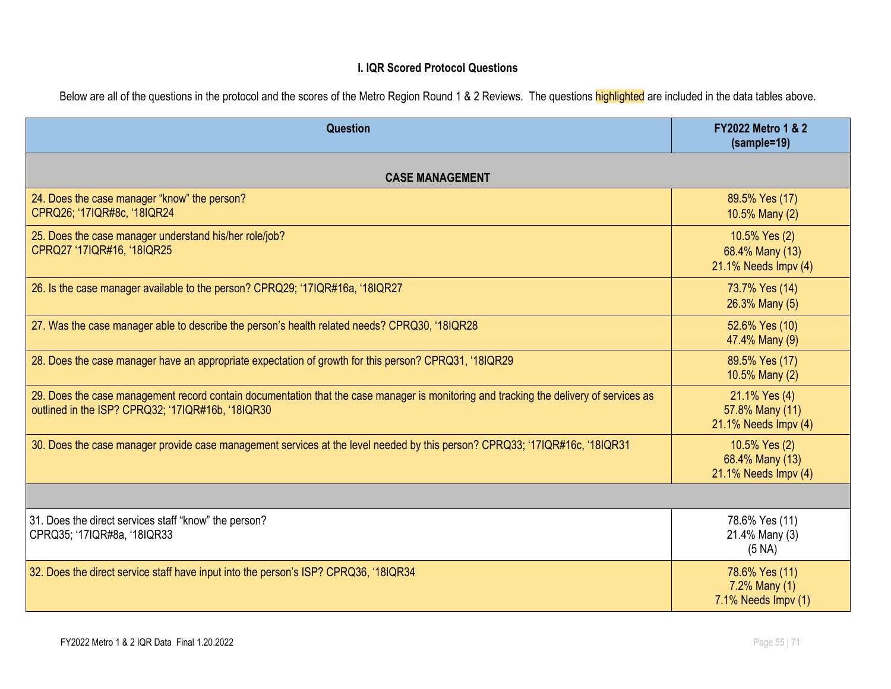### I. IQR Scored Protocol Questions

Below are all of the questions in the protocol and the scores of the Metro Region Round 1 & 2 Reviews. The questions highlighted are included in the data tables above.

| Question | FY2022 Metro 1 & 2 (sample=19) |
|---|---|
| **CASE MANAGEMENT** | |
| 24. Does the case manager "know" the person? CPRQ26; '17IQR#8c, '18IQR24 | 89.5% Yes (17) 10.5% Many (2) |
| 25. Does the case manager understand his/her role/job? CPRQ27 '17IQR#16, '18IQR25 | 10.5% Yes (2) 68.4% Many (13) 21.1% Needs Impv (4) |
| 26. Is the case manager available to the person? CPRQ29; '17IQR#16a, '18IQR27 | 73.7% Yes (14) 26.3% Many (5) |
| 27. Was the case manager able to describe the person's health related needs? CPRQ30, '18IQR28 | 52.6% Yes (10) 47.4% Many (9) |
| 28. Does the case manager have an appropriate expectation of growth for this person? CPRQ31, '18IQR29 | 89.5% Yes (17) 10.5% Many (2) |
| 29. Does the case management record contain documentation that the case manager is monitoring and tracking the delivery of services as outlined in the ISP? CPRQ32; '17IQR#16b, '18IQR30 | 21.1% Yes (4) 57.8% Many (11) 21.1% Needs Impv (4) |
| 30. Does the case manager provide case management services at the level needed by this person? CPRQ33; '17IQR#16c, '18IQR31 | 10.5% Yes (2) 68.4% Many (13) 21.1% Needs Impv (4) |
| | |
| 31. Does the direct services staff "know" the person? CPRQ35; '17IQR#8a, '18IQR33 | 78.6% Yes (11) 21.4% Many (3) (5 NA) |
| 32. Does the direct service staff have input into the person's ISP? CPRQ36, '18IQR34 | 78.6% Yes (11) 7.2% Many (1) 7.1% Needs Impv (1) |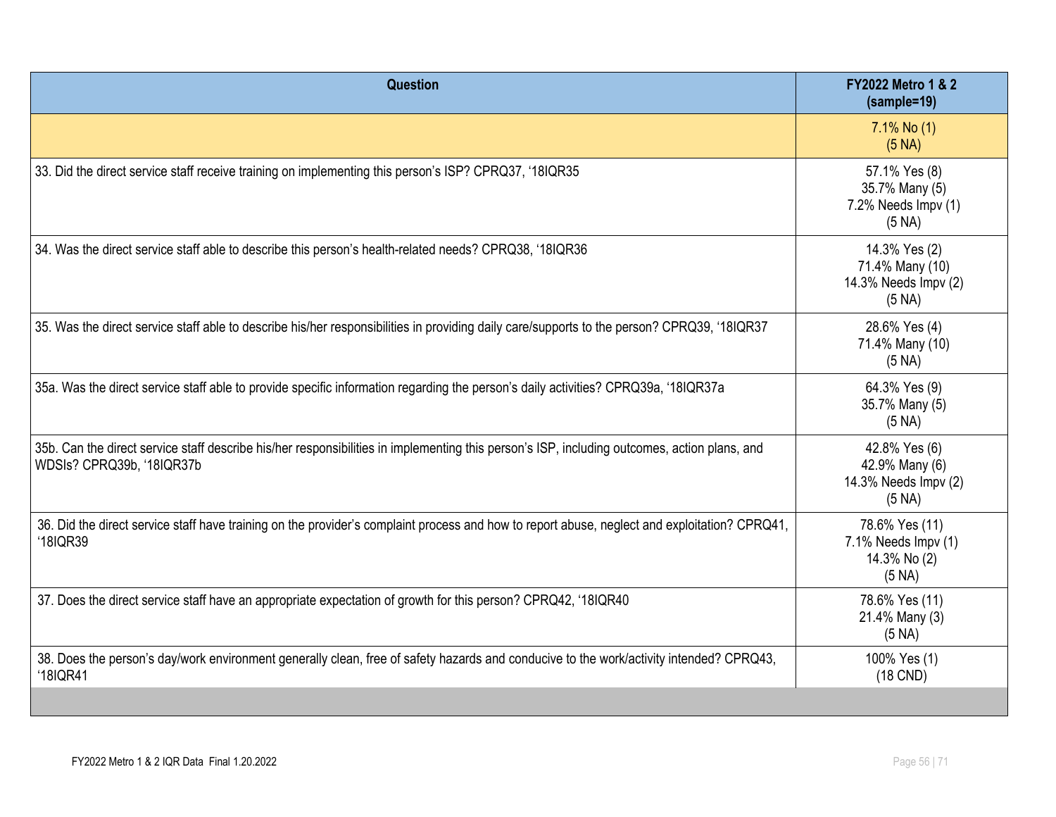| Question | FY2022 Metro 1 & 2 (sample=19) |
| --- | --- |
| | 7.1% No (1)<br>(5 NA) |
| 33. Did the direct service staff receive training on implementing this person's ISP? CPRQ37, '18IQR35 | 57.1% Yes (8)<br>35.7% Many (5)<br>7.2% Needs Impv (1)<br>(5 NA) |
| 34. Was the direct service staff able to describe this person's health-related needs? CPRQ38, '18IQR36 | 14.3% Yes (2)<br>71.4% Many (10)<br>14.3% Needs Impv (2)<br>(5 NA) |
| 35. Was the direct service staff able to describe his/her responsibilities in providing daily care/supports to the person? CPRQ39, '18IQR37 | 28.6% Yes (4)<br>71.4% Many (10)<br>(5 NA) |
| 35a. Was the direct service staff able to provide specific information regarding the person's daily activities? CPRQ39a, '18IQR37a | 64.3% Yes (9)<br>35.7% Many (5)<br>(5 NA) |
| 35b. Can the direct service staff describe his/her responsibilities in implementing this person's ISP, including outcomes, action plans, and WDSIs? CPRQ39b, '18IQR37b | 42.8% Yes (6)<br>42.9% Many (6)<br>14.3% Needs Impv (2)<br>(5 NA) |
| 36. Did the direct service staff have training on the provider's complaint process and how to report abuse, neglect and exploitation? CPRQ41, '18IQR39 | 78.6% Yes (11)<br>7.1% Needs Impv (1)<br>14.3% No (2)<br>(5 NA) |
| 37. Does the direct service staff have an appropriate expectation of growth for this person? CPRQ42, '18IQR40 | 78.6% Yes (11)<br>21.4% Many (3)<br>(5 NA) |
| 38. Does the person's day/work environment generally clean, free of safety hazards and conducive to the work/activity intended? CPRQ43, '18IQR41 | 100% Yes (1)<br>(18 CND) |
| | |

FY2022 Metro 1 & 2 IQR Data Final 1.20.2022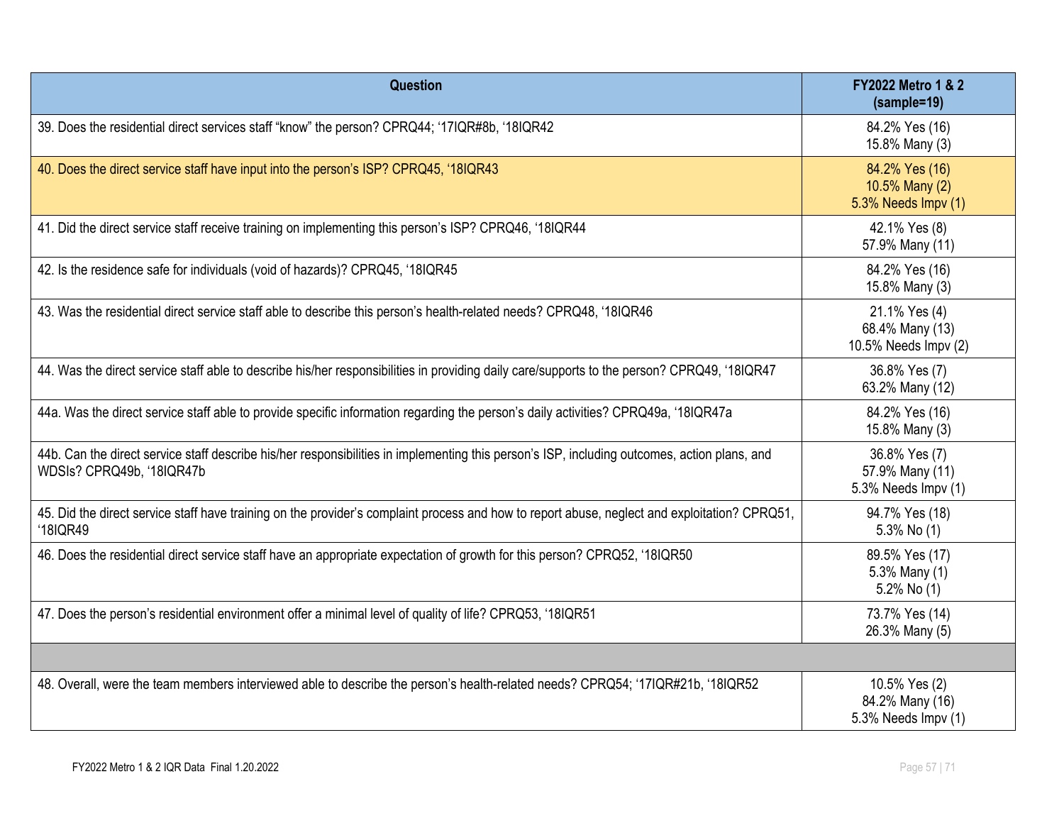| Question | FY2022 Metro 1 & 2 (sample=19) |
|---|---|
| 39. Does the residential direct services staff "know" the person? CPRQ44; '17IQR#8b, '18IQR42 | 84.2% Yes (16)<br>15.8% Many (3) |
| 40. Does the direct service staff have input into the person's ISP? CPRQ45, '18IQR43 | 84.2% Yes (16)<br>10.5% Many (2)<br>5.3% Needs Impv (1) |
| 41. Did the direct service staff receive training on implementing this person's ISP? CPRQ46, '18IQR44 | 42.1% Yes (8)<br>57.9% Many (11) |
| 42. Is the residence safe for individuals (void of hazards)? CPRQ45, '18IQR45 | 84.2% Yes (16)<br>15.8% Many (3) |
| 43. Was the residential direct service staff able to describe this person's health-related needs? CPRQ48, '18IQR46 | 21.1% Yes (4)<br>68.4% Many (13)<br>10.5% Needs Impv (2) |
| 44. Was the direct service staff able to describe his/her responsibilities in providing daily care/supports to the person? CPRQ49, '18IQR47 | 36.8% Yes (7)<br>63.2% Many (12) |
| 44a. Was the direct service staff able to provide specific information regarding the person's daily activities? CPRQ49a, '18IQR47a | 84.2% Yes (16)<br>15.8% Many (3) |
| 44b. Can the direct service staff describe his/her responsibilities in implementing this person's ISP, including outcomes, action plans, and WDSIs? CPRQ49b, '18IQR47b | 36.8% Yes (7)<br>57.9% Many (11)<br>5.3% Needs Impv (1) |
| 45. Did the direct service staff have training on the provider's complaint process and how to report abuse, neglect and exploitation? CPRQ51, '18IQR49 | 94.7% Yes (18)<br>5.3% No (1) |
| 46. Does the residential direct service staff have an appropriate expectation of growth for this person? CPRQ52, '18IQR50 | 89.5% Yes (17)<br>5.3% Many (1)<br>5.2% No (1) |
| 47. Does the person's residential environment offer a minimal level of quality of life? CPRQ53, '18IQR51 | 73.7% Yes (14)<br>26.3% Many (5) |
| | |
| 48. Overall, were the team members interviewed able to describe the person's health-related needs? CPRQ54; '17IQR#21b, '18IQR52 | 10.5% Yes (2)<br>84.2% Many (16)<br>5.3% Needs Impv (1) |

FY2022 Metro 1 & 2 IQR Data Final 1.20.2022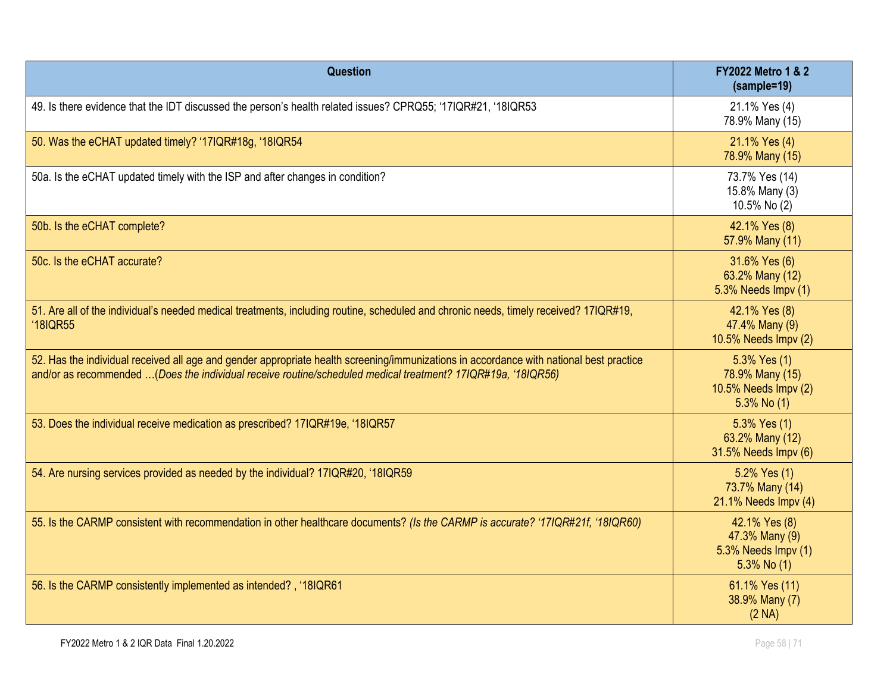| Question | FY2022 Metro 1 & 2 (sample=19) |
|---|---|
| 49. Is there evidence that the IDT discussed the person's health related issues? CPRQ55; '17IQR#21, '18IQR53 | 21.1% Yes (4)<br>78.9% Many (15) |
| 50. Was the eCHAT updated timely? '17IQR#18g, '18IQR54 | 21.1% Yes (4)<br>78.9% Many (15) |
| 50a. Is the eCHAT updated timely with the ISP and after changes in condition? | 73.7% Yes (14)<br>15.8% Many (3)<br>10.5% No (2) |
| 50b. Is the eCHAT complete? | 42.1% Yes (8)<br>57.9% Many (11) |
| 50c. Is the eCHAT accurate? | 31.6% Yes (6)<br>63.2% Many (12)<br>5.3% Needs Impv (1) |
| 51. Are all of the individual's needed medical treatments, including routine, scheduled and chronic needs, timely received? 17IQR#19, '18IQR55 | 42.1% Yes (8)<br>47.4% Many (9)<br>10.5% Needs Impv (2) |
| 52. Has the individual received all age and gender appropriate health screening/immunizations in accordance with national best practice and/or as recommended …(*Does the individual receive routine/scheduled medical treatment? 17IQR#19a, '18IQR56)* | 5.3% Yes (1)<br>78.9% Many (15)<br>10.5% Needs Impv (2)<br>5.3% No (1) |
| 53. Does the individual receive medication as prescribed? 17IQR#19e, '18IQR57 | 5.3% Yes (1)<br>63.2% Many (12)<br>31.5% Needs Impv (6) |
| 54. Are nursing services provided as needed by the individual? 17IQR#20, '18IQR59 | 5.2% Yes (1)<br>73.7% Many (14)<br>21.1% Needs Impv (4) |
| 55. Is the CARMP consistent with recommendation in other healthcare documents? *(Is the CARMP is accurate? '17IQR#21f, '18IQR60)* | 42.1% Yes (8)<br>47.3% Many (9)<br>5.3% Needs Impv (1)<br>5.3% No (1) |
| 56. Is the CARMP consistently implemented as intended? , '18IQR61 | 61.1% Yes (11)<br>38.9% Many (7)<br>(2 NA) |

FY2022 Metro 1 & 2 IQR Data Final 1.20.2022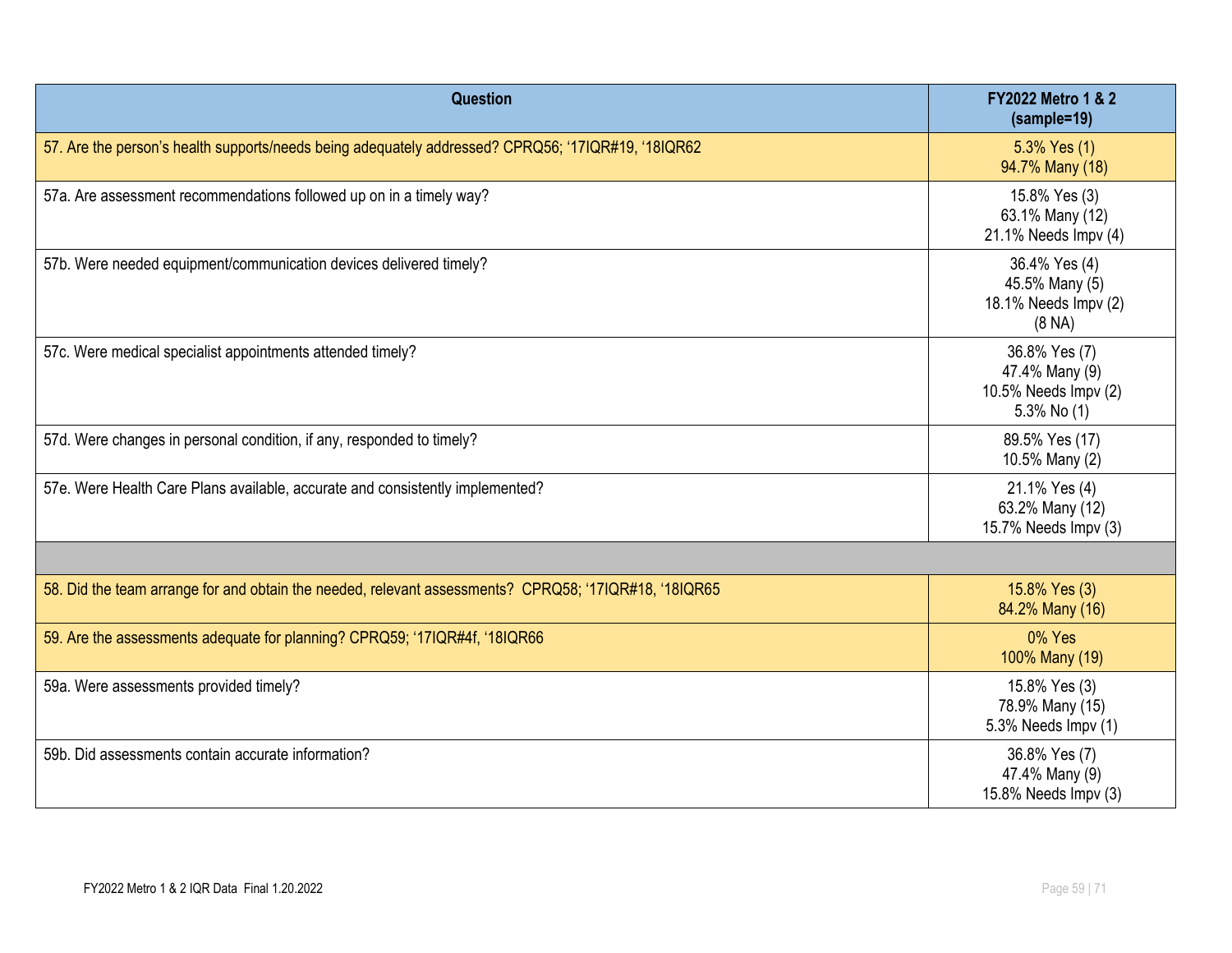| Question | FY2022 Metro 1 & 2 (sample=19) |
|---|---|
| 57. Are the person's health supports/needs being adequately addressed? CPRQ56; '17IQR#19, '18IQR62 | 5.3% Yes (1)<br>94.7% Many (18) |
| 57a. Are assessment recommendations followed up on in a timely way? | 15.8% Yes (3)<br>63.1% Many (12)<br>21.1% Needs Impv (4) |
| 57b. Were needed equipment/communication devices delivered timely? | 36.4% Yes (4)<br>45.5% Many (5)<br>18.1% Needs Impv (2)<br>(8 NA) |
| 57c. Were medical specialist appointments attended timely? | 36.8% Yes (7)<br>47.4% Many (9)<br>10.5% Needs Impv (2)<br>5.3% No (1) |
| 57d. Were changes in personal condition, if any, responded to timely? | 89.5% Yes (17)<br>10.5% Many (2) |
| 57e. Were Health Care Plans available, accurate and consistently implemented? | 21.1% Yes (4)<br>63.2% Many (12)<br>15.7% Needs Impv (3) |
| | |
| 58. Did the team arrange for and obtain the needed, relevant assessments? CPRQ58; '17IQR#18, '18IQR65 | 15.8% Yes (3)<br>84.2% Many (16) |
| 59. Are the assessments adequate for planning? CPRQ59; '17IQR#4f, '18IQR66 | 0% Yes<br>100% Many (19) |
| 59a. Were assessments provided timely? | 15.8% Yes (3)<br>78.9% Many (15)<br>5.3% Needs Impv (1) |
| 59b. Did assessments contain accurate information? | 36.8% Yes (7)<br>47.4% Many (9)<br>15.8% Needs Impv (3) |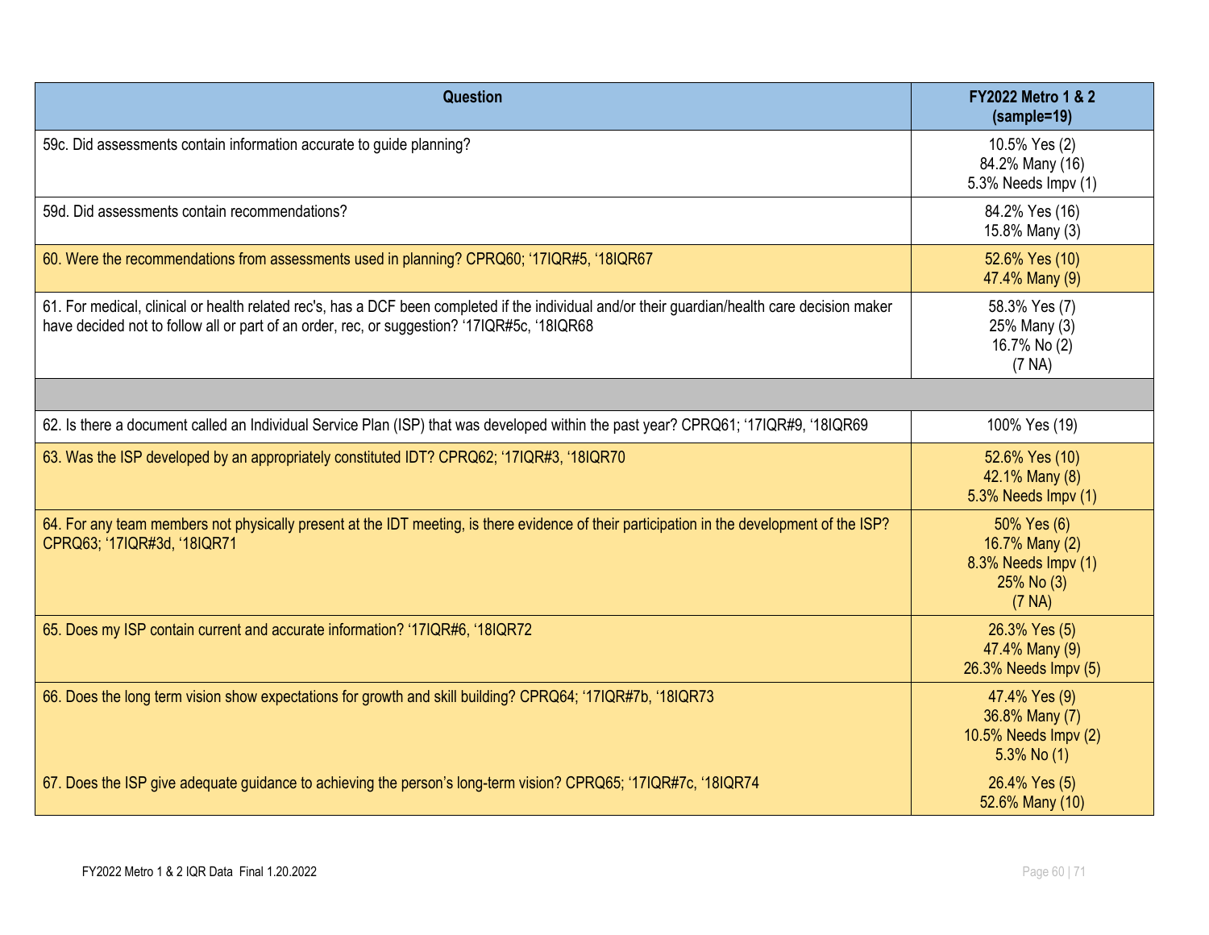| Question | FY2022 Metro 1 & 2 (sample=19) |
|---|---|
| 59c. Did assessments contain information accurate to guide planning? | 10.5% Yes (2)<br>84.2% Many (16)<br>5.3% Needs Impv (1) |
| 59d. Did assessments contain recommendations? | 84.2% Yes (16)<br>15.8% Many (3) |
| 60. Were the recommendations from assessments used in planning? CPRQ60; ‘17IQR#5, ‘18IQR67 | 52.6% Yes (10)<br>47.4% Many (9) |
| 61. For medical, clinical or health related rec's, has a DCF been completed if the individual and/or their guardian/health care decision maker have decided not to follow all or part of an order, rec, or suggestion? ‘17IQR#5c, ‘18IQR68 | 58.3% Yes (7)<br>25% Many (3)<br>16.7% No (2)<br>(7 NA) |
| | |
| 62. Is there a document called an Individual Service Plan (ISP) that was developed within the past year? CPRQ61; ‘17IQR#9, ‘18IQR69 | 100% Yes (19) |
| 63. Was the ISP developed by an appropriately constituted IDT? CPRQ62; ‘17IQR#3, ‘18IQR70 | 52.6% Yes (10)<br>42.1% Many (8)<br>5.3% Needs Impv (1) |
| 64. For any team members not physically present at the IDT meeting, is there evidence of their participation in the development of the ISP? CPRQ63; ‘17IQR#3d, ‘18IQR71 | 50% Yes (6)<br>16.7% Many (2)<br>8.3% Needs Impv (1)<br>25% No (3)<br>(7 NA) |
| 65. Does my ISP contain current and accurate information? ‘17IQR#6, ‘18IQR72 | 26.3% Yes (5)<br>47.4% Many (9)<br>26.3% Needs Impv (5) |
| 66. Does the long term vision show expectations for growth and skill building? CPRQ64; ‘17IQR#7b, ‘18IQR73 | 47.4% Yes (9)<br>36.8% Many (7)<br>10.5% Needs Impv (2)<br>5.3% No (1) |
| 67. Does the ISP give adequate guidance to achieving the person’s long-term vision? CPRQ65; ‘17IQR#7c, ‘18IQR74 | 26.4% Yes (5)<br>52.6% Many (10) |

FY2022 Metro 1 & 2 IQR Data Final 1.20.2022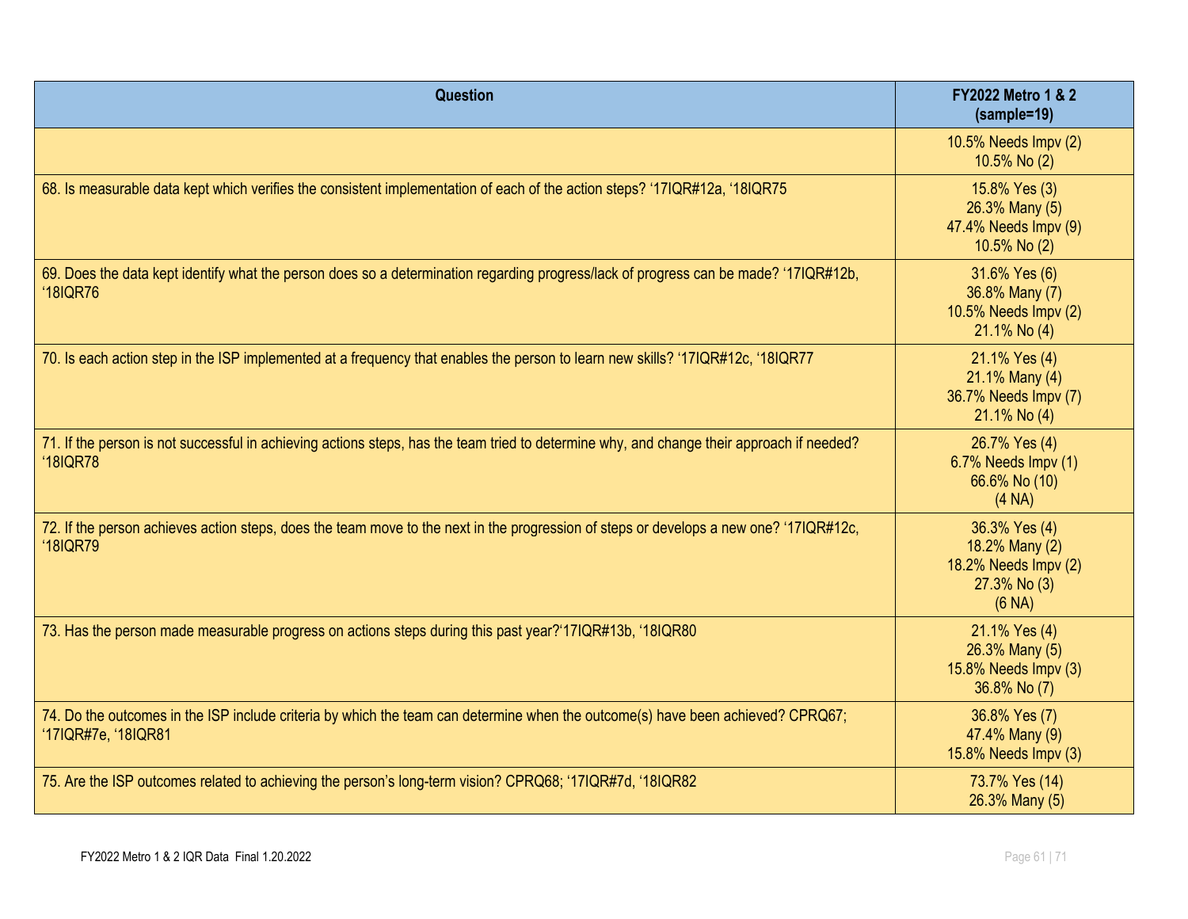| Question | FY2022 Metro 1 & 2 (sample=19) |
|---|---|
| | 10.5% Needs Impv (2)<br>10.5% No (2) |
| 68. Is measurable data kept which verifies the consistent implementation of each of the action steps? '17IQR#12a, '18IQR75 | 15.8% Yes (3)<br>26.3% Many (5)<br>47.4% Needs Impv (9)<br>10.5% No (2) |
| 69. Does the data kept identify what the person does so a determination regarding progress/lack of progress can be made? '17IQR#12b, '18IQR76 | 31.6% Yes (6)<br>36.8% Many (7)<br>10.5% Needs Impv (2)<br>21.1% No (4) |
| 70. Is each action step in the ISP implemented at a frequency that enables the person to learn new skills? '17IQR#12c, '18IQR77 | 21.1% Yes (4)<br>21.1% Many (4)<br>36.7% Needs Impv (7)<br>21.1% No (4) |
| 71. If the person is not successful in achieving actions steps, has the team tried to determine why, and change their approach if needed? '18IQR78 | 26.7% Yes (4)<br>6.7% Needs Impv (1)<br>66.6% No (10)<br>(4 NA) |
| 72. If the person achieves action steps, does the team move to the next in the progression of steps or develops a new one? '17IQR#12c, '18IQR79 | 36.3% Yes (4)<br>18.2% Many (2)<br>18.2% Needs Impv (2)<br>27.3% No (3)<br>(6 NA) |
| 73. Has the person made measurable progress on actions steps during this past year?'17IQR#13b, '18IQR80 | 21.1% Yes (4)<br>26.3% Many (5)<br>15.8% Needs Impv (3)<br>36.8% No (7) |
| 74. Do the outcomes in the ISP include criteria by which the team can determine when the outcome(s) have been achieved? CPRQ67; '17IQR#7e, '18IQR81 | 36.8% Yes (7)<br>47.4% Many (9)<br>15.8% Needs Impv (3) |
| 75. Are the ISP outcomes related to achieving the person's long-term vision? CPRQ68; '17IQR#7d, '18IQR82 | 73.7% Yes (14)<br>26.3% Many (5) |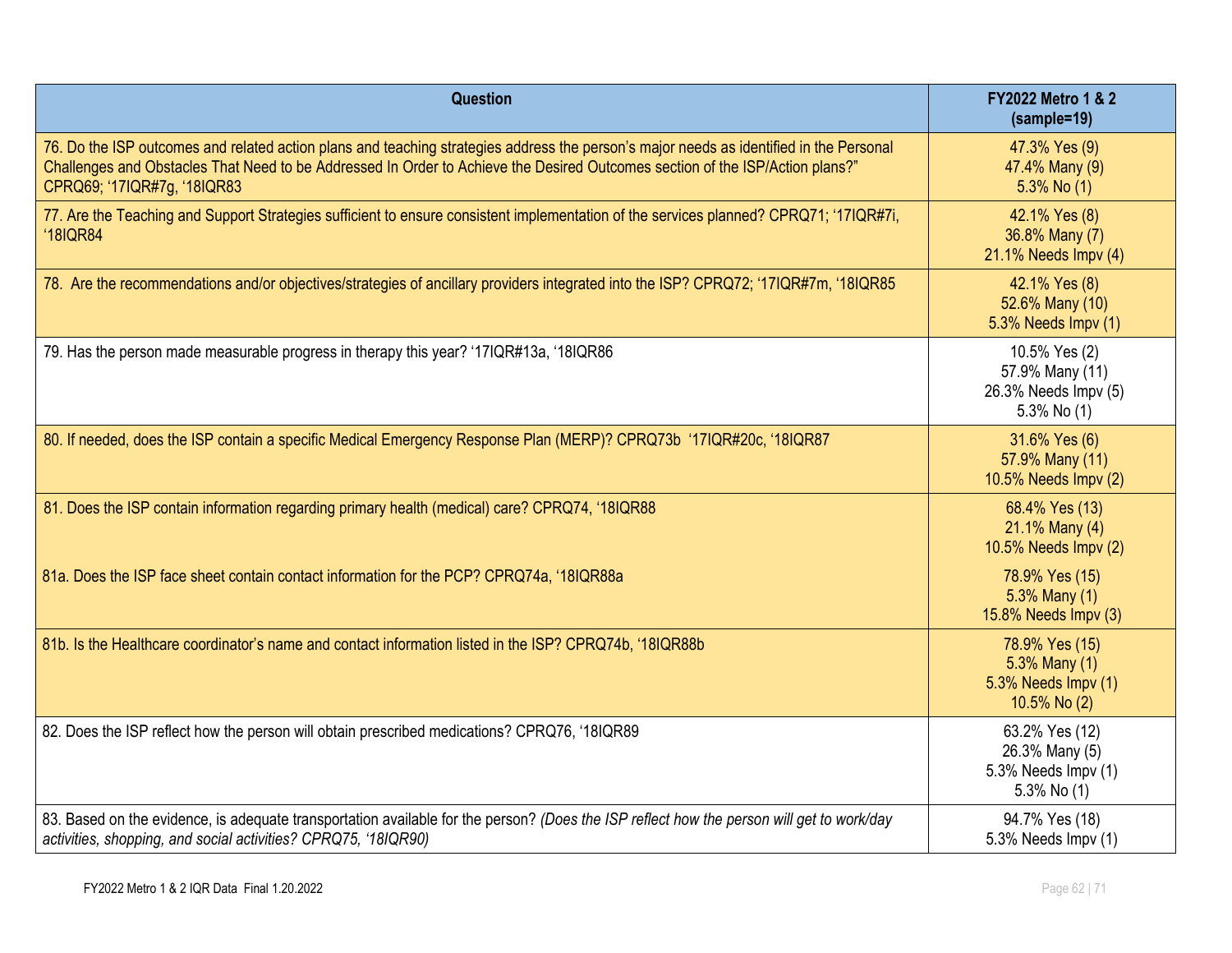| Question | FY2022 Metro 1 & 2 (sample=19) |
|---|---|
| 76. Do the ISP outcomes and related action plans and teaching strategies address the person's major needs as identified in the Personal Challenges and Obstacles That Need to be Addressed In Order to Achieve the Desired Outcomes section of the ISP/Action plans?" CPRQ69; '17IQR#7g, '18IQR83 | 47.3% Yes (9)<br>47.4% Many (9)<br>5.3% No (1) |
| 77. Are the Teaching and Support Strategies sufficient to ensure consistent implementation of the services planned? CPRQ71; '17IQR#7i, '18IQR84 | 42.1% Yes (8)<br>36.8% Many (7)<br>21.1% Needs Impv (4) |
| 78. Are the recommendations and/or objectives/strategies of ancillary providers integrated into the ISP? CPRQ72; '17IQR#7m, '18IQR85 | 42.1% Yes (8)<br>52.6% Many (10)<br>5.3% Needs Impv (1) |
| 79. Has the person made measurable progress in therapy this year? '17IQR#13a, '18IQR86 | 10.5% Yes (2)<br>57.9% Many (11)<br>26.3% Needs Impv (5)<br>5.3% No (1) |
| 80. If needed, does the ISP contain a specific Medical Emergency Response Plan (MERP)? CPRQ73b '17IQR#20c, '18IQR87 | 31.6% Yes (6)<br>57.9% Many (11)<br>10.5% Needs Impv (2) |
| 81. Does the ISP contain information regarding primary health (medical) care? CPRQ74, '18IQR88 | 68.4% Yes (13)<br>21.1% Many (4)<br>10.5% Needs Impv (2) |
| 81a. Does the ISP face sheet contain contact information for the PCP? CPRQ74a, '18IQR88a | 78.9% Yes (15)<br>5.3% Many (1)<br>15.8% Needs Impv (3) |
| 81b. Is the Healthcare coordinator's name and contact information listed in the ISP? CPRQ74b, '18IQR88b | 78.9% Yes (15)<br>5.3% Many (1)<br>5.3% Needs Impv (1)<br>10.5% No (2) |
| 82. Does the ISP reflect how the person will obtain prescribed medications? CPRQ76, '18IQR89 | 63.2% Yes (12)<br>26.3% Many (5)<br>5.3% Needs Impv (1)<br>5.3% No (1) |
| 83. Based on the evidence, is adequate transportation available for the person? *(Does the ISP reflect how the person will get to work/day activities, shopping, and social activities? CPRQ75, '18IQR90)* | 94.7% Yes (18)<br>5.3% Needs Impv (1) |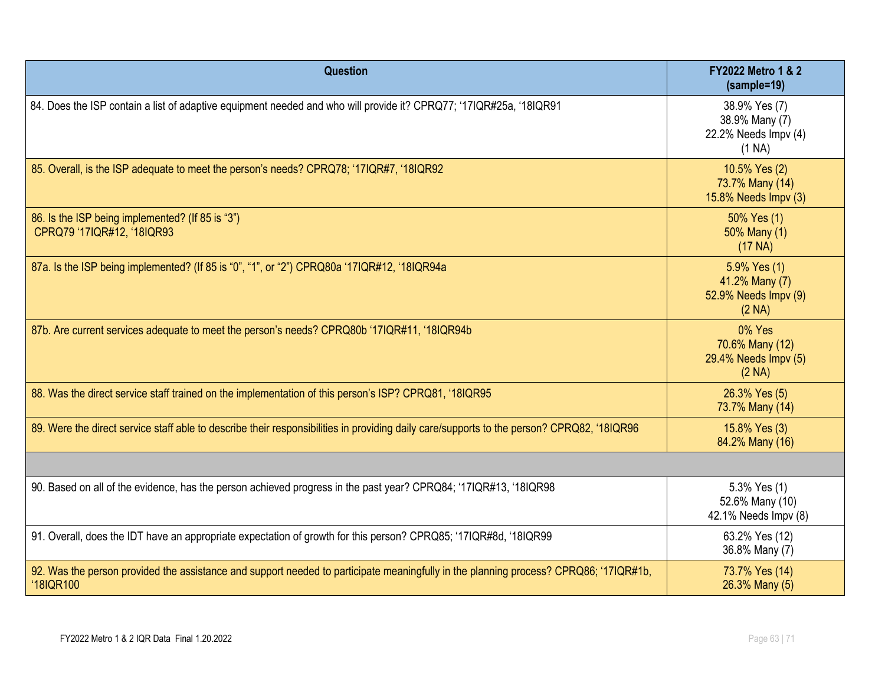| Question | FY2022 Metro 1 & 2 (sample=19) |
|---|---|
| 84. Does the ISP contain a list of adaptive equipment needed and who will provide it? CPRQ77; '17IQR#25a, '18IQR91 | 38.9% Yes (7)<br>38.9% Many (7)<br>22.2% Needs Impv (4)<br>(1 NA) |
| 85. Overall, is the ISP adequate to meet the person's needs? CPRQ78; '17IQR#7, '18IQR92 | 10.5% Yes (2)<br>73.7% Many (14)<br>15.8% Needs Impv (3) |
| 86. Is the ISP being implemented? (If 85 is "3") CPRQ79 '17IQR#12, '18IQR93 | 50% Yes (1)<br>50% Many (1)<br>(17 NA) |
| 87a. Is the ISP being implemented? (If 85 is "0", "1", or "2") CPRQ80a '17IQR#12, '18IQR94a | 5.9% Yes (1)<br>41.2% Many (7)<br>52.9% Needs Impv (9)<br>(2 NA) |
| 87b. Are current services adequate to meet the person's needs? CPRQ80b '17IQR#11, '18IQR94b | 0% Yes<br>70.6% Many (12)<br>29.4% Needs Impv (5)<br>(2 NA) |
| 88. Was the direct service staff trained on the implementation of this person's ISP? CPRQ81, '18IQR95 | 26.3% Yes (5)<br>73.7% Many (14) |
| 89. Were the direct service staff able to describe their responsibilities in providing daily care/supports to the person? CPRQ82, '18IQR96 | 15.8% Yes (3)<br>84.2% Many (16) |
| | |
| 90. Based on all of the evidence, has the person achieved progress in the past year? CPRQ84; '17IQR#13, '18IQR98 | 5.3% Yes (1)<br>52.6% Many (10)<br>42.1% Needs Impv (8) |
| 91. Overall, does the IDT have an appropriate expectation of growth for this person? CPRQ85; '17IQR#8d, '18IQR99 | 63.2% Yes (12)<br>36.8% Many (7) |
| 92. Was the person provided the assistance and support needed to participate meaningfully in the planning process? CPRQ86; '17IQR#1b, '18IQR100 | 73.7% Yes (14)<br>26.3% Many (5) |

FY2022 Metro 1 & 2 IQR Data Final 1.20.2022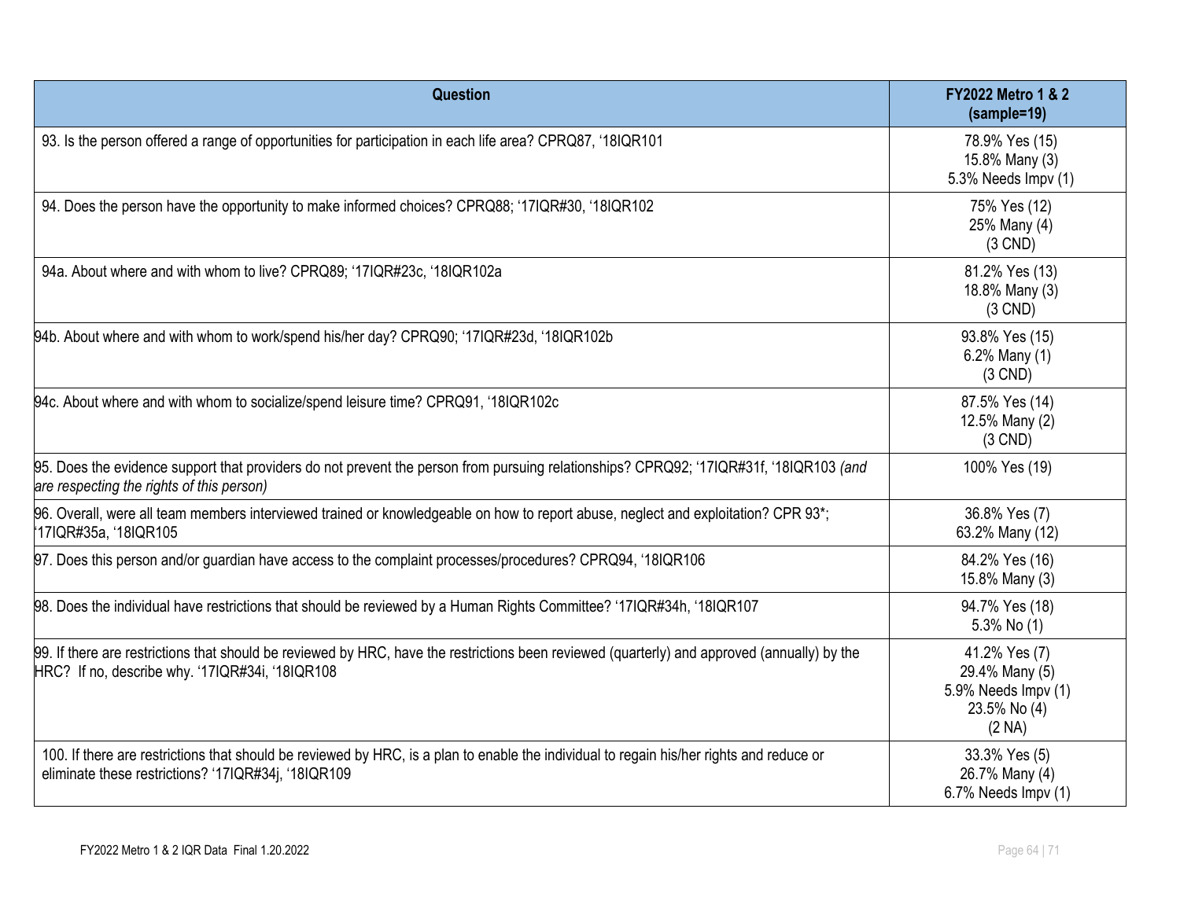| Question | FY2022 Metro 1 & 2 (sample=19) |
|---|---|
| 93. Is the person offered a range of opportunities for participation in each life area? CPRQ87, '18IQR101 | 78.9% Yes (15)<br>15.8% Many (3)<br>5.3% Needs Impv (1) |
| 94. Does the person have the opportunity to make informed choices? CPRQ88; '17IQR#30, '18IQR102 | 75% Yes (12)<br>25% Many (4)<br>(3 CND) |
| 94a. About where and with whom to live? CPRQ89; '17IQR#23c, '18IQR102a | 81.2% Yes (13)<br>18.8% Many (3)<br>(3 CND) |
| 94b. About where and with whom to work/spend his/her day? CPRQ90; '17IQR#23d, '18IQR102b | 93.8% Yes (15)<br>6.2% Many (1)<br>(3 CND) |
| 94c. About where and with whom to socialize/spend leisure time? CPRQ91, '18IQR102c | 87.5% Yes (14)<br>12.5% Many (2)<br>(3 CND) |
| 95. Does the evidence support that providers do not prevent the person from pursuing relationships? CPRQ92; '17IQR#31f, '18IQR103 *(and are respecting the rights of this person)* | 100% Yes (19) |
| 96. Overall, were all team members interviewed trained or knowledgeable on how to report abuse, neglect and exploitation? CPR 93*; '17IQR#35a, '18IQR105 | 36.8% Yes (7)<br>63.2% Many (12) |
| 97. Does this person and/or guardian have access to the complaint processes/procedures? CPRQ94, '18IQR106 | 84.2% Yes (16)<br>15.8% Many (3) |
| 98. Does the individual have restrictions that should be reviewed by a Human Rights Committee? '17IQR#34h, '18IQR107 | 94.7% Yes (18)<br>5.3% No (1) |
| 99. If there are restrictions that should be reviewed by HRC, have the restrictions been reviewed (quarterly) and approved (annually) by the HRC? If no, describe why. '17IQR#34i, '18IQR108 | 41.2% Yes (7)<br>29.4% Many (5)<br>5.9% Needs Impv (1)<br>23.5% No (4)<br>(2 NA) |
| 100. If there are restrictions that should be reviewed by HRC, is a plan to enable the individual to regain his/her rights and reduce or eliminate these restrictions? '17IQR#34j, '18IQR109 | 33.3% Yes (5)<br>26.7% Many (4)<br>6.7% Needs Impv (1) |

FY2022 Metro 1 & 2 IQR Data Final 1.20.2022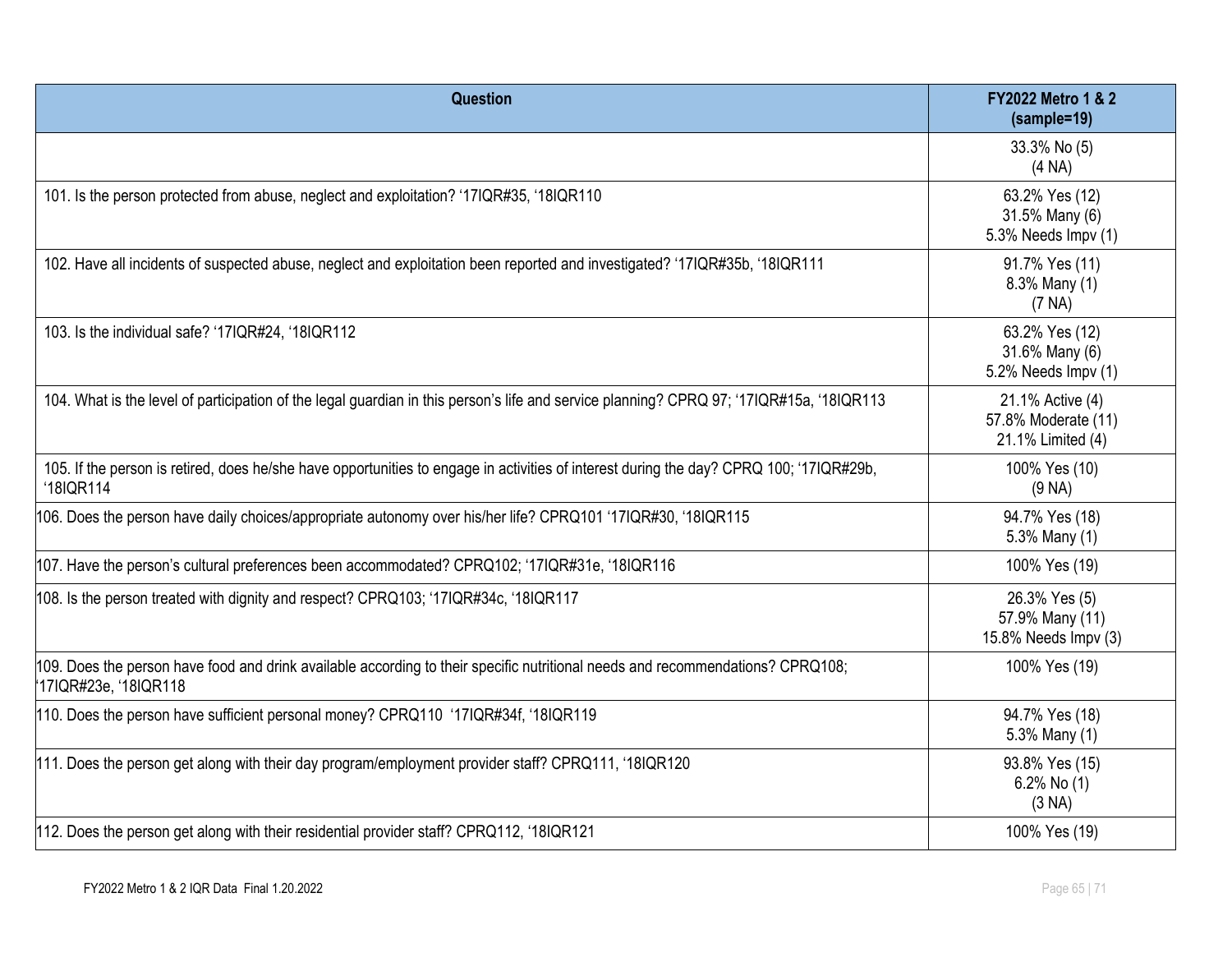| Question | FY2022 Metro 1 & 2 (sample=19) |
|---|---|
| | 33.3% No (5)<br>(4 NA) |
| 101. Is the person protected from abuse, neglect and exploitation? '17IQR#35, '18IQR110 | 63.2% Yes (12)<br>31.5% Many (6)<br>5.3% Needs Impv (1) |
| 102. Have all incidents of suspected abuse, neglect and exploitation been reported and investigated? '17IQR#35b, '18IQR111 | 91.7% Yes (11)<br>8.3% Many (1)<br>(7 NA) |
| 103. Is the individual safe? '17IQR#24, '18IQR112 | 63.2% Yes (12)<br>31.6% Many (6)<br>5.2% Needs Impv (1) |
| 104. What is the level of participation of the legal guardian in this person's life and service planning? CPRQ 97; '17IQR#15a, '18IQR113 | 21.1% Active (4)<br>57.8% Moderate (11)<br>21.1% Limited (4) |
| 105. If the person is retired, does he/she have opportunities to engage in activities of interest during the day? CPRQ 100; '17IQR#29b, '18IQR114 | 100% Yes (10)<br>(9 NA) |
| 106. Does the person have daily choices/appropriate autonomy over his/her life? CPRQ101 '17IQR#30, '18IQR115 | 94.7% Yes (18)<br>5.3% Many (1) |
| 107. Have the person's cultural preferences been accommodated? CPRQ102; '17IQR#31e, '18IQR116 | 100% Yes (19) |
| 108. Is the person treated with dignity and respect? CPRQ103; '17IQR#34c, '18IQR117 | 26.3% Yes (5)<br>57.9% Many (11)<br>15.8% Needs Impv (3) |
| 109. Does the person have food and drink available according to their specific nutritional needs and recommendations? CPRQ108; '17IQR#23e, '18IQR118 | 100% Yes (19) |
| 110. Does the person have sufficient personal money? CPRQ110 '17IQR#34f, '18IQR119 | 94.7% Yes (18)<br>5.3% Many (1) |
| 111. Does the person get along with their day program/employment provider staff? CPRQ111, '18IQR120 | 93.8% Yes (15)<br>6.2% No (1)<br>(3 NA) |
| 112. Does the person get along with their residential provider staff? CPRQ112, '18IQR121 | 100% Yes (19) |

FY2022 Metro 1 & 2 IQR Data Final 1.20.2022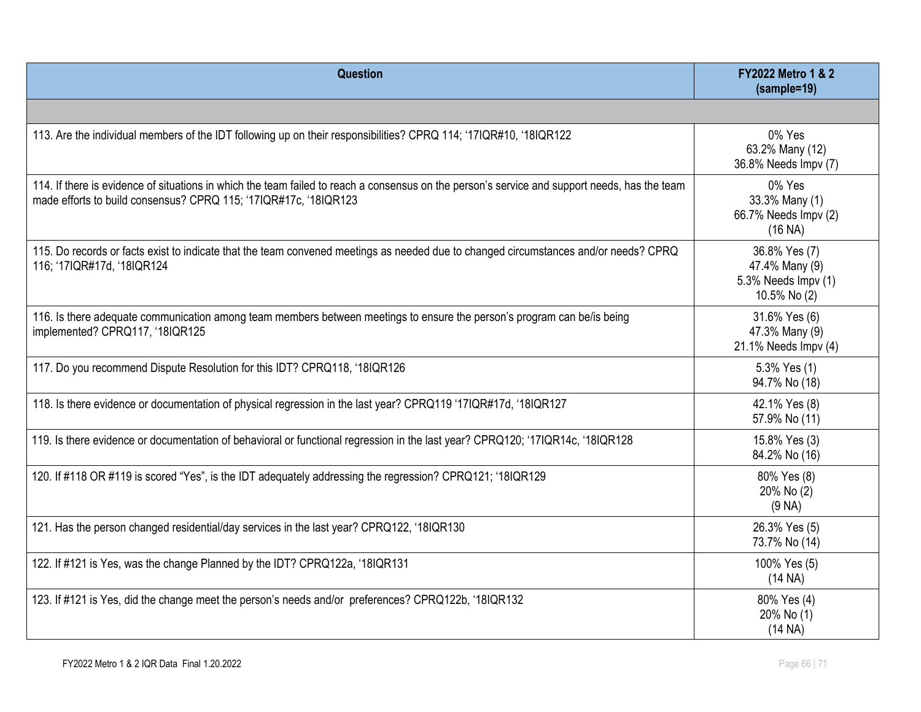| Question | FY2022 Metro 1 & 2 (sample=19) |
|---|---|
| | |
| 113. Are the individual members of the IDT following up on their responsibilities? CPRQ 114; '17IQR#10, '18IQR122 | 0% Yes<br>63.2% Many (12)<br>36.8% Needs Impv (7) |
| 114. If there is evidence of situations in which the team failed to reach a consensus on the person's service and support needs, has the team made efforts to build consensus? CPRQ 115; '17IQR#17c, '18IQR123 | 0% Yes<br>33.3% Many (1)<br>66.7% Needs Impv (2)<br>(16 NA) |
| 115. Do records or facts exist to indicate that the team convened meetings as needed due to changed circumstances and/or needs? CPRQ 116; '17IQR#17d, '18IQR124 | 36.8% Yes (7)<br>47.4% Many (9)<br>5.3% Needs Impv (1)<br>10.5% No (2) |
| 116. Is there adequate communication among team members between meetings to ensure the person's program can be/is being implemented? CPRQ117, '18IQR125 | 31.6% Yes (6)<br>47.3% Many (9)<br>21.1% Needs Impv (4) |
| 117. Do you recommend Dispute Resolution for this IDT? CPRQ118, '18IQR126 | 5.3% Yes (1)<br>94.7% No (18) |
| 118. Is there evidence or documentation of physical regression in the last year? CPRQ119 '17IQR#17d, '18IQR127 | 42.1% Yes (8)<br>57.9% No (11) |
| 119. Is there evidence or documentation of behavioral or functional regression in the last year? CPRQ120; '17IQR14c, '18IQR128 | 15.8% Yes (3)<br>84.2% No (16) |
| 120. If #118 OR #119 is scored "Yes", is the IDT adequately addressing the regression? CPRQ121; '18IQR129 | 80% Yes (8)<br>20% No (2)<br>(9 NA) |
| 121. Has the person changed residential/day services in the last year? CPRQ122, '18IQR130 | 26.3% Yes (5)<br>73.7% No (14) |
| 122. If #121 is Yes, was the change Planned by the IDT? CPRQ122a, '18IQR131 | 100% Yes (5)<br>(14 NA) |
| 123. If #121 is Yes, did the change meet the person's needs and/or preferences? CPRQ122b, '18IQR132 | 80% Yes (4)<br>20% No (1)<br>(14 NA) |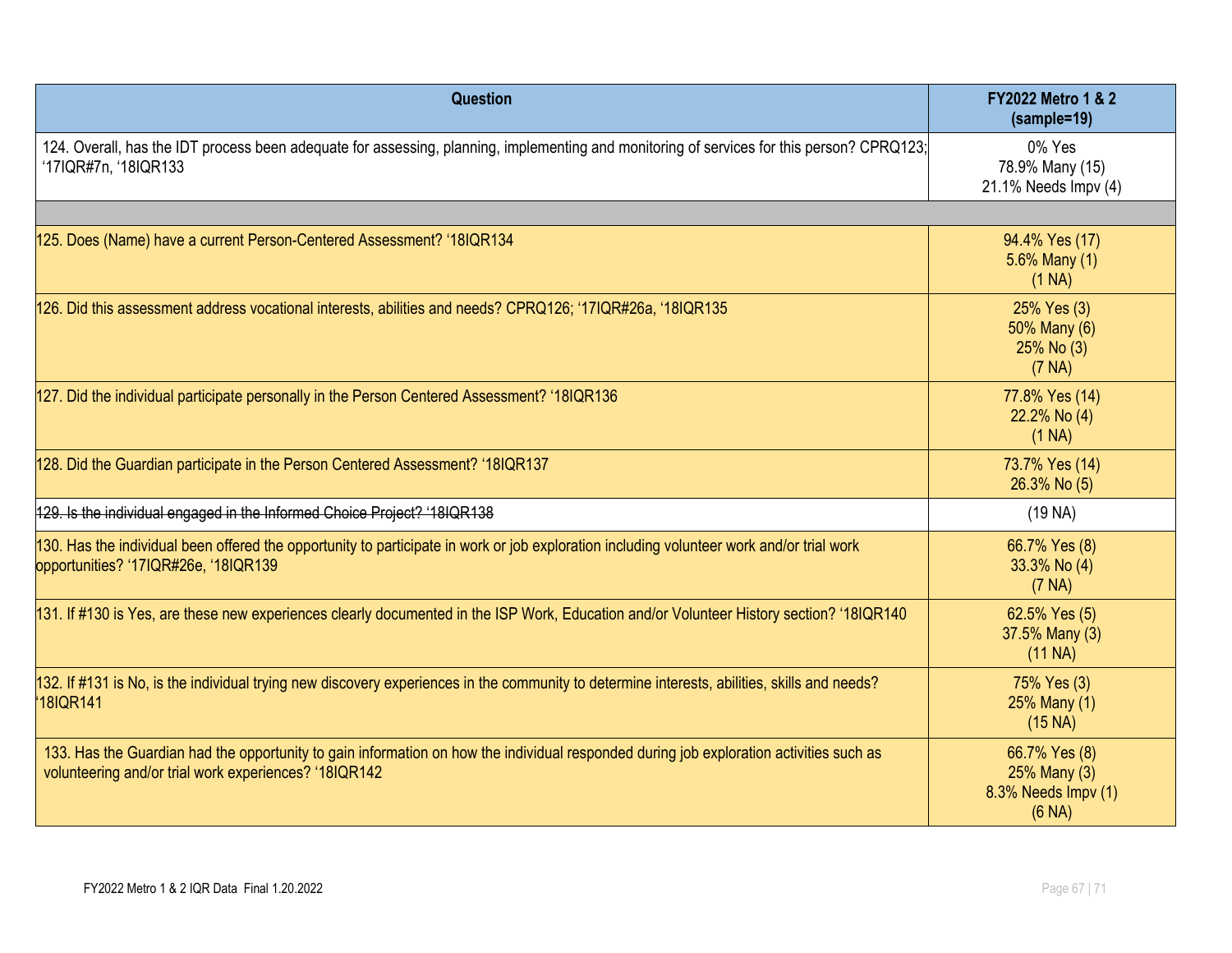| Question | FY2022 Metro 1 & 2 (sample=19) |
| --- | --- |
| 124. Overall, has the IDT process been adequate for assessing, planning, implementing and monitoring of services for this person? CPRQ123; '17IQR#7n, '18IQR133 | 0% Yes<br>78.9% Many (15)<br>21.1% Needs Impv (4) |
| | |
| 125. Does (Name) have a current Person-Centered Assessment? '18IQR134 | 94.4% Yes (17)<br>5.6% Many (1)<br>(1 NA) |
| 126. Did this assessment address vocational interests, abilities and needs? CPRQ126; '17IQR#26a, '18IQR135 | 25% Yes (3)<br>50% Many (6)<br>25% No (3)<br>(7 NA) |
| 127. Did the individual participate personally in the Person Centered Assessment? '18IQR136 | 77.8% Yes (14)<br>22.2% No (4)<br>(1 NA) |
| 128. Did the Guardian participate in the Person Centered Assessment? '18IQR137 | 73.7% Yes (14)<br>26.3% No (5) |
| ~~129. Is the individual engaged in the Informed Choice Project? '18IQR138~~ | (19 NA) |
| 130. Has the individual been offered the opportunity to participate in work or job exploration including volunteer work and/or trial work opportunities? '17IQR#26e, '18IQR139 | 66.7% Yes (8)<br>33.3% No (4)<br>(7 NA) |
| 131. If #130 is Yes, are these new experiences clearly documented in the ISP Work, Education and/or Volunteer History section? '18IQR140 | 62.5% Yes (5)<br>37.5% Many (3)<br>(11 NA) |
| 132. If #131 is No, is the individual trying new discovery experiences in the community to determine interests, abilities, skills and needs? '18IQR141 | 75% Yes (3)<br>25% Many (1)<br>(15 NA) |
| 133. Has the Guardian had the opportunity to gain information on how the individual responded during job exploration activities such as volunteering and/or trial work experiences? '18IQR142 | 66.7% Yes (8)<br>25% Many (3)<br>8.3% Needs Impv (1)<br>(6 NA) |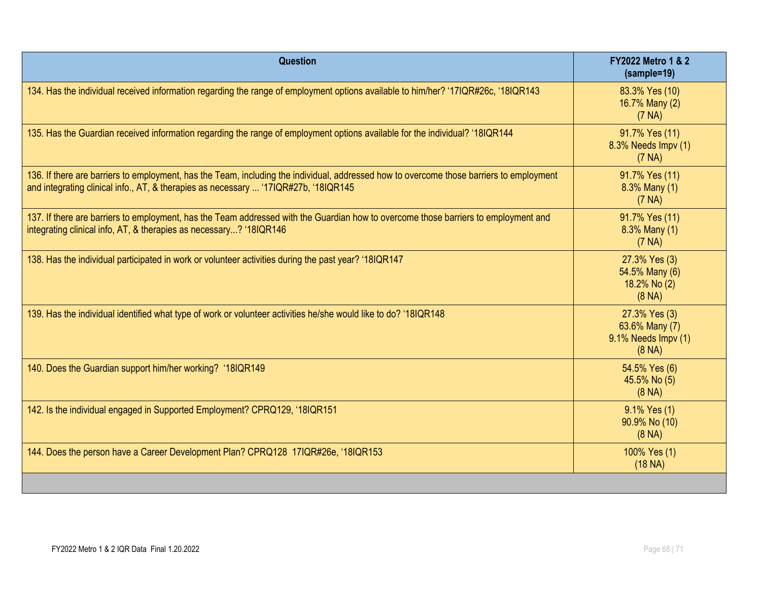| Question | FY2022 Metro 1 & 2 (sample=19) |
| --- | --- |
| 134. Has the individual received information regarding the range of employment options available to him/her? '17IQR#26c, '18IQR143 | 83.3% Yes (10)<br>16.7% Many (2)<br>(7 NA) |
| 135. Has the Guardian received information regarding the range of employment options available for the individual? '18IQR144 | 91.7% Yes (11)<br>8.3% Needs Impv (1)<br>(7 NA) |
| 136. If there are barriers to employment, has the Team, including the individual, addressed how to overcome those barriers to employment and integrating clinical info., AT, & therapies as necessary ... '17IQR#27b, '18IQR145 | 91.7% Yes (11)<br>8.3% Many (1)<br>(7 NA) |
| 137. If there are barriers to employment, has the Team addressed with the Guardian how to overcome those barriers to employment and integrating clinical info, AT, & therapies as necessary...? '18IQR146 | 91.7% Yes (11)<br>8.3% Many (1)<br>(7 NA) |
| 138. Has the individual participated in work or volunteer activities during the past year? '18IQR147 | 27.3% Yes (3)<br>54.5% Many (6)<br>18.2% No (2)<br>(8 NA) |
| 139. Has the individual identified what type of work or volunteer activities he/she would like to do? '18IQR148 | 27.3% Yes (3)<br>63.6% Many (7)<br>9.1% Needs Impv (1)<br>(8 NA) |
| 140. Does the Guardian support him/her working? '18IQR149 | 54.5% Yes (6)<br>45.5% No (5)<br>(8 NA) |
| 142. Is the individual engaged in Supported Employment? CPRQ129, '18IQR151 | 9.1% Yes (1)<br>90.9% No (10)<br>(8 NA) |
| 144. Does the person have a Career Development Plan? CPRQ128 17IQR#26e, '18IQR153 | 100% Yes (1)<br>(18 NA) |
| | |

FY2022 Metro 1 & 2 IQR Data Final 1.20.2022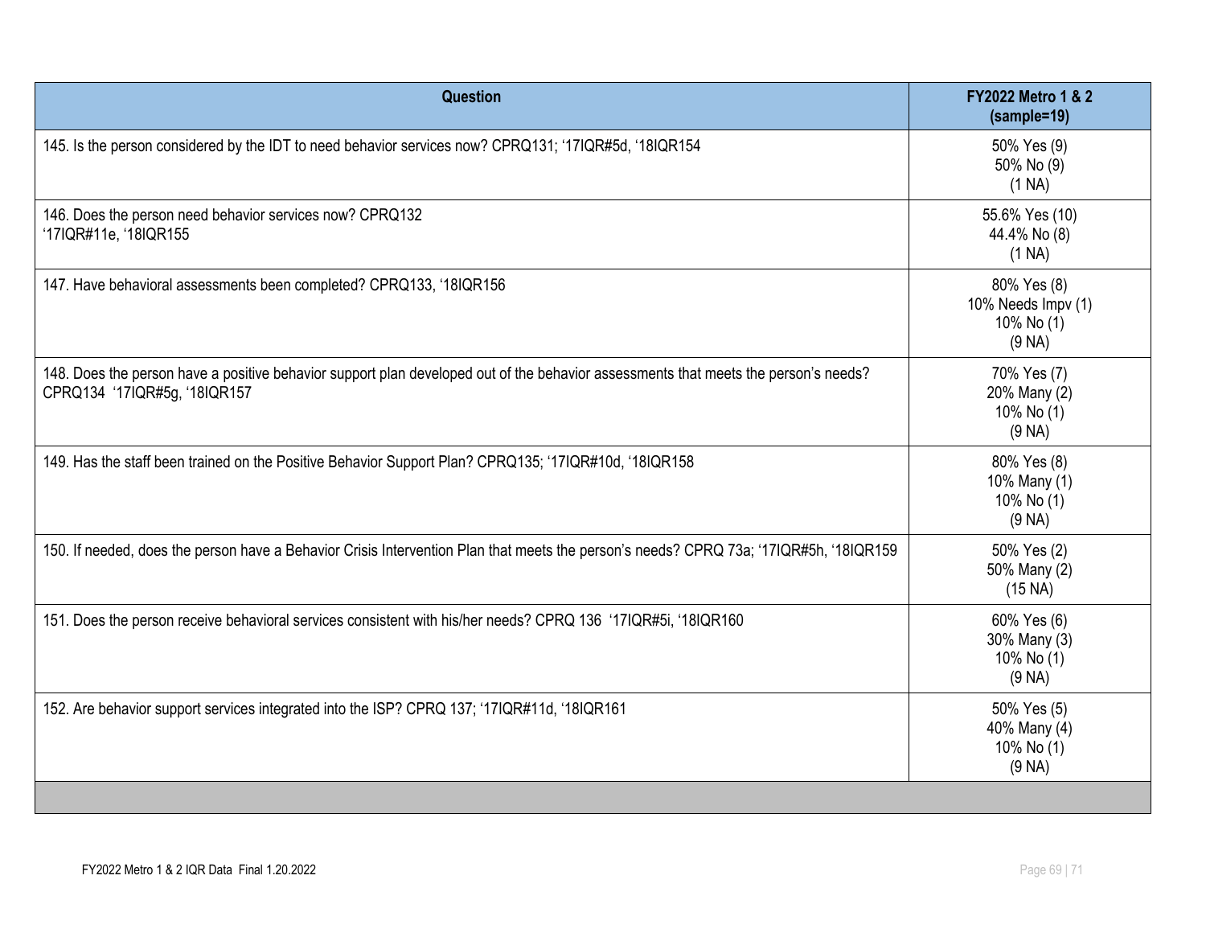| Question | FY2022 Metro 1 & 2 (sample=19) |
| --- | --- |
| 145. Is the person considered by the IDT to need behavior services now? CPRQ131; '17IQR#5d, '18IQR154 | 50% Yes (9)<br>50% No (9)<br>(1 NA) |
| 146. Does the person need behavior services now? CPRQ132<br>'17IQR#11e, '18IQR155 | 55.6% Yes (10)<br>44.4% No (8)<br>(1 NA) |
| 147. Have behavioral assessments been completed? CPRQ133, '18IQR156 | 80% Yes (8)<br>10% Needs Impv (1)<br>10% No (1)<br>(9 NA) |
| 148. Does the person have a positive behavior support plan developed out of the behavior assessments that meets the person's needs? CPRQ134 '17IQR#5g, '18IQR157 | 70% Yes (7)<br>20% Many (2)<br>10% No (1)<br>(9 NA) |
| 149. Has the staff been trained on the Positive Behavior Support Plan? CPRQ135; '17IQR#10d, '18IQR158 | 80% Yes (8)<br>10% Many (1)<br>10% No (1)<br>(9 NA) |
| 150. If needed, does the person have a Behavior Crisis Intervention Plan that meets the person's needs? CPRQ 73a; '17IQR#5h, '18IQR159 | 50% Yes (2)<br>50% Many (2)<br>(15 NA) |
| 151. Does the person receive behavioral services consistent with his/her needs? CPRQ 136 '17IQR#5i, '18IQR160 | 60% Yes (6)<br>30% Many (3)<br>10% No (1)<br>(9 NA) |
| 152. Are behavior support services integrated into the ISP? CPRQ 137; '17IQR#11d, '18IQR161 | 50% Yes (5)<br>40% Many (4)<br>10% No (1)<br>(9 NA) |

FY2022 Metro 1 & 2 IQR Data Final 1.20.2022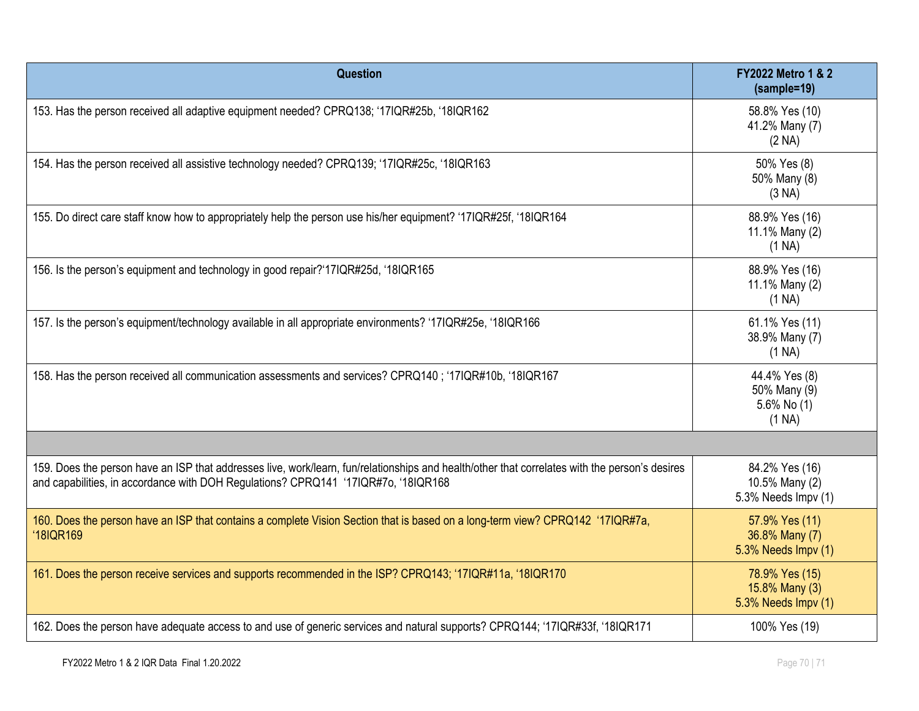| Question | FY2022 Metro 1 & 2 (sample=19) |
|---|---|
| 153. Has the person received all adaptive equipment needed? CPRQ138; '17IQR#25b, '18IQR162 | 58.8% Yes (10)<br>41.2% Many (7)<br>(2 NA) |
| 154. Has the person received all assistive technology needed? CPRQ139; '17IQR#25c, '18IQR163 | 50% Yes (8)<br>50% Many (8)<br>(3 NA) |
| 155. Do direct care staff know how to appropriately help the person use his/her equipment? '17IQR#25f, '18IQR164 | 88.9% Yes (16)<br>11.1% Many (2)<br>(1 NA) |
| 156. Is the person's equipment and technology in good repair?'17IQR#25d, '18IQR165 | 88.9% Yes (16)<br>11.1% Many (2)<br>(1 NA) |
| 157. Is the person's equipment/technology available in all appropriate environments? '17IQR#25e, '18IQR166 | 61.1% Yes (11)<br>38.9% Many (7)<br>(1 NA) |
| 158. Has the person received all communication assessments and services? CPRQ140 ; '17IQR#10b, '18IQR167 | 44.4% Yes (8)<br>50% Many (9)<br>5.6% No (1)<br>(1 NA) |
| | |
| 159. Does the person have an ISP that addresses live, work/learn, fun/relationships and health/other that correlates with the person's desires and capabilities, in accordance with DOH Regulations? CPRQ141 '17IQR#7o, '18IQR168 | 84.2% Yes (16)<br>10.5% Many (2)<br>5.3% Needs Impv (1) |
| 160. Does the person have an ISP that contains a complete Vision Section that is based on a long-term view? CPRQ142 '17IQR#7a, '18IQR169 | 57.9% Yes (11)<br>36.8% Many (7)<br>5.3% Needs Impv (1) |
| 161. Does the person receive services and supports recommended in the ISP? CPRQ143; '17IQR#11a, '18IQR170 | 78.9% Yes (15)<br>15.8% Many (3)<br>5.3% Needs Impv (1) |
| 162. Does the person have adequate access to and use of generic services and natural supports? CPRQ144; '17IQR#33f, '18IQR171 | 100% Yes (19) |

FY2022 Metro 1 & 2 IQR Data Final 1.20.2022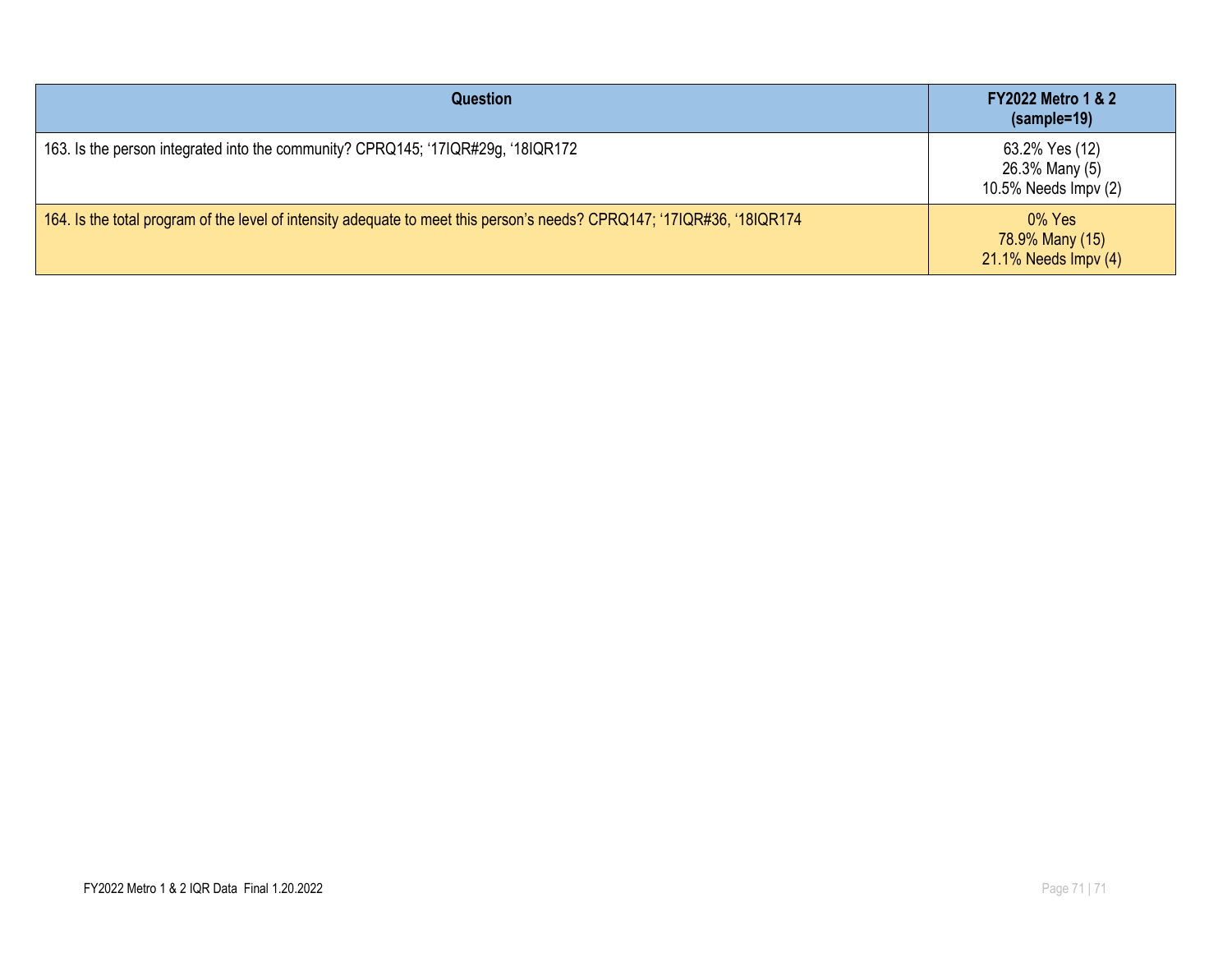| Question | FY2022 Metro 1 & 2 (sample=19) |
|---|---|
| 163. Is the person integrated into the community? CPRQ145; ‘17IQR#29g, ‘18IQR172 | 63.2% Yes (12)<br>26.3% Many (5)<br>10.5% Needs Impv (2) |
| 164. Is the total program of the level of intensity adequate to meet this person’s needs? CPRQ147; ‘17IQR#36, ‘18IQR174 | 0% Yes<br>78.9% Many (15)<br>21.1% Needs Impv (4) |